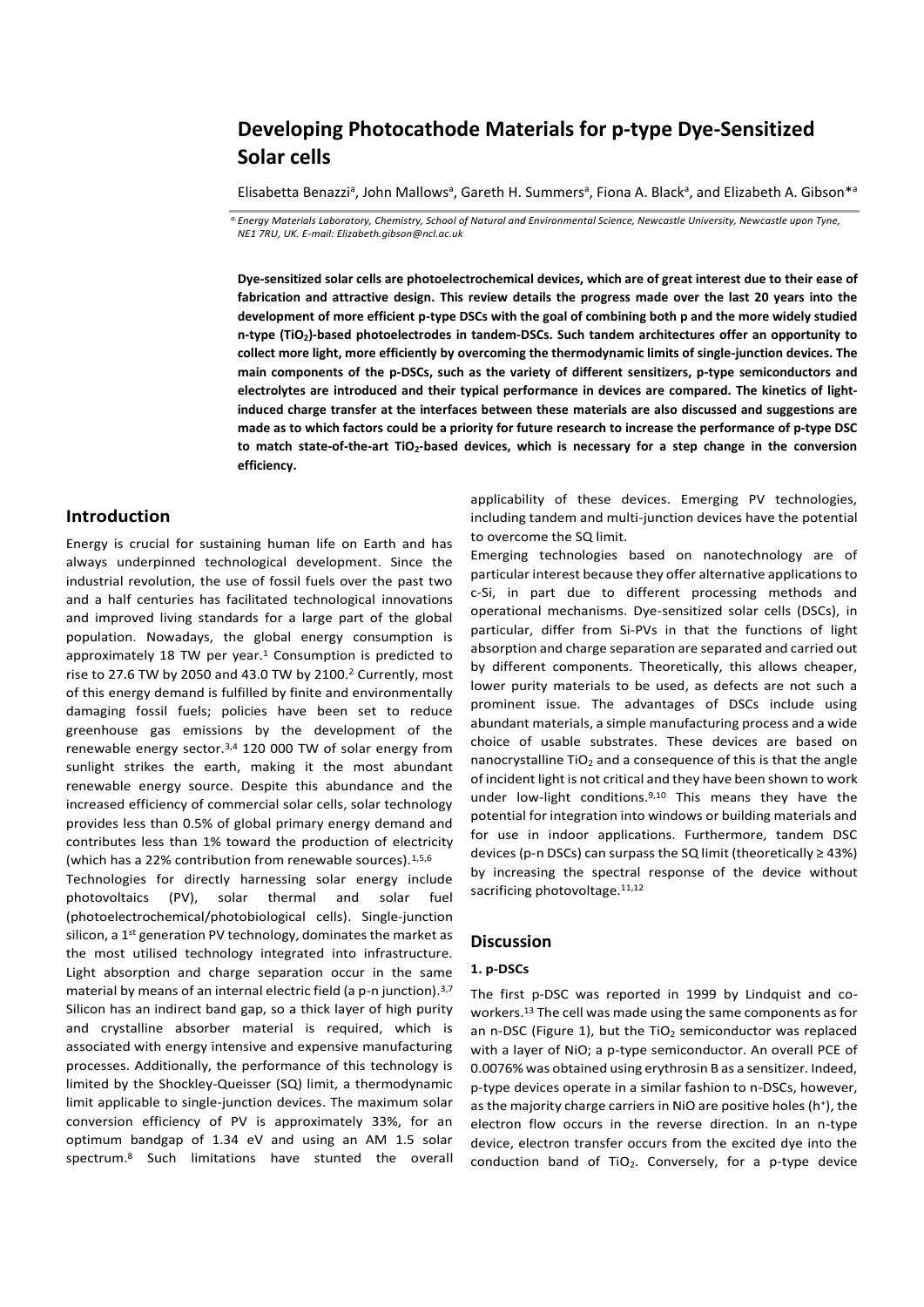# Developing Photocathode Materials for p-type Dye-Sensitized Solar cells

Elisabetta Benazzi[a], John Mallows[a], Gareth H. Summers[a], Fiona A. Black[a], and Elizabeth A. Gibson*[a]

[a] Energy Materials Laboratory, Chemistry, School of Natural and Environmental Science, Newcastle University, Newcastle upon Tyne, NE1 7RU, UK. E-mail: Elizabeth.gibson@ncl.ac.uk

**Dye-sensitized solar cells are photoelectrochemical devices, which are of great interest due to their ease of fabrication and attractive design. This review details the progress made over the last 20 years into the development of more efficient p-type DSCs with the goal of combining both p and the more widely studied n-type ($TiO_2$)-based photoelectrodes in tandem-DSCs. Such tandem architectures offer an opportunity to collect more light, more efficiently by overcoming the thermodynamic limits of single-junction devices. The main components of the p-DSCs, such as the variety of different sensitizers, p-type semiconductors and electrolytes are introduced and their typical performance in devices are compared. The kinetics of light-induced charge transfer at the interfaces between these materials are also discussed and suggestions are made as to which factors could be a priority for future research to increase the performance of p-type DSC to match state-of-the-art $TiO_2$-based devices, which is necessary for a step change in the conversion efficiency.**

## Introduction

Energy is crucial for sustaining human life on Earth and has always underpinned technological development. Since the industrial revolution, the use of fossil fuels over the past two and a half centuries has facilitated technological innovations and improved living standards for a large part of the global population. Nowadays, the global energy consumption is approximately 18 TW per year.[1] Consumption is predicted to rise to 27.6 TW by 2050 and 43.0 TW by 2100.[2] Currently, most of this energy demand is fulfilled by finite and environmentally damaging fossil fuels; policies have been set to reduce greenhouse gas emissions by the development of the renewable energy sector.[3,4] 120 000 TW of solar energy from sunlight strikes the earth, making it the most abundant renewable energy source. Despite this abundance and the increased efficiency of commercial solar cells, solar technology provides less than 0.5% of global primary energy demand and contributes less than 1% toward the production of electricity (which has a 22% contribution from renewable sources).[1,5,6]

Technologies for directly harnessing solar energy include photovoltaics (PV), solar thermal and solar fuel (photoelectrochemical/photobiological cells). Single-junction silicon, a 1st generation PV technology, dominates the market as the most utilised technology integrated into infrastructure. Light absorption and charge separation occur in the same material by means of an internal electric field (a p-n junction).[3,7] Silicon has an indirect band gap, so a thick layer of high purity and crystalline absorber material is required, which is associated with energy intensive and expensive manufacturing processes. Additionally, the performance of this technology is limited by the Shockley-Queisser (SQ) limit, a thermodynamic limit applicable to single-junction devices. The maximum solar conversion efficiency of PV is approximately 33%, for an optimum bandgap of 1.34 eV and using an AM 1.5 solar spectrum.[8] Such limitations have stunted the overall applicability of these devices. Emerging PV technologies, including tandem and multi-junction devices have the potential to overcome the SQ limit.

Emerging technologies based on nanotechnology are of particular interest because they offer alternative applications to c-Si, in part due to different processing methods and operational mechanisms. Dye-sensitized solar cells (DSCs), in particular, differ from Si-PVs in that the functions of light absorption and charge separation are separated and carried out by different components. Theoretically, this allows cheaper, lower purity materials to be used, as defects are not such a prominent issue. The advantages of DSCs include using abundant materials, a simple manufacturing process and a wide choice of usable substrates. These devices are based on nanocrystalline $TiO_2$ and a consequence of this is that the angle of incident light is not critical and they have been shown to work under low-light conditions.[9,10] This means they have the potential for integration into windows or building materials and for use in indoor applications. Furthermore, tandem DSC devices (p-n DSCs) can surpass the SQ limit (theoretically ≥ 43%) by increasing the spectral response of the device without sacrificing photovoltage.[11,12]

## Discussion

### 1. p-DSCs

The first p-DSC was reported in 1999 by Lindquist and co-workers.[13] The cell was made using the same components as for an n-DSC (Figure 1), but the $TiO_2$ semiconductor was replaced with a layer of NiO; a p-type semiconductor. An overall PCE of 0.0076% was obtained using erythrosin B as a sensitizer. Indeed, p-type devices operate in a similar fashion to n-DSCs, however, as the majority charge carriers in NiO are positive holes ($h^+$), the electron flow occurs in the reverse direction. In an n-type device, electron transfer occurs from the excited dye into the conduction band of $TiO_2$. Conversely, for a p-type device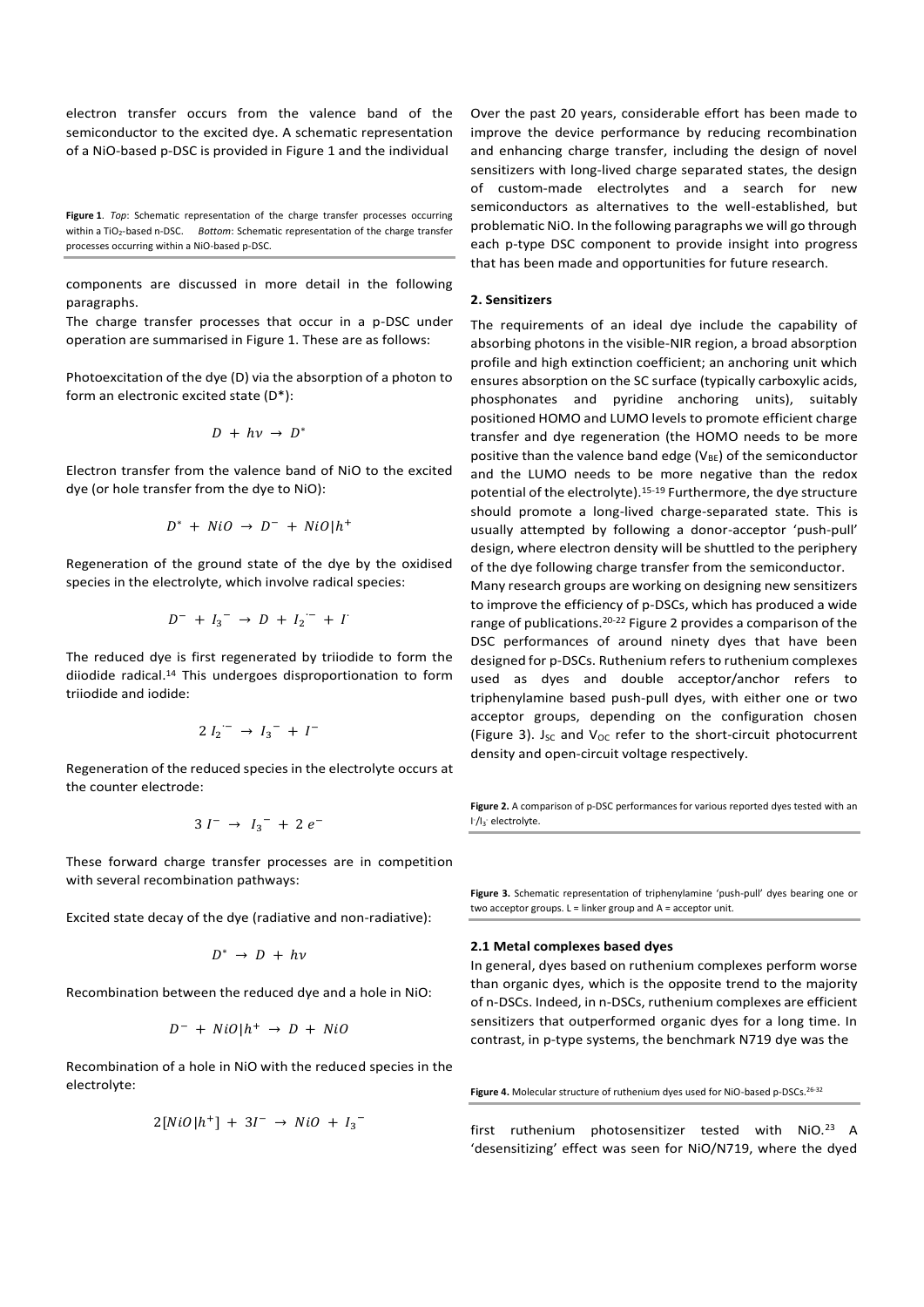electron transfer occurs from the valence band of the semiconductor to the excited dye. A schematic representation of a NiO-based p-DSC is provided in Figure 1 and the individual

**Figure 1**. *Top*: Schematic representation of the charge transfer processes occurring within a $TiO_2$-based n-DSC. *Bottom*: Schematic representation of the charge transfer processes occurring within a NiO-based p-DSC.

components are discussed in more detail in the following paragraphs.

The charge transfer processes that occur in a p-DSC under operation are summarised in Figure 1. These are as follows:

Photoexcitation of the dye (D) via the absorption of a photon to form an electronic excited state (D*):

$$D + h\nu \rightarrow D^{*}$$

Electron transfer from the valence band of NiO to the excited dye (or hole transfer from the dye to NiO):

$$D^{*} + NiO \rightarrow D^{-} + NiO|h^{+}$$

Regeneration of the ground state of the dye by the oxidised species in the electrolyte, which involve radical species:

$$D^{-} + I_3^{-} \rightarrow D + I_2^{\cdot-} + I^{-}$$

The reduced dye is first regenerated by triiodide to form the diiodide radical.[14] This undergoes disproportionation to form triiodide and iodide:

$$2\, I_2^{\cdot-} \rightarrow I_3^{-} + I^{-}$$

Regeneration of the reduced species in the electrolyte occurs at the counter electrode:

$$3\, I^{-} \rightarrow I_3^{-} + 2\, e^{-}$$

These forward charge transfer processes are in competition with several recombination pathways:

Excited state decay of the dye (radiative and non-radiative):

$$D^{*} \rightarrow D + h\nu$$

Recombination between the reduced dye and a hole in NiO:

$$D^{-} + NiO|h^{+} \rightarrow D + NiO$$

Recombination of a hole in NiO with the reduced species in the electrolyte:

$$2[NiO|h^{+}] + 3I^{-} \rightarrow NiO + I_3^{-}$$

Over the past 20 years, considerable effort has been made to improve the device performance by reducing recombination and enhancing charge transfer, including the design of novel sensitizers with long-lived charge separated states, the design of custom-made electrolytes and a search for new semiconductors as alternatives to the well-established, but problematic NiO. In the following paragraphs we will go through each p-type DSC component to provide insight into progress that has been made and opportunities for future research.

## 2. Sensitizers

The requirements of an ideal dye include the capability of absorbing photons in the visible-NIR region, a broad absorption profile and high extinction coefficient; an anchoring unit which ensures absorption on the SC surface (typically carboxylic acids, phosphonates and pyridine anchoring units), suitably positioned HOMO and LUMO levels to promote efficient charge transfer and dye regeneration (the HOMO needs to be more positive than the valence band edge ($V_{BE}$) of the semiconductor and the LUMO needs to be more negative than the redox potential of the electrolyte).[15-19] Furthermore, the dye structure should promote a long-lived charge-separated state. This is usually attempted by following a donor-acceptor 'push-pull' design, where electron density will be shuttled to the periphery of the dye following charge transfer from the semiconductor.

Many research groups are working on designing new sensitizers to improve the efficiency of p-DSCs, which has produced a wide range of publications.[20-22] Figure 2 provides a comparison of the DSC performances of around ninety dyes that have been designed for p-DSCs. Ruthenium refers to ruthenium complexes used as dyes and double acceptor/anchor refers to triphenylamine based push-pull dyes, with either one or two acceptor groups, depending on the configuration chosen (Figure 3). $J_{SC}$ and $V_{OC}$ refer to the short-circuit photocurrent density and open-circuit voltage respectively.

**Figure 2.** A comparison of p-DSC performances for various reported dyes tested with an $I^{-}/I_3^{-}$ electrolyte.

**Figure 3.** Schematic representation of triphenylamine 'push-pull' dyes bearing one or two acceptor groups. L = linker group and A = acceptor unit.

### 2.1 Metal complexes based dyes

In general, dyes based on ruthenium complexes perform worse than organic dyes, which is the opposite trend to the majority of n-DSCs. Indeed, in n-DSCs, ruthenium complexes are efficient sensitizers that outperformed organic dyes for a long time. In contrast, in p-type systems, the benchmark N719 dye was the

**Figure 4.** Molecular structure of ruthenium dyes used for NiO-based p-DSCs.[26-32]

first ruthenium photosensitizer tested with NiO.[23] A 'desensitizing' effect was seen for NiO/N719, where the dyed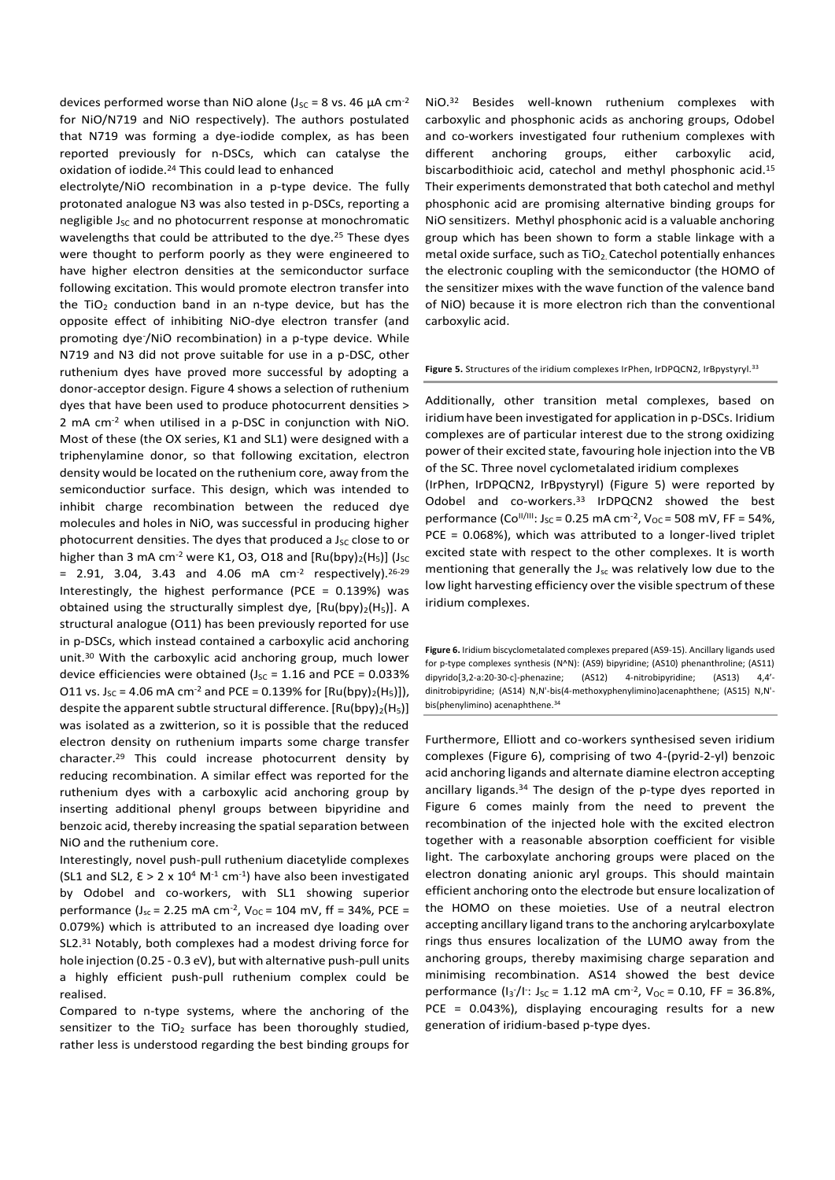devices performed worse than NiO alone ($J_{SC}$ = 8 vs. 46 µA cm$^{-2}$ for NiO/N719 and NiO respectively). The authors postulated that N719 was forming a dye-iodide complex, as has been reported previously for n-DSCs, which can catalyse the oxidation of iodide.[24] This could lead to enhanced electrolyte/NiO recombination in a p-type device. The fully protonated analogue N3 was also tested in p-DSCs, reporting a negligible $J_{SC}$ and no photocurrent response at monochromatic wavelengths that could be attributed to the dye.[25] These dyes were thought to perform poorly as they were engineered to have higher electron densities at the semiconductor surface following excitation. This would promote electron transfer into the $TiO_2$ conduction band in an n-type device, but has the opposite effect of inhibiting NiO-dye electron transfer (and promoting dye$^-$/NiO recombination) in a p-type device. While N719 and N3 did not prove suitable for use in a p-DSC, other ruthenium dyes have proved more successful by adopting a donor-acceptor design. Figure 4 shows a selection of ruthenium dyes that have been used to produce photocurrent densities > 2 mA cm$^{-2}$ when utilised in a p-DSC in conjunction with NiO. Most of these (the OX series, K1 and SL1) were designed with a triphenylamine donor, so that following excitation, electron density would be located on the ruthenium core, away from the semiconductor surface. This design, which was intended to inhibit charge recombination between the reduced dye molecules and holes in NiO, was successful in producing higher photocurrent densities. The dyes that produced a $J_{SC}$ close to or higher than 3 mA cm$^{-2}$ were K1, O3, O18 and [Ru(bpy)$_2$(H$_5$)] ($J_{SC}$ = 2.91, 3.04, 3.43 and 4.06 mA cm$^{-2}$ respectively).[26-29] Interestingly, the highest performance (PCE = 0.139%) was obtained using the structurally simplest dye, [Ru(bpy)$_2$(H$_5$)]. A structural analogue (O11) has been previously reported for use in p-DSCs, which instead contained a carboxylic acid anchoring unit.[30] With the carboxylic acid anchoring group, much lower device efficiencies were obtained ($J_{SC}$ = 1.16 and PCE = 0.033% O11 vs. $J_{SC}$ = 4.06 mA cm$^{-2}$ and PCE = 0.139% for [Ru(bpy)$_2$(H$_5$)]), despite the apparent subtle structural difference. [Ru(bpy)$_2$(H$_5$)] was isolated as a zwitterion, so it is possible that the reduced electron density on ruthenium imparts some charge transfer character.[29] This could increase photocurrent density by reducing recombination. A similar effect was reported for the ruthenium dyes with a carboxylic acid anchoring group by inserting additional phenyl groups between bipyridine and benzoic acid, thereby increasing the spatial separation between NiO and the ruthenium core.

Interestingly, novel push-pull ruthenium diacetylide complexes (SL1 and SL2, $\varepsilon$ > 2 x 10$^4$ M$^{-1}$ cm$^{-1}$) have also been investigated by Odobel and co-workers, with SL1 showing superior performance ($J_{sc}$ = 2.25 mA cm$^{-2}$, $V_{OC}$ = 104 mV, ff = 34%, PCE = 0.079%) which is attributed to an increased dye loading over SL2.[31] Notably, both complexes had a modest driving force for hole injection (0.25 - 0.3 eV), but with alternative push-pull units a highly efficient push-pull ruthenium complex could be realised.

Compared to n-type systems, where the anchoring of the sensitizer to the $TiO_2$ surface has been thoroughly studied, rather less is understood regarding the best binding groups for NiO.[32] Besides well-known ruthenium complexes with carboxylic and phosphonic acids as anchoring groups, Odobel and co-workers investigated four ruthenium complexes with different anchoring groups, either carboxylic acid, biscarbodithioic acid, catechol and methyl phosphonic acid.[15] Their experiments demonstrated that both catechol and methyl phosphonic acid are promising alternative binding groups for NiO sensitizers. Methyl phosphonic acid is a valuable anchoring group which has been shown to form a stable linkage with a metal oxide surface, such as $TiO_2$. Catechol potentially enhances the electronic coupling with the semiconductor (the HOMO of the sensitizer mixes with the wave function of the valence band of NiO) because it is more electron rich than the conventional carboxylic acid.

**Figure 5.** Structures of the iridium complexes IrPhen, IrDPQCN2, IrBpystyryl.[33]

Additionally, other transition metal complexes, based on iridium have been investigated for application in p-DSCs. Iridium complexes are of particular interest due to the strong oxidizing power of their excited state, favouring hole injection into the VB of the SC. Three novel cyclometalated iridium complexes (IrPhen, IrDPQCN2, IrBpystyryl) (Figure 5) were reported by Odobel and co-workers.[33] IrDPQCN2 showed the best performance (Co$^{II/III}$: $J_{SC}$ = 0.25 mA cm$^{-2}$, $V_{OC}$ = 508 mV, FF = 54%, PCE = 0.068%), which was attributed to a longer-lived triplet excited state with respect to the other complexes. It is worth mentioning that generally the $J_{sc}$ was relatively low due to the low light harvesting efficiency over the visible spectrum of these iridium complexes.

**Figure 6.** Iridium biscyclometalated complexes prepared (AS9-15). Ancillary ligands used for p-type complexes synthesis (N^N): (AS9) bipyridine; (AS10) phenanthroline; (AS11) dipyrido[3,2-a:20-30-c]-phenazine; (AS12) 4-nitrobipyridine; (AS13) 4,4'-dinitrobipyridine; (AS14) N,N'-bis(4-methoxyphenylimino)acenaphthene; (AS15) N,N'-bis(phenylimino) acenaphthene.[34]

Furthermore, Elliott and co-workers synthesised seven iridium complexes (Figure 6), comprising of two 4-(pyrid-2-yl) benzoic acid anchoring ligands and alternate diamine electron accepting ancillary ligands.[34] The design of the p-type dyes reported in Figure 6 comes mainly from the need to prevent the recombination of the injected hole with the excited electron together with a reasonable absorption coefficient for visible light. The carboxylate anchoring groups were placed on the electron donating anionic aryl groups. This should maintain efficient anchoring onto the electrode but ensure localization of the HOMO on these moieties. Use of a neutral electron accepting ancillary ligand trans to the anchoring arylcarboxylate rings thus ensures localization of the LUMO away from the anchoring groups, thereby maximising charge separation and minimising recombination. AS14 showed the best device performance ($I_3^-/I^-$: $J_{SC}$ = 1.12 mA cm$^{-2}$, $V_{OC}$ = 0.10, FF = 36.8%, PCE = 0.043%), displaying encouraging results for a new generation of iridium-based p-type dyes.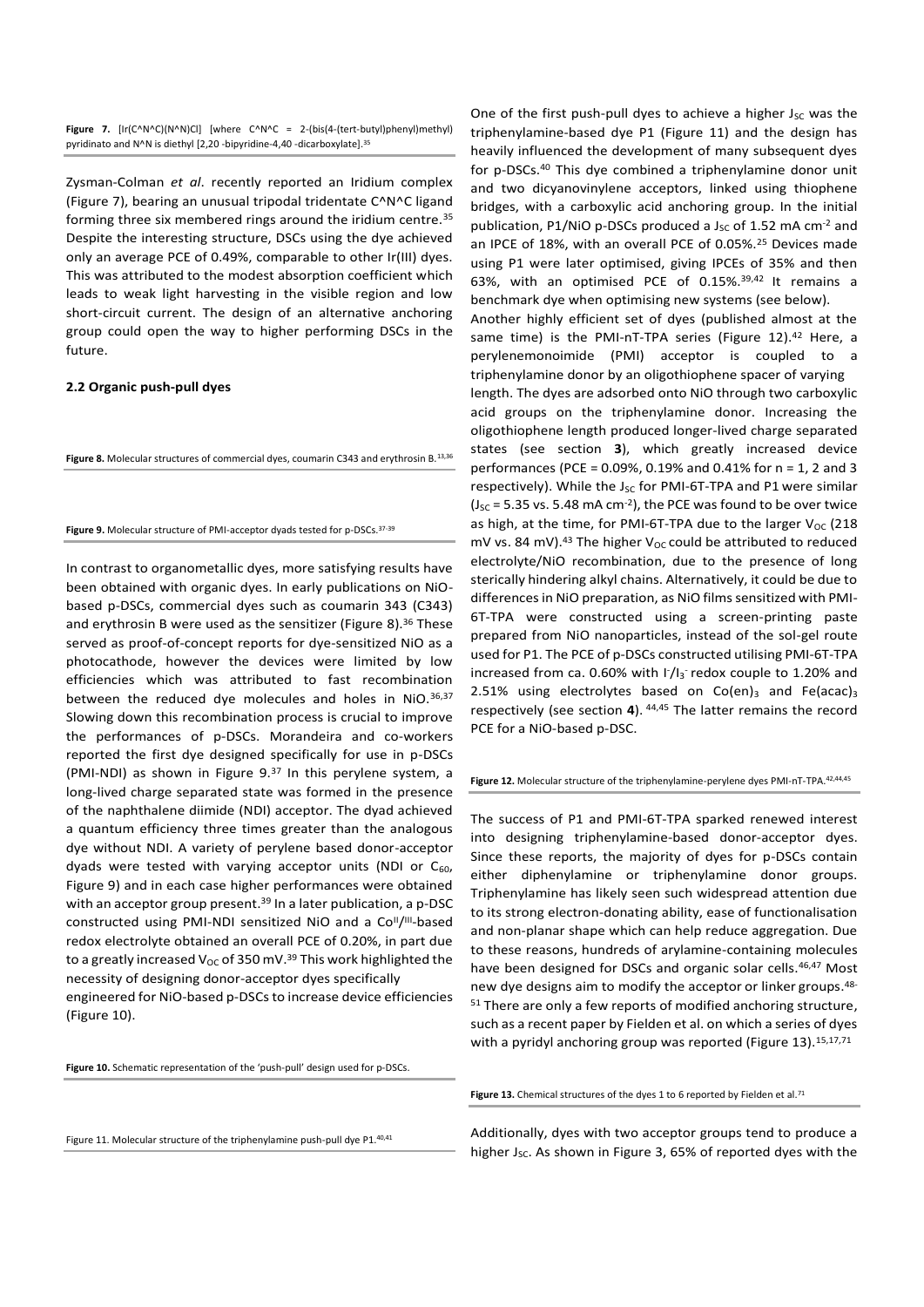**Figure 7.** [Ir(C^N^C)(N^N)Cl] [where C^N^C = 2-(bis(4-(tert-butyl)phenyl)methyl) pyridinato and N^N is diethyl [2,20 -bipyridine-4,40 -dicarboxylate].[35]

Zysman-Colman *et al*. recently reported an Iridium complex (Figure 7), bearing an unusual tripodal tridentate C^N^C ligand forming three six membered rings around the iridium centre.[35] Despite the interesting structure, DSCs using the dye achieved only an average PCE of 0.49%, comparable to other Ir(III) dyes. This was attributed to the modest absorption coefficient which leads to weak light harvesting in the visible region and low short-circuit current. The design of an alternative anchoring group could open the way to higher performing DSCs in the future.

### 2.2 Organic push-pull dyes

**Figure 8.** Molecular structures of commercial dyes, coumarin C343 and erythrosin B.[13,36]

**Figure 9.** Molecular structure of PMI-acceptor dyads tested for p-DSCs.[37-39]

In contrast to organometallic dyes, more satisfying results have been obtained with organic dyes. In early publications on NiO-based p-DSCs, commercial dyes such as coumarin 343 (C343) and erythrosin B were used as the sensitizer (Figure 8).[36] These served as proof-of-concept reports for dye-sensitized NiO as a photocathode, however the devices were limited by low efficiencies which was attributed to fast recombination between the reduced dye molecules and holes in NiO.[36,37] Slowing down this recombination process is crucial to improve the performances of p-DSCs. Morandeira and co-workers reported the first dye designed specifically for use in p-DSCs (PMI-NDI) as shown in Figure 9.[37] In this perylene system, a long-lived charge separated state was formed in the presence of the naphthalene diimide (NDI) acceptor. The dyad achieved a quantum efficiency three times greater than the analogous dye without NDI. A variety of perylene based donor-acceptor dyads were tested with varying acceptor units (NDI or $C_{60}$, Figure 9) and in each case higher performances were obtained with an acceptor group present.[39] In a later publication, a p-DSC constructed using PMI-NDI sensitized NiO and a $Co^{II}/^{III}$-based redox electrolyte obtained an overall PCE of 0.20%, in part due to a greatly increased $V_{OC}$ of 350 mV.[39] This work highlighted the necessity of designing donor-acceptor dyes specifically engineered for NiO-based p-DSCs to increase device efficiencies (Figure 10).

**Figure 10.** Schematic representation of the 'push-pull' design used for p-DSCs.

Figure 11. Molecular structure of the triphenylamine push-pull dye P1.[40,41]

One of the first push-pull dyes to achieve a higher $J_{SC}$ was the triphenylamine-based dye P1 (Figure 11) and the design has heavily influenced the development of many subsequent dyes for p-DSCs.[40] This dye combined a triphenylamine donor unit and two dicyanovinylene acceptors, linked using thiophene bridges, with a carboxylic acid anchoring group. In the initial publication, P1/NiO p-DSCs produced a $J_{SC}$ of 1.52 mA cm$^{-2}$ and an IPCE of 18%, with an overall PCE of 0.05%.[25] Devices made using P1 were later optimised, giving IPCEs of 35% and then 63%, with an optimised PCE of 0.15%.[39,42] It remains a benchmark dye when optimising new systems (see below).

Another highly efficient set of dyes (published almost at the same time) is the PMI-nT-TPA series (Figure 12).[42] Here, a perylenemonoimide (PMI) acceptor is coupled to a triphenylamine donor by an oligothiophene spacer of varying length. The dyes are adsorbed onto NiO through two carboxylic acid groups on the triphenylamine donor. Increasing the oligothiophene length produced longer-lived charge separated states (see section **3**), which greatly increased device performances (PCE = 0.09%, 0.19% and 0.41% for n = 1, 2 and 3 respectively). While the $J_{SC}$ for PMI-6T-TPA and P1 were similar ($J_{SC}$ = 5.35 vs. 5.48 mA cm$^{-2}$), the PCE was found to be over twice as high, at the time, for PMI-6T-TPA due to the larger $V_{OC}$ (218 mV vs. 84 mV).[43] The higher $V_{OC}$ could be attributed to reduced electrolyte/NiO recombination, due to the presence of long sterically hindering alkyl chains. Alternatively, it could be due to differences in NiO preparation, as NiO films sensitized with PMI-6T-TPA were constructed using a screen-printing paste prepared from NiO nanoparticles, instead of the sol-gel route used for P1. The PCE of p-DSCs constructed utilising PMI-6T-TPA increased from ca. 0.60% with $I^-/I_3^-$ redox couple to 1.20% and 2.51% using electrolytes based on $Co(en)_3$ and $Fe(acac)_3$ respectively (see section **4**).[44,45] The latter remains the record PCE for a NiO-based p-DSC.

**Figure 12.** Molecular structure of the triphenylamine-perylene dyes PMI-nT-TPA.[42,44,45]

The success of P1 and PMI-6T-TPA sparked renewed interest into designing triphenylamine-based donor-acceptor dyes. Since these reports, the majority of dyes for p-DSCs contain either diphenylamine or triphenylamine donor groups. Triphenylamine has likely seen such widespread attention due to its strong electron-donating ability, ease of functionalisation and non-planar shape which can help reduce aggregation. Due to these reasons, hundreds of arylamine-containing molecules have been designed for DSCs and organic solar cells.[46,47] Most new dye designs aim to modify the acceptor or linker groups.[48-51] There are only a few reports of modified anchoring structure, such as a recent paper by Fielden et al. on which a series of dyes with a pyridyl anchoring group was reported (Figure 13).[15,17,71]

**Figure 13.** Chemical structures of the dyes 1 to 6 reported by Fielden et al.[71]

Additionally, dyes with two acceptor groups tend to produce a higher $J_{SC}$. As shown in Figure 3, 65% of reported dyes with the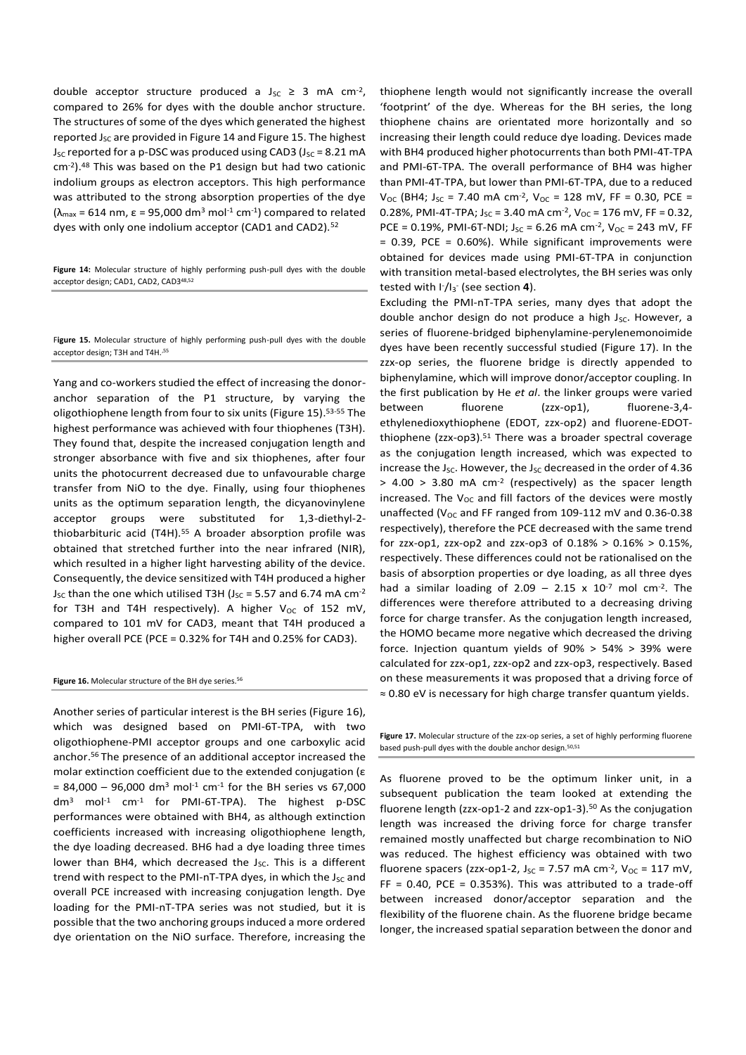double acceptor structure produced a $J_{SC} \geq 3$ mA cm$^{-2}$, compared to 26% for dyes with the double anchor structure. The structures of some of the dyes which generated the highest reported $J_{SC}$ are provided in Figure 14 and Figure 15. The highest $J_{SC}$ reported for a p-DSC was produced using CAD3 ($J_{SC}$ = 8.21 mA cm$^{-2}$).[48] This was based on the P1 design but had two cationic indolium groups as electron acceptors. This high performance was attributed to the strong absorption properties of the dye ($\lambda_{max}$ = 614 nm, ε = 95,000 dm$^3$ mol$^{-1}$ cm$^{-1}$) compared to related dyes with only one indolium acceptor (CAD1 and CAD2).[52]

**Figure 14:** Molecular structure of highly performing push-pull dyes with the double acceptor design; CAD1, CAD2, CAD3[48,52]

**Figure 15.** Molecular structure of highly performing push-pull dyes with the double acceptor design; T3H and T4H.[55]

Yang and co-workers studied the effect of increasing the donor-anchor separation of the P1 structure, by varying the oligothiophene length from four to six units (Figure 15).[53-55] The highest performance was achieved with four thiophenes (T3H). They found that, despite the increased conjugation length and stronger absorbance with five and six thiophenes, after four units the photocurrent decreased due to unfavourable charge transfer from NiO to the dye. Finally, using four thiophenes units as the optimum separation length, the dicyanovinylene acceptor groups were substituted for 1,3-diethyl-2-thiobarbituric acid (T4H).[55] A broader absorption profile was obtained that stretched further into the near infrared (NIR), which resulted in a higher light harvesting ability of the device. Consequently, the device sensitized with T4H produced a higher $J_{SC}$ than the one which utilised T3H ($J_{SC}$ = 5.57 and 6.74 mA cm$^{-2}$ for T3H and T4H respectively). A higher $V_{OC}$ of 152 mV, compared to 101 mV for CAD3, meant that T4H produced a higher overall PCE (PCE = 0.32% for T4H and 0.25% for CAD3).

**Figure 16.** Molecular structure of the BH dye series.[56]

Another series of particular interest is the BH series (Figure 16), which was designed based on PMI-6T-TPA, with two oligothiophene-PMI acceptor groups and one carboxylic acid anchor.[56] The presence of an additional acceptor increased the molar extinction coefficient due to the extended conjugation (ε = 84,000 – 96,000 dm$^3$ mol$^{-1}$ cm$^{-1}$ for the BH series vs 67,000 dm$^3$ mol$^{-1}$ cm$^{-1}$ for PMI-6T-TPA). The highest p-DSC performances were obtained with BH4, as although extinction coefficients increased with increasing oligothiophene length, the dye loading decreased. BH6 had a dye loading three times lower than BH4, which decreased the $J_{SC}$. This is a different trend with respect to the PMI-nT-TPA dyes, in which the $J_{SC}$ and overall PCE increased with increasing conjugation length. Dye loading for the PMI-nT-TPA series was not studied, but it is possible that the two anchoring groups induced a more ordered dye orientation on the NiO surface. Therefore, increasing the thiophene length would not significantly increase the overall 'footprint' of the dye. Whereas for the BH series, the long thiophene chains are orientated more horizontally and so increasing their length could reduce dye loading. Devices made with BH4 produced higher photocurrents than both PMI-4T-TPA and PMI-6T-TPA. The overall performance of BH4 was higher than PMI-4T-TPA, but lower than PMI-6T-TPA, due to a reduced $V_{OC}$ (BH4; $J_{SC}$ = 7.40 mA cm$^{-2}$, $V_{OC}$ = 128 mV, FF = 0.30, PCE = 0.28%, PMI-4T-TPA; $J_{SC}$ = 3.40 mA cm$^{-2}$, $V_{OC}$ = 176 mV, FF = 0.32, PCE = 0.19%, PMI-6T-NDI; $J_{SC}$ = 6.26 mA cm$^{-2}$, $V_{OC}$ = 243 mV, FF = 0.39, PCE = 0.60%). While significant improvements were obtained for devices made using PMI-6T-TPA in conjunction with transition metal-based electrolytes, the BH series was only tested with $I^-/I_3^-$ (see section **4**).

Excluding the PMI-nT-TPA series, many dyes that adopt the double anchor design do not produce a high $J_{SC}$. However, a series of fluorene-bridged biphenylamine-perylenemonoimide dyes have been recently successful studied (Figure 17). In the zzx-op series, the fluorene bridge is directly appended to biphenylamine, which will improve donor/acceptor coupling. In the first publication by He *et al*. the linker groups were varied between fluorene (zzx-op1), fluorene-3,4-ethylenedioxythiophene (EDOT, zzx-op2) and fluorene-EDOT-thiophene (zzx-op3).[51] There was a broader spectral coverage as the conjugation length increased, which was expected to increase the $J_{SC}$. However, the $J_{SC}$ decreased in the order of 4.36 > 4.00 > 3.80 mA cm$^{-2}$ (respectively) as the spacer length increased. The $V_{OC}$ and fill factors of the devices were mostly unaffected ($V_{OC}$ and FF ranged from 109-112 mV and 0.36-0.38 respectively), therefore the PCE decreased with the same trend for zzx-op1, zzx-op2 and zzx-op3 of 0.18% > 0.16% > 0.15%, respectively. These differences could not be rationalised on the basis of absorption properties or dye loading, as all three dyes had a similar loading of 2.09 – 2.15 x 10$^{-7}$ mol cm$^{-2}$. The differences were therefore attributed to a decreasing driving force for charge transfer. As the conjugation length increased, the HOMO became more negative which decreased the driving force. Injection quantum yields of 90% > 54% > 39% were calculated for zzx-op1, zzx-op2 and zzx-op3, respectively. Based on these measurements it was proposed that a driving force of ≈ 0.80 eV is necessary for high charge transfer quantum yields.

**Figure 17.** Molecular structure of the zzx-op series, a set of highly performing fluorene based push-pull dyes with the double anchor design.[50,51]

As fluorene proved to be the optimum linker unit, in a subsequent publication the team looked at extending the fluorene length (zzx-op1-2 and zzx-op1-3).[50] As the conjugation length was increased the driving force for charge transfer remained mostly unaffected but charge recombination to NiO was reduced. The highest efficiency was obtained with two fluorene spacers (zzx-op1-2, $J_{SC}$ = 7.57 mA cm$^{-2}$, $V_{OC}$ = 117 mV, FF = 0.40, PCE = 0.353%). This was attributed to a trade-off between increased donor/acceptor separation and the flexibility of the fluorene chain. As the fluorene bridge became longer, the increased spatial separation between the donor and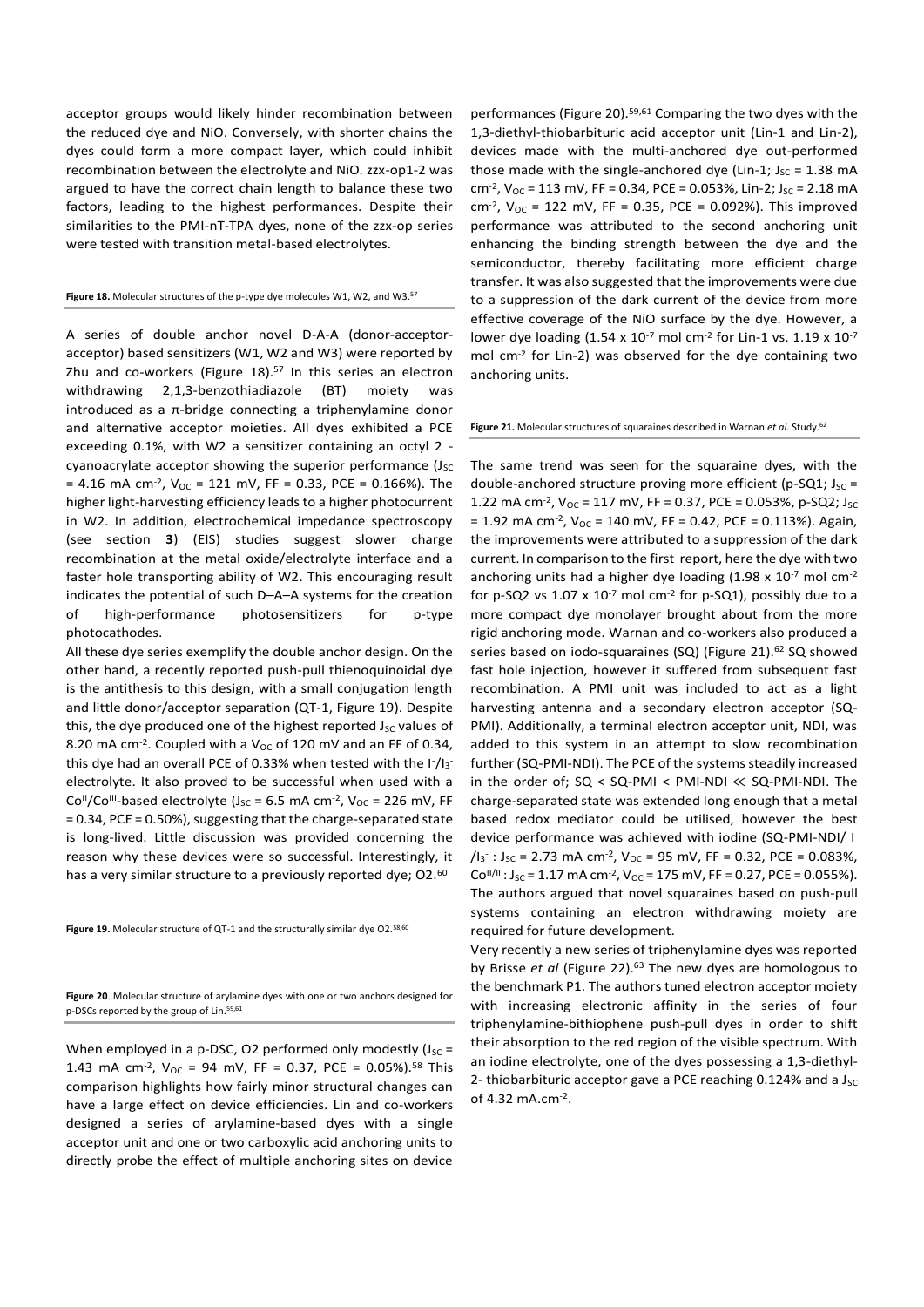acceptor groups would likely hinder recombination between the reduced dye and NiO. Conversely, with shorter chains the dyes could form a more compact layer, which could inhibit recombination between the electrolyte and NiO. zzx-op1-2 was argued to have the correct chain length to balance these two factors, leading to the highest performances. Despite their similarities to the PMI-nT-TPA dyes, none of the zzx-op series were tested with transition metal-based electrolytes.

**Figure 18.** Molecular structures of the p-type dye molecules W1, W2, and W3.[57]

A series of double anchor novel D-A-A (donor-acceptor-acceptor) based sensitizers (W1, W2 and W3) were reported by Zhu and co-workers (Figure 18).[57] In this series an electron withdrawing 2,1,3-benzothiadiazole (BT) moiety was introduced as a π-bridge connecting a triphenylamine donor and alternative acceptor moieties. All dyes exhibited a PCE exceeding 0.1%, with W2 a sensitizer containing an octyl 2 - cyanoacrylate acceptor showing the superior performance ($J_{SC}$ = 4.16 mA cm$^{-2}$, $V_{OC}$ = 121 mV, FF = 0.33, PCE = 0.166%). The higher light-harvesting efficiency leads to a higher photocurrent in W2. In addition, electrochemical impedance spectroscopy (see section **3**) (EIS) studies suggest slower charge recombination at the metal oxide/electrolyte interface and a faster hole transporting ability of W2. This encouraging result indicates the potential of such D–A–A systems for the creation of high-performance photosensitizers for p-type photocathodes.

All these dye series exemplify the double anchor design. On the other hand, a recently reported push-pull thienoquinoidal dye is the antithesis to this design, with a small conjugation length and little donor/acceptor separation (QT-1, Figure 19). Despite this, the dye produced one of the highest reported $J_{SC}$ values of 8.20 mA cm$^{-2}$. Coupled with a $V_{OC}$ of 120 mV and an FF of 0.34, this dye had an overall PCE of 0.33% when tested with the $I^-/I_3^-$ electrolyte. It also proved to be successful when used with a $Co^{II}/Co^{III}$-based electrolyte ($J_{SC}$ = 6.5 mA cm$^{-2}$, $V_{OC}$ = 226 mV, FF = 0.34, PCE = 0.50%), suggesting that the charge-separated state is long-lived. Little discussion was provided concerning the reason why these devices were so successful. Interestingly, it has a very similar structure to a previously reported dye; O2.[60]

**Figure 19.** Molecular structure of QT-1 and the structurally similar dye O2.[58,60]

**Figure 20**. Molecular structure of arylamine dyes with one or two anchors designed for p-DSCs reported by the group of Lin.[59,61]

When employed in a p-DSC, O2 performed only modestly ($J_{SC}$ = 1.43 mA cm$^{-2}$, $V_{OC}$ = 94 mV, FF = 0.37, PCE = 0.05%).[58] This comparison highlights how fairly minor structural changes can have a large effect on device efficiencies. Lin and co-workers designed a series of arylamine-based dyes with a single acceptor unit and one or two carboxylic acid anchoring units to directly probe the effect of multiple anchoring sites on device performances (Figure 20).[59,61] Comparing the two dyes with the 1,3-diethyl-thiobarbituric acid acceptor unit (Lin-1 and Lin-2), devices made with the multi-anchored dye out-performed those made with the single-anchored dye (Lin-1; $J_{SC}$ = 1.38 mA cm$^{-2}$, $V_{OC}$ = 113 mV, FF = 0.34, PCE = 0.053%, Lin-2; $J_{SC}$ = 2.18 mA cm$^{-2}$, $V_{OC}$ = 122 mV, FF = 0.35, PCE = 0.092%). This improved performance was attributed to the second anchoring unit enhancing the binding strength between the dye and the semiconductor, thereby facilitating more efficient charge transfer. It was also suggested that the improvements were due to a suppression of the dark current of the device from more effective coverage of the NiO surface by the dye. However, a lower dye loading (1.54 x 10$^{-7}$ mol cm$^{-2}$ for Lin-1 vs. 1.19 x 10$^{-7}$ mol cm$^{-2}$ for Lin-2) was observed for the dye containing two anchoring units.

**Figure 21.** Molecular structures of squaraines described in Warnan *et al*. Study.[62]

The same trend was seen for the squaraine dyes, with the double-anchored structure proving more efficient (p-SQ1; $J_{SC}$ = 1.22 mA cm$^{-2}$, $V_{OC}$ = 117 mV, FF = 0.37, PCE = 0.053%, p-SQ2; $J_{SC}$ = 1.92 mA cm$^{-2}$, $V_{OC}$ = 140 mV, FF = 0.42, PCE = 0.113%). Again, the improvements were attributed to a suppression of the dark current. In comparison to the first report, here the dye with two anchoring units had a higher dye loading (1.98 x 10$^{-7}$ mol cm$^{-2}$ for p-SQ2 vs 1.07 x 10$^{-7}$ mol cm$^{-2}$ for p-SQ1), possibly due to a more compact dye monolayer brought about from the more rigid anchoring mode. Warnan and co-workers also produced a series based on iodo-squaraines (SQ) (Figure 21).[62] SQ showed fast hole injection, however it suffered from subsequent fast recombination. A PMI unit was included to act as a light harvesting antenna and a secondary electron acceptor (SQ-PMI). Additionally, a terminal electron acceptor unit, NDI, was added to this system in an attempt to slow recombination further (SQ-PMI-NDI). The PCE of the systems steadily increased in the order of; SQ < SQ-PMI < PMI-NDI ≪ SQ-PMI-NDI. The charge-separated state was extended long enough that a metal based redox mediator could be utilised, however the best device performance was achieved with iodine (SQ-PMI-NDI/ $I^-/I_3^-$ : $J_{SC}$ = 2.73 mA cm$^{-2}$, $V_{OC}$ = 95 mV, FF = 0.32, PCE = 0.083%, $Co^{II/III}$: $J_{SC}$ = 1.17 mA cm$^{-2}$, $V_{OC}$ = 175 mV, FF = 0.27, PCE = 0.055%). The authors argued that novel squaraines based on push-pull systems containing an electron withdrawing moiety are required for future development.

Very recently a new series of triphenylamine dyes was reported by Brisse *et al* (Figure 22).[63] The new dyes are homologous to the benchmark P1. The authors tuned electron acceptor moiety with increasing electronic affinity in the series of four triphenylamine-bithiophene push-pull dyes in order to shift their absorption to the red region of the visible spectrum. With an iodine electrolyte, one of the dyes possessing a 1,3-diethyl-2- thiobarbituric acceptor gave a PCE reaching 0.124% and a $J_{SC}$ of 4.32 mA.cm$^{-2}$.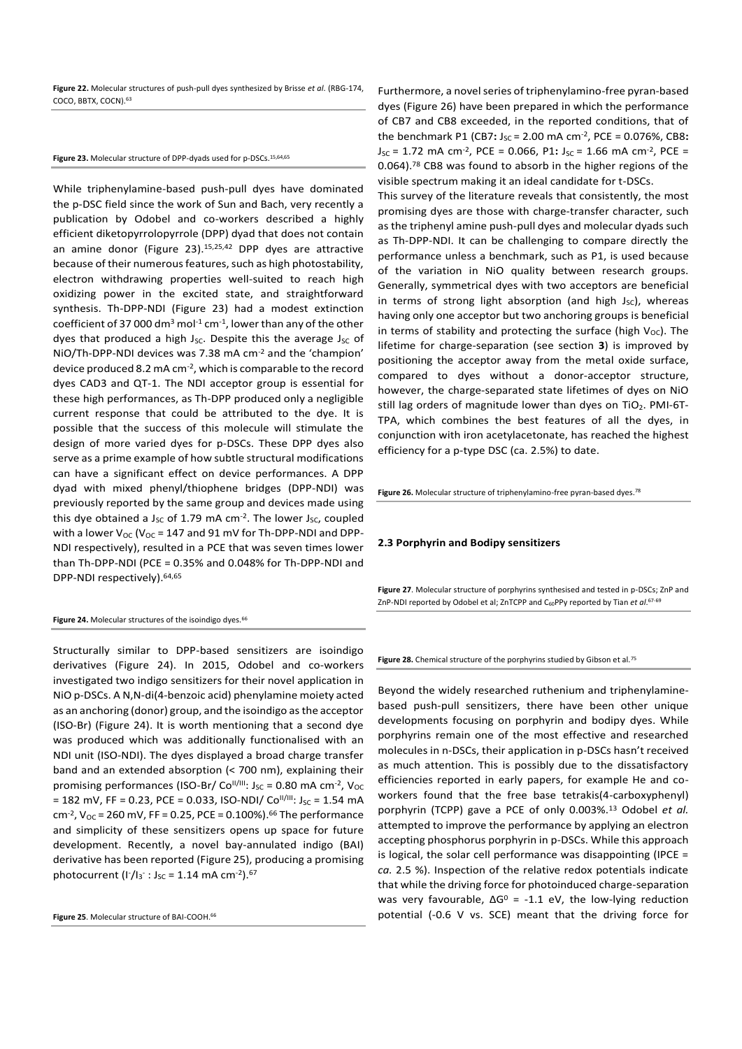**Figure 22.** Molecular structures of push-pull dyes synthesized by Brisse *et al.* (RBG-174, COCO, BBTX, COCN).[63]

**Figure 23.** Molecular structure of DPP-dyads used for p-DSCs.[15,64,65]

While triphenylamine-based push-pull dyes have dominated the p-DSC field since the work of Sun and Bach, very recently a publication by Odobel and co-workers described a highly efficient diketopyrrolopyrrole (DPP) dyad that does not contain an amine donor (Figure 23).[15,25,42] DPP dyes are attractive because of their numerous features, such as high photostability, electron withdrawing properties well-suited to reach high oxidizing power in the excited state, and straightforward synthesis. Th-DPP-NDI (Figure 23) had a modest extinction coefficient of 37 000 $dm^3 mol^{-1} cm^{-1}$, lower than any of the other dyes that produced a high $J_{SC}$. Despite this the average $J_{SC}$ of NiO/Th-DPP-NDI devices was 7.38 mA $cm^{-2}$ and the 'champion' device produced 8.2 mA $cm^{-2}$, which is comparable to the record dyes CAD3 and QT-1. The NDI acceptor group is essential for these high performances, as Th-DPP produced only a negligible current response that could be attributed to the dye. It is possible that the success of this molecule will stimulate the design of more varied dyes for p-DSCs. These DPP dyes also serve as a prime example of how subtle structural modifications can have a significant effect on device performances. A DPP dyad with mixed phenyl/thiophene bridges (DPP-NDI) was previously reported by the same group and devices made using this dye obtained a $J_{SC}$ of 1.79 mA $cm^{-2}$. The lower $J_{SC}$, coupled with a lower $V_{OC}$ ($V_{OC}$ = 147 and 91 mV for Th-DPP-NDI and DPP-NDI respectively), resulted in a PCE that was seven times lower than Th-DPP-NDI (PCE = 0.35% and 0.048% for Th-DPP-NDI and DPP-NDI respectively).[64,65]

**Figure 24.** Molecular structures of the isoindigo dyes.[66]

Structurally similar to DPP-based sensitizers are isoindigo derivatives (Figure 24). In 2015, Odobel and co-workers investigated two indigo sensitizers for their novel application in NiO p-DSCs. A N,N-di(4-benzoic acid) phenylamine moiety acted as an anchoring (donor) group, and the isoindigo as the acceptor (ISO-Br) (Figure 24). It is worth mentioning that a second dye was produced which was additionally functionalised with an NDI unit (ISO-NDI). The dyes displayed a broad charge transfer band and an extended absorption (< 700 nm), explaining their promising performances (ISO-Br/ $Co^{II/III}$: $J_{SC}$ = 0.80 mA $cm^{-2}$, $V_{OC}$ = 182 mV, FF = 0.23, PCE = 0.033, ISO-NDI/ $Co^{II/III}$: $J_{SC}$ = 1.54 mA $cm^{-2}$, $V_{OC}$ = 260 mV, FF = 0.25, PCE = 0.100%).[66] The performance and simplicity of these sensitizers opens up space for future development. Recently, a novel bay-annulated indigo (BAI) derivative has been reported (Figure 25), producing a promising photocurrent ($I^-/I_3^-$ : $J_{SC}$ = 1.14 mA $cm^{-2}$).[67]

**Figure 25**. Molecular structure of BAI-COOH.[66]

Furthermore, a novel series of triphenylamino-free pyran-based dyes (Figure 26) have been prepared in which the performance of CB7 and CB8 exceeded, in the reported conditions, that of the benchmark P1 (**CB7:** $J_{SC}$ = 2.00 mA $cm^{-2}$, PCE = 0.076%, **CB8:** $J_{SC}$ = 1.72 mA $cm^{-2}$, PCE = 0.066, **P1:** $J_{SC}$ = 1.66 mA $cm^{-2}$, PCE = 0.064).[78] CB8 was found to absorb in the higher regions of the visible spectrum making it an ideal candidate for t-DSCs.

This survey of the literature reveals that consistently, the most promising dyes are those with charge-transfer character, such as the triphenyl amine push-pull dyes and molecular dyads such as Th-DPP-NDI. It can be challenging to compare directly the performance unless a benchmark, such as P1, is used because of the variation in NiO quality between research groups. Generally, symmetrical dyes with two acceptors are beneficial in terms of strong light absorption (and high $J_{SC}$), whereas having only one acceptor but two anchoring groups is beneficial in terms of stability and protecting the surface (high $V_{OC}$). The lifetime for charge-separation (see section **3**) is improved by positioning the acceptor away from the metal oxide surface, compared to dyes without a donor-acceptor structure, however, the charge-separated state lifetimes of dyes on NiO still lag orders of magnitude lower than dyes on $TiO_2$. PMI-6T-TPA, which combines the best features of all the dyes, in conjunction with iron acetylacetonate, has reached the highest efficiency for a p-type DSC (ca. 2.5%) to date.

**Figure 26.** Molecular structure of triphenylamino-free pyran-based dyes.[78]

### 2.3 Porphyrin and Bodipy sensitizers

**Figure 27**. Molecular structure of porphyrins synthesised and tested in p-DSCs; ZnP and ZnP-NDI reported by Odobel et al; ZnTCPP and $C_{60}$PPy reported by Tian *et al*.[67-69]

**Figure 28.** Chemical structure of the porphyrins studied by Gibson et al.[75]

Beyond the widely researched ruthenium and triphenylamine-based push-pull sensitizers, there have been other unique developments focusing on porphyrin and bodipy dyes. While porphyrins remain one of the most effective and researched molecules in n-DSCs, their application in p-DSCs hasn't received as much attention. This is possibly due to the dissatisfactory efficiencies reported in early papers, for example He and co-workers found that the free base tetrakis(4-carboxyphenyl) porphyrin (TCPP) gave a PCE of only 0.003%.[13] Odobel *et al.* attempted to improve the performance by applying an electron accepting phosphorus porphyrin in p-DSCs. While this approach is logical, the solar cell performance was disappointing (IPCE = *ca.* 2.5 %). Inspection of the relative redox potentials indicate that while the driving force for photoinduced charge-separation was very favourable, $\Delta G^0$ = -1.1 eV, the low-lying reduction potential (-0.6 V vs. SCE) meant that the driving force for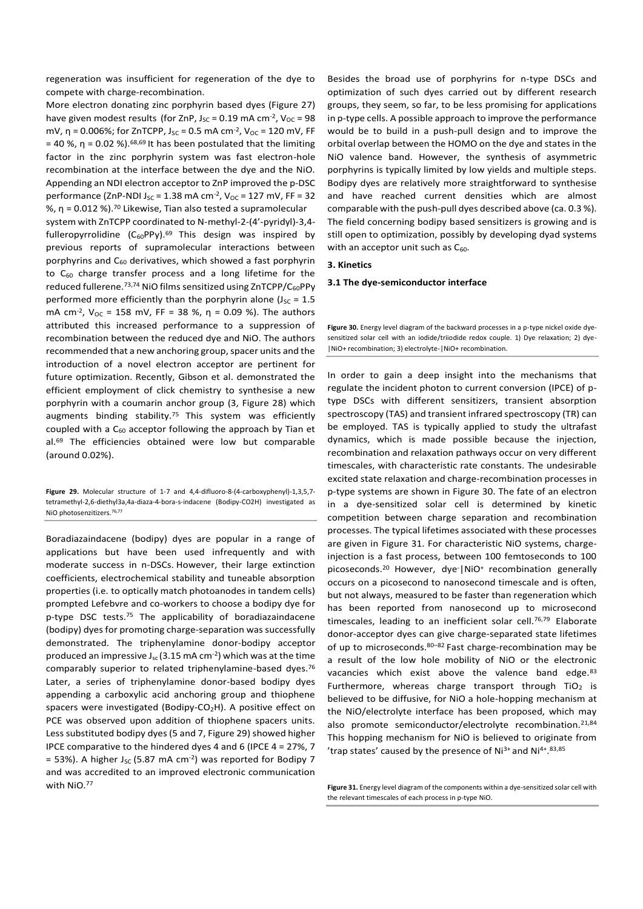regeneration was insufficient for regeneration of the dye to compete with charge-recombination.

More electron donating zinc porphyrin based dyes (Figure 27) have given modest results (for ZnP, $J_{SC}$ = 0.19 mA cm$^{-2}$, $V_{OC}$ = 98 mV, η = 0.006%; for ZnTCPP, $J_{SC}$ = 0.5 mA cm$^{-2}$, $V_{OC}$ = 120 mV, FF = 40 %, η = 0.02 %).[68,69] It has been postulated that the limiting factor in the zinc porphyrin system was fast electron-hole recombination at the interface between the dye and the NiO. Appending an NDI electron acceptor to ZnP improved the p-DSC performance (ZnP-NDI $J_{SC}$ = 1.38 mA cm$^{-2}$, $V_{OC}$ = 127 mV, FF = 32 %, η = 0.012 %).[70] Likewise, Tian also tested a supramolecular system with ZnTCPP coordinated to N-methyl-2-(4'-pyridyl)-3,4-fulleropyrrolidine ($C_{60}$PPy).[69] This design was inspired by previous reports of supramolecular interactions between porphyrins and $C_{60}$ derivatives, which showed a fast porphyrin to $C_{60}$ charge transfer process and a long lifetime for the reduced fullerene.[73,74] NiO films sensitized using ZnTCPP/$C_{60}$PPy performed more efficiently than the porphyrin alone ($J_{SC}$ = 1.5 mA cm$^{-2}$, $V_{OC}$ = 158 mV, FF = 38 %, η = 0.09 %). The authors attributed this increased performance to a suppression of recombination between the reduced dye and NiO. The authors recommended that a new anchoring group, spacer units and the introduction of a novel electron acceptor are pertinent for future optimization. Recently, Gibson et al. demonstrated the efficient employment of click chemistry to synthesise a new porphyrin with a coumarin anchor group (3, Figure 28) which augments binding stability.[75] This system was efficiently coupled with a $C_{60}$ acceptor following the approach by Tian et al.[69] The efficiencies obtained were low but comparable (around 0.02%).

**Figure 29.** Molecular structure of 1-7 and 4,4-difluoro-8-(4-carboxyphenyl)-1,3,5,7-tetramethyl-2,6-diethyl3a,4a-diaza-4-bora-s-indacene (Bodipy-CO2H) investigated as NiO photosenzitizers.[76,77]

Boradiazaindacene (bodipy) dyes are popular in a range of applications but have been used infrequently and with moderate success in n-DSCs. However, their large extinction coefficients, electrochemical stability and tuneable absorption properties (i.e. to optically match photoanodes in tandem cells) prompted Lefebvre and co-workers to choose a bodipy dye for p-type DSC tests.[75] The applicability of boradiazaindacene (bodipy) dyes for promoting charge-separation was successfully demonstrated. The triphenylamine donor-bodipy acceptor produced an impressive $J_{sc}$ (3.15 mA cm$^{-2}$) which was at the time comparably superior to related triphenylamine-based dyes.[76] Later, a series of triphenylamine donor-based bodipy dyes appending a carboxylic acid anchoring group and thiophene spacers were investigated (Bodipy-$CO_2$H). A positive effect on PCE was observed upon addition of thiophene spacers units. Less substituted bodipy dyes (5 and 7, Figure 29) showed higher IPCE comparative to the hindered dyes 4 and 6 (IPCE 4 = 27%, 7 = 53%). A higher $J_{SC}$ (5.87 mA cm$^{-2}$) was reported for Bodipy 7 and was accredited to an improved electronic communication with NiO.[77]

Besides the broad use of porphyrins for n-type DSCs and optimization of such dyes carried out by different research groups, they seem, so far, to be less promising for applications in p-type cells. A possible approach to improve the performance would be to build in a push-pull design and to improve the orbital overlap between the HOMO on the dye and states in the NiO valence band. However, the synthesis of asymmetric porphyrins is typically limited by low yields and multiple steps. Bodipy dyes are relatively more straightforward to synthesise and have reached current densities which are almost comparable with the push-pull dyes described above (ca. 0.3 %). The field concerning bodipy based sensitizers is growing and is still open to optimization, possibly by developing dyad systems with an acceptor unit such as $C_{60}$.

## 3. Kinetics

### 3.1 The dye-semiconductor interface

**Figure 30.** Energy level diagram of the backward processes in a p-type nickel oxide dye-sensitized solar cell with an iodide/triiodide redox couple. 1) Dye relaxation; 2) dye-|NiO+ recombination; 3) electrolyte-|NiO+ recombination.

In order to gain a deep insight into the mechanisms that regulate the incident photon to current conversion (IPCE) of p-type DSCs with different sensitizers, transient absorption spectroscopy (TAS) and transient infrared spectroscopy (TR) can be employed. TAS is typically applied to study the ultrafast dynamics, which is made possible because the injection, recombination and relaxation pathways occur on very different timescales, with characteristic rate constants. The undesirable excited state relaxation and charge-recombination processes in p-type systems are shown in Figure 30. The fate of an electron in a dye-sensitized solar cell is determined by kinetic competition between charge separation and recombination processes. The typical lifetimes associated with these processes are given in Figure 31. For characteristic NiO systems, charge-injection is a fast process, between 100 femtoseconds to 100 picoseconds.[20] However, dye$^-$|NiO$^+$ recombination generally occurs on a picosecond to nanosecond timescale and is often, but not always, measured to be faster than regeneration which has been reported from nanosecond up to microsecond timescales, leading to an inefficient solar cell.[76,79] Elaborate donor-acceptor dyes can give charge-separated state lifetimes of up to microseconds.[80–82] Fast charge-recombination may be a result of the low hole mobility of NiO or the electronic vacancies which exist above the valence band edge.[83] Furthermore, whereas charge transport through $TiO_2$ is believed to be diffusive, for NiO a hole-hopping mechanism at the NiO/electrolyte interface has been proposed, which may also promote semiconductor/electrolyte recombination.[21,84] This hopping mechanism for NiO is believed to originate from 'trap states' caused by the presence of $Ni^{3+}$ and $Ni^{4+}$.[83,85]

**Figure 31.** Energy level diagram of the components within a dye-sensitized solar cell with the relevant timescales of each process in p-type NiO.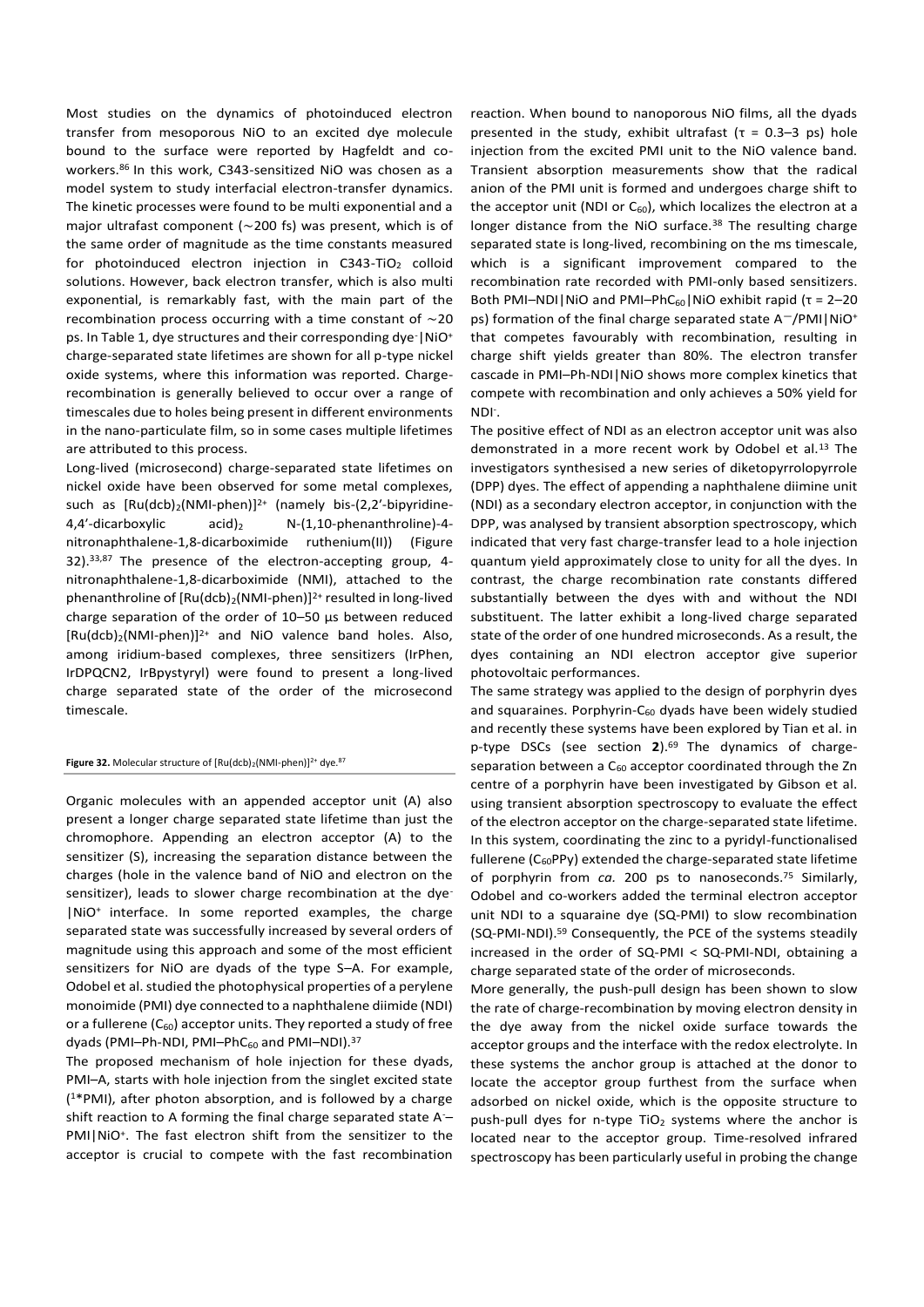Most studies on the dynamics of photoinduced electron transfer from mesoporous NiO to an excited dye molecule bound to the surface were reported by Hagfeldt and co-workers.[86] In this work, C343-sensitized NiO was chosen as a model system to study interfacial electron-transfer dynamics. The kinetic processes were found to be multi exponential and a major ultrafast component (~200 fs) was present, which is of the same order of magnitude as the time constants measured for photoinduced electron injection in C343-$TiO_2$ colloid solutions. However, back electron transfer, which is also multi exponential, is remarkably fast, with the main part of the recombination process occurring with a time constant of ~20 ps. In Table 1, dye structures and their corresponding dye$^-$|$NiO^+$ charge-separated state lifetimes are shown for all p-type nickel oxide systems, where this information was reported. Charge-recombination is generally believed to occur over a range of timescales due to holes being present in different environments in the nano-particulate film, so in some cases multiple lifetimes are attributed to this process.

Long-lived (microsecond) charge-separated state lifetimes on nickel oxide have been observed for some metal complexes, such as $[Ru(dcb)_2(NMI\text{-}phen)]^{2+}$ (namely bis-(2,2′-bipyridine-4,4′-dicarboxylic acid)$_2$ N-(1,10-phenanthroline)-4-nitronaphthalene-1,8-dicarboximide ruthenium(II)) (Figure 32).[33,87] The presence of the electron-accepting group, 4-nitronaphthalene-1,8-dicarboximide (NMI), attached to the phenanthroline of $[Ru(dcb)_2(NMI\text{-}phen)]^{2+}$ resulted in long-lived charge separation of the order of 10–50 µs between reduced $[Ru(dcb)_2(NMI\text{-}phen)]^{2+}$ and NiO valence band holes. Also, among iridium-based complexes, three sensitizers (IrPhen, IrDPQCN2, IrBpystyryl) were found to present a long-lived charge separated state of the order of the microsecond timescale.

**Figure 32.** Molecular structure of $[Ru(dcb)_2(NMI\text{-}phen)]^{2+}$ dye.[87]

Organic molecules with an appended acceptor unit (A) also present a longer charge separated state lifetime than just the chromophore. Appending an electron acceptor (A) to the sensitizer (S), increasing the separation distance between the charges (hole in the valence band of NiO and electron on the sensitizer), leads to slower charge recombination at the dye$^-$|$NiO^+$ interface. In some reported examples, the charge separated state was successfully increased by several orders of magnitude using this approach and some of the most efficient sensitizers for NiO are dyads of the type S–A. For example, Odobel et al. studied the photophysical properties of a perylene monoimide (PMI) dye connected to a naphthalene diimide (NDI) or a fullerene ($C_{60}$) acceptor units. They reported a study of free dyads (PMI–Ph-NDI, PMI–Ph$C_{60}$ and PMI–NDI).[37]

The proposed mechanism of hole injection for these dyads, PMI–A, starts with hole injection from the singlet excited state ($^1$*PMI), after photon absorption, and is followed by a charge shift reaction to A forming the final charge separated state A$^-$–PMI|$NiO^+$. The fast electron shift from the sensitizer to the acceptor is crucial to compete with the fast recombination reaction. When bound to nanoporous NiO films, all the dyads presented in the study, exhibit ultrafast (τ = 0.3–3 ps) hole injection from the excited PMI unit to the NiO valence band. Transient absorption measurements show that the radical anion of the PMI unit is formed and undergoes charge shift to the acceptor unit (NDI or $C_{60}$), which localizes the electron at a longer distance from the NiO surface.[38] The resulting charge separated state is long-lived, recombining on the ms timescale, which is a significant improvement compared to the recombination rate recorded with PMI-only based sensitizers. Both PMI–NDI|NiO and PMI–Ph$C_{60}$|NiO exhibit rapid (τ = 2–20 ps) formation of the final charge separated state A$^-$/PMI|$NiO^+$ that competes favourably with recombination, resulting in charge shift yields greater than 80%. The electron transfer cascade in PMI–Ph-NDI|NiO shows more complex kinetics that compete with recombination and only achieves a 50% yield for NDI$^-$.

The positive effect of NDI as an electron acceptor unit was also demonstrated in a more recent work by Odobel et al.[13] The investigators synthesised a new series of diketopyrrolopyrrole (DPP) dyes. The effect of appending a naphthalene diimide (NDI) as a secondary electron acceptor, in conjunction with the DPP, was analysed by transient absorption spectroscopy, which indicated that very fast charge-transfer lead to a hole injection quantum yield approximately close to unity for all the dyes. In contrast, the charge recombination rate constants differed substantially between the dyes with and without the NDI substituent. The latter exhibit a long-lived charge separated state of the order of one hundred microseconds. As a result, the dyes containing an NDI electron acceptor give superior photovoltaic performances.

The same strategy was applied to the design of porphyrin dyes and squaraines. Porphyrin-$C_{60}$ dyads have been widely studied and recently these systems have been explored by Tian et al. in p-type DSCs (see section **2**).[69] The dynamics of charge-separation between a $C_{60}$ acceptor coordinated through the Zn centre of a porphyrin have been investigated by Gibson et al. using transient absorption spectroscopy to evaluate the effect of the electron acceptor on the charge-separated state lifetime. In this system, coordinating the zinc to a pyridyl-functionalised fullerene ($C_{60}$PPy) extended the charge-separated state lifetime of porphyrin from *ca.* 200 ps to nanoseconds.[75] Similarly, Odobel and co-workers added the terminal electron acceptor unit NDI to a squaraine dye (SQ-PMI) to slow recombination (SQ-PMI-NDI).[59] Consequently, the PCE of the systems steadily increased in the order of SQ-PMI < SQ-PMI-NDI, obtaining a charge separated state of the order of microseconds.

More generally, the push-pull design has been shown to slow the rate of charge-recombination by moving electron density in the dye away from the nickel oxide surface towards the acceptor groups and the interface with the redox electrolyte. In these systems the anchor group is attached at the donor to locate the acceptor group furthest from the surface when adsorbed on nickel oxide, which is the opposite structure to push-pull dyes for n-type $TiO_2$ systems where the anchor is located near to the acceptor group. Time-resolved infrared spectroscopy has been particularly useful in probing the change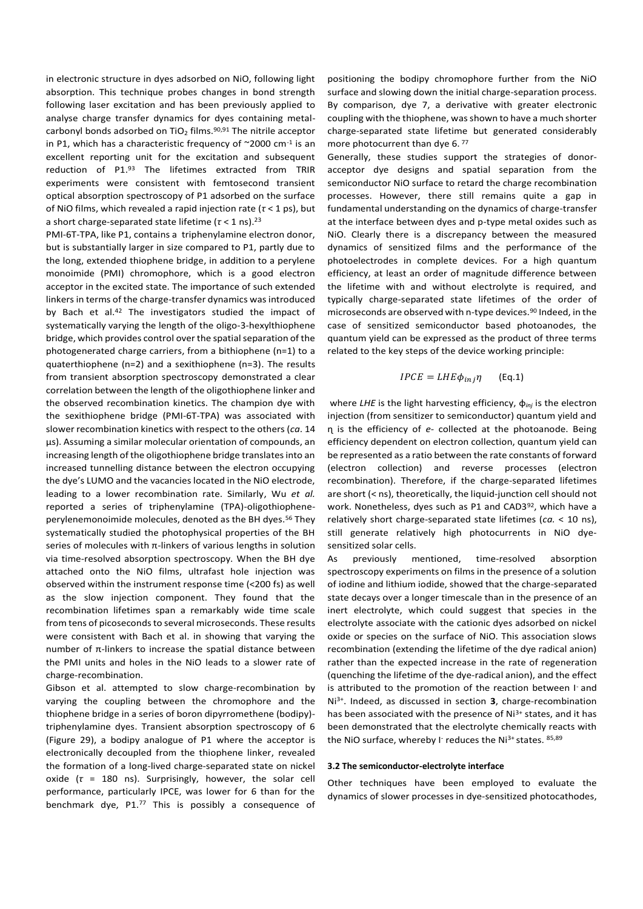in electronic structure in dyes adsorbed on NiO, following light absorption. This technique probes changes in bond strength following laser excitation and has been previously applied to analyse charge transfer dynamics for dyes containing metal-carbonyl bonds adsorbed on $TiO_2$ films.[90,91] The nitrile acceptor in P1, which has a characteristic frequency of ~2000 $cm^{-1}$ is an excellent reporting unit for the excitation and subsequent reduction of P1.[93] The lifetimes extracted from TRIR experiments were consistent with femtosecond transient optical absorption spectroscopy of P1 adsorbed on the surface of NiO films, which revealed a rapid injection rate ($\tau < 1$ ps), but a short charge-separated state lifetime ($\tau < 1$ ns).[23]

PMI-6T-TPA, like P1, contains a triphenylamine electron donor, but is substantially larger in size compared to P1, partly due to the long, extended thiophene bridge, in addition to a perylene monoimide (PMI) chromophore, which is a good electron acceptor in the excited state. The importance of such extended linkers in terms of the charge-transfer dynamics was introduced by Bach et al.[42] The investigators studied the impact of systematically varying the length of the oligo-3-hexylthiophene bridge, which provides control over the spatial separation of the photogenerated charge carriers, from a bithiophene (n=1) to a quaterthiophene (n=2) and a sexithiophene (n=3). The results from transient absorption spectroscopy demonstrated a clear correlation between the length of the oligothiophene linker and the observed recombination kinetics. The champion dye with the sexithiophene bridge (PMI-6T-TPA) was associated with slower recombination kinetics with respect to the others (*ca*. 14 µs). Assuming a similar molecular orientation of compounds, an increasing length of the oligothiophene bridge translates into an increased tunnelling distance between the electron occupying the dye's LUMO and the vacancies located in the NiO electrode, leading to a lower recombination rate. Similarly, Wu *et al.* reported a series of triphenylamine (TPA)-oligothiophene-perylenemonoimide molecules, denoted as the BH dyes.[56] They systematically studied the photophysical properties of the BH series of molecules with π-linkers of various lengths in solution via time-resolved absorption spectroscopy. When the BH dye attached onto the NiO films, ultrafast hole injection was observed within the instrument response time (<200 fs) as well as the slow injection component. They found that the recombination lifetimes span a remarkably wide time scale from tens of picoseconds to several microseconds. These results were consistent with Bach et al. in showing that varying the number of π-linkers to increase the spatial distance between the PMI units and holes in the NiO leads to a slower rate of charge-recombination.

Gibson et al. attempted to slow charge-recombination by varying the coupling between the chromophore and the thiophene bridge in a series of boron dipyrromethene (bodipy)-triphenylamine dyes. Transient absorption spectroscopy of 6 (Figure 29), a bodipy analogue of P1 where the acceptor is electronically decoupled from the thiophene linker, revealed the formation of a long-lived charge-separated state on nickel oxide ($\tau$ = 180 ns). Surprisingly, however, the solar cell performance, particularly IPCE, was lower for 6 than for the benchmark dye, P1.[77] This is possibly a consequence of positioning the bodipy chromophore further from the NiO surface and slowing down the initial charge-separation process. By comparison, dye 7, a derivative with greater electronic coupling with the thiophene, was shown to have a much shorter charge-separated state lifetime but generated considerably more photocurrent than dye 6.[77]

Generally, these studies support the strategies of donor-acceptor dye designs and spatial separation from the semiconductor NiO surface to retard the charge recombination processes. However, there still remains quite a gap in fundamental understanding on the dynamics of charge-transfer at the interface between dyes and p-type metal oxides such as NiO. Clearly there is a discrepancy between the measured dynamics of sensitized films and the performance of the photoelectrodes in complete devices. For a high quantum efficiency, at least an order of magnitude difference between the lifetime with and without electrolyte is required, and typically charge-separated state lifetimes of the order of microseconds are observed with n-type devices.[90] Indeed, in the case of sensitized semiconductor based photoanodes, the quantum yield can be expressed as the product of three terms related to the key steps of the device working principle:

$$IPCE = LHE\phi_{inj}\eta \qquad \text{(Eq.1)}$$

where *LHE* is the light harvesting efficiency, $\phi_{inj}$ is the electron injection (from sensitizer to semiconductor) quantum yield and $\eta$ is the efficiency of *e*- collected at the photoanode. Being efficiency dependent on electron collection, quantum yield can be represented as a ratio between the rate constants of forward (electron collection) and reverse processes (electron recombination). Therefore, if the charge-separated lifetimes are short (< ns), theoretically, the liquid-junction cell should not work. Nonetheless, dyes such as P1 and CAD3[92], which have a relatively short charge-separated state lifetimes (*ca.* < 10 ns), still generate relatively high photocurrents in NiO dye-sensitized solar cells.

As previously mentioned, time-resolved absorption spectroscopy experiments on films in the presence of a solution of iodine and lithium iodide, showed that the charge-separated state decays over a longer timescale than in the presence of an inert electrolyte, which could suggest that species in the electrolyte associate with the cationic dyes adsorbed on nickel oxide or species on the surface of NiO. This association slows recombination (extending the lifetime of the dye radical anion) rather than the expected increase in the rate of regeneration (quenching the lifetime of the dye-radical anion), and the effect is attributed to the promotion of the reaction between $I^-$ and $Ni^{3+}$. Indeed, as discussed in section **3**, charge-recombination has been associated with the presence of $Ni^{3+}$ states, and it has been demonstrated that the electrolyte chemically reacts with the NiO surface, whereby $I^-$ reduces the $Ni^{3+}$ states.[85,89]

#### 3.2 The semiconductor-electrolyte interface

Other techniques have been employed to evaluate the dynamics of slower processes in dye-sensitized photocathodes,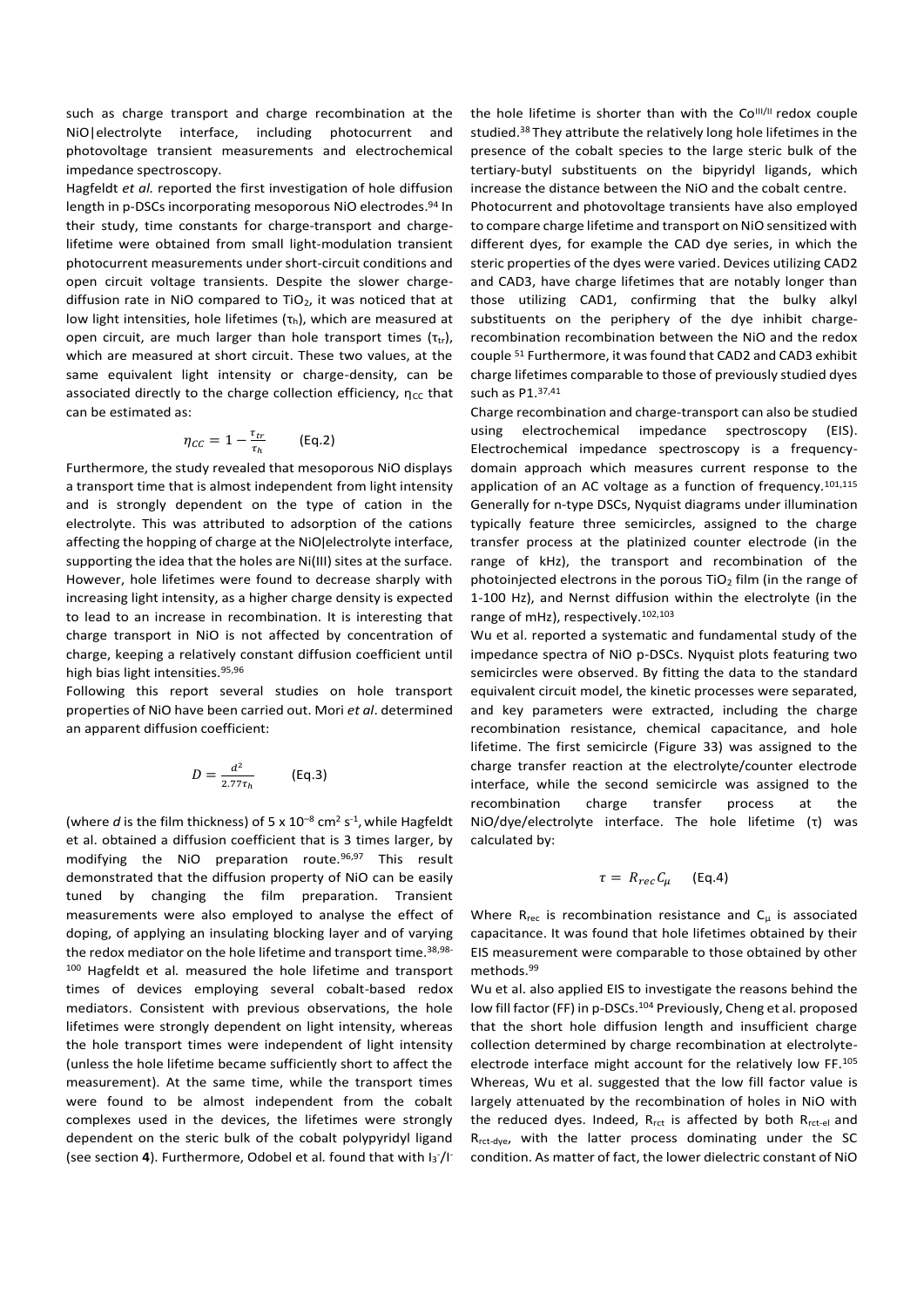such as charge transport and charge recombination at the NiO|electrolyte interface, including photocurrent and photovoltage transient measurements and electrochemical impedance spectroscopy.

Hagfeldt *et al.* reported the first investigation of hole diffusion length in p-DSCs incorporating mesoporous NiO electrodes.[94] In their study, time constants for charge-transport and charge-lifetime were obtained from small light-modulation transient photocurrent measurements under short-circuit conditions and open circuit voltage transients. Despite the slower charge-diffusion rate in NiO compared to $TiO_2$, it was noticed that at low light intensities, hole lifetimes ($\tau_h$), which are measured at open circuit, are much larger than hole transport times ($\tau_{tr}$), which are measured at short circuit. These two values, at the same equivalent light intensity or charge-density, can be associated directly to the charge collection efficiency, $\eta_{CC}$ that can be estimated as:

$$\eta_{CC} = 1 - \frac{\tau_{tr}}{\tau_h} \qquad \text{(Eq.2)}$$

Furthermore, the study revealed that mesoporous NiO displays a transport time that is almost independent from light intensity and is strongly dependent on the type of cation in the electrolyte. This was attributed to adsorption of the cations affecting the hopping of charge at the NiO|electrolyte interface, supporting the idea that the holes are Ni(III) sites at the surface. However, hole lifetimes were found to decrease sharply with increasing light intensity, as a higher charge density is expected to lead to an increase in recombination. It is interesting that charge transport in NiO is not affected by concentration of charge, keeping a relatively constant diffusion coefficient until high bias light intensities.[95,96]

Following this report several studies on hole transport properties of NiO have been carried out. Mori *et al*. determined an apparent diffusion coefficient:

$$D = \frac{d^2}{2.77\tau_h} \qquad \text{(Eq.3)}$$

(where *d* is the film thickness) of 5 x $10^{-8}$ $cm^2$ $s^{-1}$, while Hagfeldt et al. obtained a diffusion coefficient that is 3 times larger, by modifying the NiO preparation route.[96,97] This result demonstrated that the diffusion property of NiO can be easily tuned by changing the film preparation. Transient measurements were also employed to analyse the effect of doping, of applying an insulating blocking layer and of varying the redox mediator on the hole lifetime and transport time.[38,98-100] Hagfeldt et al*.* measured the hole lifetime and transport times of devices employing several cobalt-based redox mediators. Consistent with previous observations, the hole lifetimes were strongly dependent on light intensity, whereas the hole transport times were independent of light intensity (unless the hole lifetime became sufficiently short to affect the measurement). At the same time, while the transport times were found to be almost independent from the cobalt complexes used in the devices, the lifetimes were strongly dependent on the steric bulk of the cobalt polypyridyl ligand (see section **4**). Furthermore, Odobel et al*.* found that with $I_3^-/I^-$ the hole lifetime is shorter than with the $Co^{III/II}$ redox couple studied.[38] They attribute the relatively long hole lifetimes in the presence of the cobalt species to the large steric bulk of the tertiary-butyl substituents on the bipyridyl ligands, which increase the distance between the NiO and the cobalt centre.

Photocurrent and photovoltage transients have also employed to compare charge lifetime and transport on NiO sensitized with different dyes, for example the CAD dye series, in which the steric properties of the dyes were varied. Devices utilizing CAD2 and CAD3, have charge lifetimes that are notably longer than those utilizing CAD1, confirming that the bulky alkyl substituents on the periphery of the dye inhibit charge-recombination recombination between the NiO and the redox couple [51] Furthermore, it was found that CAD2 and CAD3 exhibit charge lifetimes comparable to those of previously studied dyes such as P1.[37,41]

Charge recombination and charge-transport can also be studied using electrochemical impedance spectroscopy (EIS). Electrochemical impedance spectroscopy is a frequency-domain approach which measures current response to the application of an AC voltage as a function of frequency.[101,115] Generally for n-type DSCs, Nyquist diagrams under illumination typically feature three semicircles, assigned to the charge transfer process at the platinized counter electrode (in the range of kHz), the transport and recombination of the photoinjected electrons in the porous $TiO_2$ film (in the range of 1-100 Hz), and Nernst diffusion within the electrolyte (in the range of mHz), respectively.[102,103]

Wu et al. reported a systematic and fundamental study of the impedance spectra of NiO p-DSCs. Nyquist plots featuring two semicircles were observed. By fitting the data to the standard equivalent circuit model, the kinetic processes were separated, and key parameters were extracted, including the charge recombination resistance, chemical capacitance, and hole lifetime. The first semicircle (Figure 33) was assigned to the charge transfer reaction at the electrolyte/counter electrode interface, while the second semicircle was assigned to the recombination charge transfer process at the NiO/dye/electrolyte interface. The hole lifetime (τ) was calculated by:

$$\tau = R_{rec} C_\mu \qquad \text{(Eq.4)}$$

Where $R_{rec}$ is recombination resistance and $C_\mu$ is associated capacitance. It was found that hole lifetimes obtained by their EIS measurement were comparable to those obtained by other methods.[99]

Wu et al. also applied EIS to investigate the reasons behind the low fill factor (FF) in p-DSCs.[104] Previously, Cheng et al. proposed that the short hole diffusion length and insufficient charge collection determined by charge recombination at electrolyte-electrode interface might account for the relatively low FF.[105] Whereas, Wu et al. suggested that the low fill factor value is largely attenuated by the recombination of holes in NiO with the reduced dyes. Indeed, $R_{rct}$ is affected by both $R_{rct\text{-}el}$ and $R_{rct\text{-}dye}$, with the latter process dominating under the SC condition. As matter of fact, the lower dielectric constant of NiO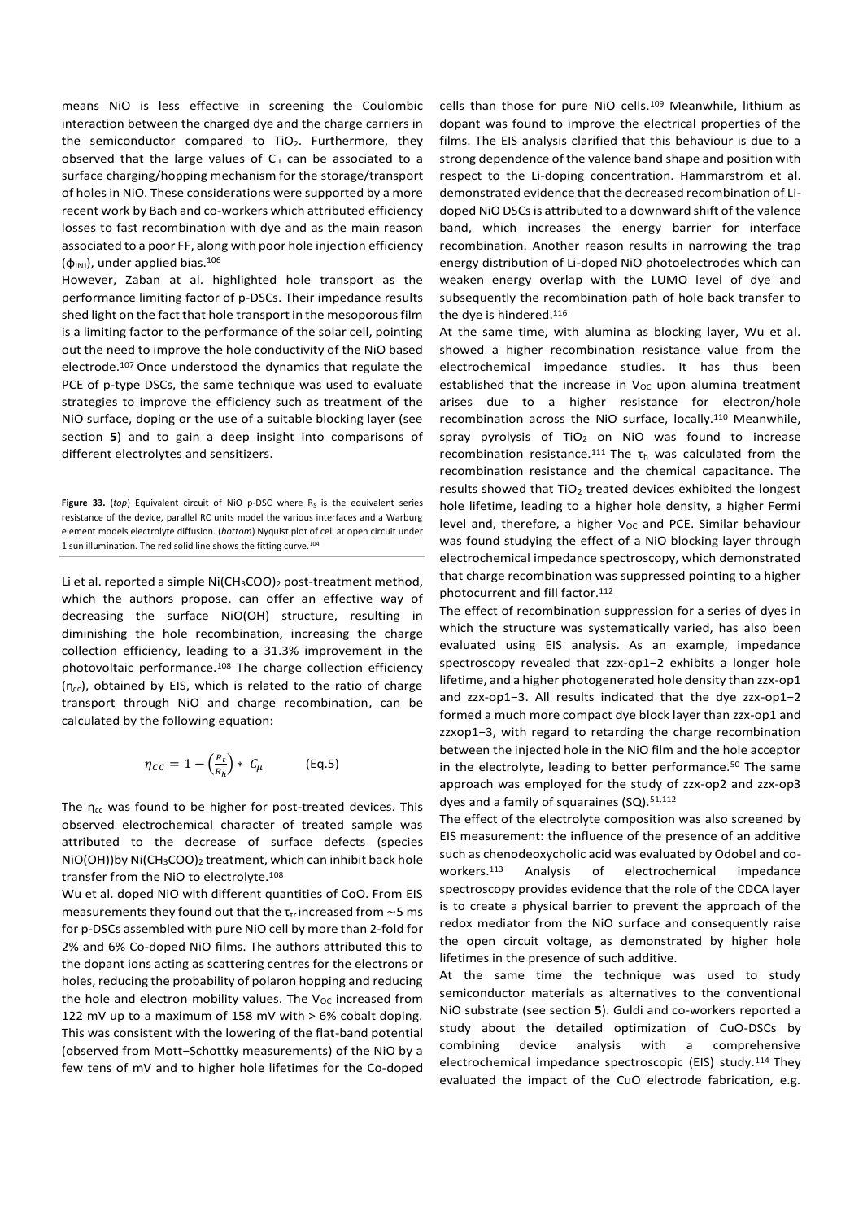means NiO is less effective in screening the Coulombic interaction between the charged dye and the charge carriers in the semiconductor compared to $TiO_2$. Furthermore, they observed that the large values of $C_\mu$ can be associated to a surface charging/hopping mechanism for the storage/transport of holes in NiO. These considerations were supported by a more recent work by Bach and co-workers which attributed efficiency losses to fast recombination with dye and as the main reason associated to a poor FF, along with poor hole injection efficiency ($\phi_{INJ}$), under applied bias.[106]

However, Zaban at al. highlighted hole transport as the performance limiting factor of p-DSCs. Their impedance results shed light on the fact that hole transport in the mesoporous film is a limiting factor to the performance of the solar cell, pointing out the need to improve the hole conductivity of the NiO based electrode.[107] Once understood the dynamics that regulate the PCE of p-type DSCs, the same technique was used to evaluate strategies to improve the efficiency such as treatment of the NiO surface, doping or the use of a suitable blocking layer (see section **5**) and to gain a deep insight into comparisons of different electrolytes and sensitizers.

**Figure 33.** (*top*) Equivalent circuit of NiO p-DSC where $R_s$ is the equivalent series resistance of the device, parallel RC units model the various interfaces and a Warburg element models electrolyte diffusion. (*bottom*) Nyquist plot of cell at open circuit under 1 sun illumination. The red solid line shows the fitting curve.[104]

Li et al. reported a simple $Ni(CH_3COO)_2$ post-treatment method, which the authors propose, can offer an effective way of decreasing the surface NiO(OH) structure, resulting in diminishing the hole recombination, increasing the charge collection efficiency, leading to a 31.3% improvement in the photovoltaic performance.[108] The charge collection efficiency ($\eta_{cc}$), obtained by EIS, which is related to the ratio of charge transport through NiO and charge recombination, can be calculated by the following equation:

$$\eta_{CC} = 1 - \left(\frac{R_t}{R_h}\right) * C_\mu \qquad \text{(Eq.5)}$$

The $\eta_{cc}$ was found to be higher for post-treated devices. This observed electrochemical character of treated sample was attributed to the decrease of surface defects (species NiO(OH))by $Ni(CH_3COO)_2$ treatment, which can inhibit back hole transfer from the NiO to electrolyte.[108]

Wu et al. doped NiO with different quantities of CoO. From EIS measurements they found out that the $\tau_{tr}$ increased from ~5 ms for p-DSCs assembled with pure NiO cell by more than 2-fold for 2% and 6% Co-doped NiO films. The authors attributed this to the dopant ions acting as scattering centres for the electrons or holes, reducing the probability of polaron hopping and reducing the hole and electron mobility values. The $V_{OC}$ increased from 122 mV up to a maximum of 158 mV with > 6% cobalt doping. This was consistent with the lowering of the flat-band potential (observed from Mott−Schottky measurements) of the NiO by a few tens of mV and to higher hole lifetimes for the Co-doped cells than those for pure NiO cells.[109] Meanwhile, lithium as dopant was found to improve the electrical properties of the films. The EIS analysis clarified that this behaviour is due to a strong dependence of the valence band shape and position with respect to the Li-doping concentration. Hammarström et al. demonstrated evidence that the decreased recombination of Li-doped NiO DSCs is attributed to a downward shift of the valence band, which increases the energy barrier for interface recombination. Another reason results in narrowing the trap energy distribution of Li-doped NiO photoelectrodes which can weaken energy overlap with the LUMO level of dye and subsequently the recombination path of hole back transfer to the dye is hindered.[116]

At the same time, with alumina as blocking layer, Wu et al. showed a higher recombination resistance value from the electrochemical impedance studies. It has thus been established that the increase in $V_{OC}$ upon alumina treatment arises due to a higher resistance for electron/hole recombination across the NiO surface, locally.[110] Meanwhile, spray pyrolysis of $TiO_2$ on NiO was found to increase recombination resistance.[111] The $\tau_h$ was calculated from the recombination resistance and the chemical capacitance. The results showed that $TiO_2$ treated devices exhibited the longest hole lifetime, leading to a higher hole density, a higher Fermi level and, therefore, a higher $V_{OC}$ and PCE. Similar behaviour was found studying the effect of a NiO blocking layer through electrochemical impedance spectroscopy, which demonstrated that charge recombination was suppressed pointing to a higher photocurrent and fill factor.[112]

The effect of recombination suppression for a series of dyes in which the structure was systematically varied, has also been evaluated using EIS analysis. As an example, impedance spectroscopy revealed that zzx-op1−2 exhibits a longer hole lifetime, and a higher photogenerated hole density than zzx-op1 and zzx-op1−3. All results indicated that the dye zzx-op1−2 formed a much more compact dye block layer than zzx-op1 and zzxop1−3, with regard to retarding the charge recombination between the injected hole in the NiO film and the hole acceptor in the electrolyte, leading to better performance.[50] The same approach was employed for the study of zzx-op2 and zzx-op3 dyes and a family of squaraines (SQ).[51,112]

The effect of the electrolyte composition was also screened by EIS measurement: the influence of the presence of an additive such as chenodeoxycholic acid was evaluated by Odobel and co-workers.[113] Analysis of electrochemical impedance spectroscopy provides evidence that the role of the CDCA layer is to create a physical barrier to prevent the approach of the redox mediator from the NiO surface and consequently raise the open circuit voltage, as demonstrated by higher hole lifetimes in the presence of such additive.

At the same time the technique was used to study semiconductor materials as alternatives to the conventional NiO substrate (see section **5**). Guldi and co-workers reported a study about the detailed optimization of CuO-DSCs by combining device analysis with a comprehensive electrochemical impedance spectroscopic (EIS) study.[114] They evaluated the impact of the CuO electrode fabrication, e.g.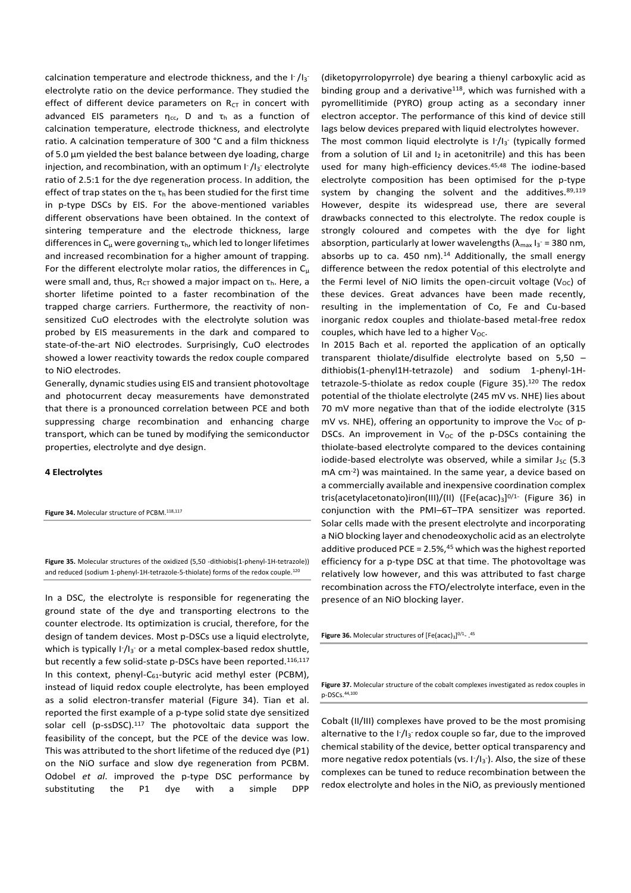calcination temperature and electrode thickness, and the $I^-/I_3^-$ electrolyte ratio on the device performance. They studied the effect of different device parameters on $R_{CT}$ in concert with advanced EIS parameters $\eta_{cc}$, D and $\tau_h$ as a function of calcination temperature, electrode thickness, and electrolyte ratio. A calcination temperature of 300 °C and a film thickness of 5.0 µm yielded the best balance between dye loading, charge injection, and recombination, with an optimum $I^-/I_3^-$ electrolyte ratio of 2.5:1 for the dye regeneration process. In addition, the effect of trap states on the $\tau_h$ has been studied for the first time in p-type DSCs by EIS. For the above-mentioned variables different observations have been obtained. In the context of sintering temperature and the electrode thickness, large differences in $C_\mu$ were governing $\tau_h$, which led to longer lifetimes and increased recombination for a higher amount of trapping. For the different electrolyte molar ratios, the differences in $C_\mu$ were small and, thus, $R_{CT}$ showed a major impact on $\tau_h$. Here, a shorter lifetime pointed to a faster recombination of the trapped charge carriers. Furthermore, the reactivity of non-sensitized CuO electrodes with the electrolyte solution was probed by EIS measurements in the dark and compared to state-of-the-art NiO electrodes. Surprisingly, CuO electrodes showed a lower reactivity towards the redox couple compared to NiO electrodes.

Generally, dynamic studies using EIS and transient photovoltage and photocurrent decay measurements have demonstrated that there is a pronounced correlation between PCE and both suppressing charge recombination and enhancing charge transport, which can be tuned by modifying the semiconductor properties, electrolyte and dye design.

#### 4 Electrolytes

**Figure 34.** Molecular structure of PCBM.[118,117]

**Figure 35.** Molecular structures of the oxidized (5,50 -dithiobis(1-phenyl-1H-tetrazole)) and reduced (sodium 1-phenyl-1H-tetrazole-5-thiolate) forms of the redox couple.[120]

In a DSC, the electrolyte is responsible for regenerating the ground state of the dye and transporting electrons to the counter electrode. Its optimization is crucial, therefore, for the design of tandem devices. Most p-DSCs use a liquid electrolyte, which is typically $I^-/I_3^-$ or a metal complex-based redox shuttle, but recently a few solid-state p-DSCs have been reported.[116,117] In this context, phenyl-$C_{61}$-butyric acid methyl ester (PCBM), instead of liquid redox couple electrolyte, has been employed as a solid electron-transfer material (Figure 34). Tian et al. reported the first example of a p-type solid state dye sensitized solar cell (p-ssDSC).[117] The photovoltaic data support the feasibility of the concept, but the PCE of the device was low. This was attributed to the short lifetime of the reduced dye (P1) on the NiO surface and slow dye regeneration from PCBM. Odobel *et al*. improved the p-type DSC performance by substituting the P1 dye with a simple DPP (diketopyrrolopyrrole) dye bearing a thienyl carboxylic acid as binding group and a derivative[118], which was furnished with a pyromellitimide (PYRO) group acting as a secondary inner electron acceptor. The performance of this kind of device still lags below devices prepared with liquid electrolytes however.

The most common liquid electrolyte is $I^-/I_3^-$ (typically formed from a solution of LiI and $I_2$ in acetonitrile) and this has been used for many high-efficiency devices.[45,48] The iodine-based electrolyte composition has been optimised for the p-type system by changing the solvent and the additives.[89,119] However, despite its widespread use, there are several drawbacks connected to this electrolyte. The redox couple is strongly coloured and competes with the dye for light absorption, particularly at lower wavelengths ($\lambda_{max}$ $I_3^-$ = 380 nm, absorbs up to ca. 450 nm).[14] Additionally, the small energy difference between the redox potential of this electrolyte and the Fermi level of NiO limits the open-circuit voltage ($V_{OC}$) of these devices. Great advances have been made recently, resulting in the implementation of Co, Fe and Cu-based inorganic redox couples and thiolate-based metal-free redox couples, which have led to a higher $V_{OC}$.

In 2015 Bach et al. reported the application of an optically transparent thiolate/disulfide electrolyte based on 5,50 – dithiobis(1-phenyl1H-tetrazole) and sodium 1-phenyl-1H-tetrazole-5-thiolate as redox couple (Figure 35).[120] The redox potential of the thiolate electrolyte (245 mV vs. NHE) lies about 70 mV more negative than that of the iodide electrolyte (315 mV vs. NHE), offering an opportunity to improve the $V_{OC}$ of p-DSCs. An improvement in $V_{OC}$ of the p-DSCs containing the thiolate-based electrolyte compared to the devices containing iodide-based electrolyte was observed, while a similar $J_{SC}$ (5.3 mA cm$^{-2}$) was maintained. In the same year, a device based on a commercially available and inexpensive coordination complex tris(acetylacetonato)iron(III)/(II) ($[Fe(acac)_3]^{0/1-}$ (Figure 36) in conjunction with the PMI–6T–TPA sensitizer was reported. Solar cells made with the present electrolyte and incorporating a NiO blocking layer and chenodeoxycholic acid as an electrolyte additive produced PCE = 2.5%,[45] which was the highest reported efficiency for a p-type DSC at that time. The photovoltage was relatively low however, and this was attributed to fast charge recombination across the FTO/electrolyte interface, even in the presence of an NiO blocking layer.

**Figure 36.** Molecular structures of $[Fe(acac)_3]^{0/1-}$.[45]

**Figure 37.** Molecular structure of the cobalt complexes investigated as redox couples in p-DSCs.[44,100]

Cobalt (II/III) complexes have proved to be the most promising alternative to the $I^-/I_3^-$ redox couple so far, due to the improved chemical stability of the device, better optical transparency and more negative redox potentials (vs. $I^-/I_3^-$). Also, the size of these complexes can be tuned to reduce recombination between the redox electrolyte and holes in the NiO, as previously mentioned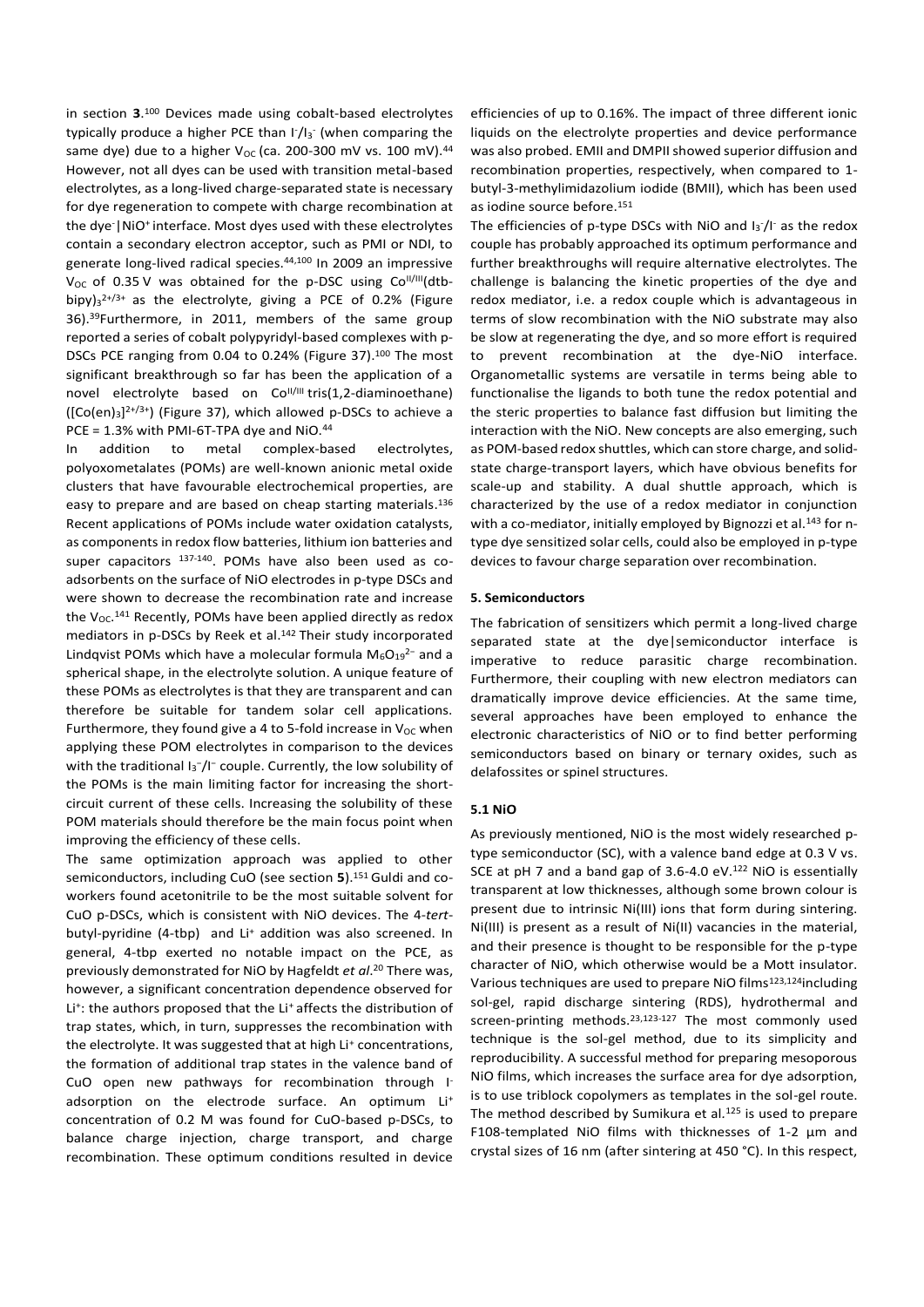in section **3**.[100] Devices made using cobalt-based electrolytes typically produce a higher PCE than $I^-/I_3^-$ (when comparing the same dye) due to a higher $V_{OC}$ (ca. 200-300 mV vs. 100 mV).[44] However, not all dyes can be used with transition metal-based electrolytes, as a long-lived charge-separated state is necessary for dye regeneration to compete with charge recombination at the dye$^-$|NiO$^+$ interface. Most dyes used with these electrolytes contain a secondary electron acceptor, such as PMI or NDI, to generate long-lived radical species.[44,100] In 2009 an impressive $V_{OC}$ of 0.35 V was obtained for the p-DSC using $Co^{II/III}$(dtb-bipy)$_3^{2+/3+}$ as the electrolyte, giving a PCE of 0.2% (Figure 36).[39] Furthermore, in 2011, members of the same group reported a series of cobalt polypyridyl-based complexes with p-DSCs PCE ranging from 0.04 to 0.24% (Figure 37).[100] The most significant breakthrough so far has been the application of a novel electrolyte based on $Co^{II/III}$ tris(1,2-diaminoethane) ($[Co(en)_3]^{2+/3+}$) (Figure 37), which allowed p-DSCs to achieve a PCE = 1.3% with PMI-6T-TPA dye and NiO.[44]

In addition to metal complex-based electrolytes, polyoxometalates (POMs) are well-known anionic metal oxide clusters that have favourable electrochemical properties, are easy to prepare and are based on cheap starting materials.[136] Recent applications of POMs include water oxidation catalysts, as components in redox flow batteries, lithium ion batteries and super capacitors [137-140]. POMs have also been used as co-adsorbents on the surface of NiO electrodes in p-type DSCs and were shown to decrease the recombination rate and increase the $V_{OC}$.[141] Recently, POMs have been applied directly as redox mediators in p-DSCs by Reek et al.[142] Their study incorporated Lindqvist POMs which have a molecular formula $M_6O_{19}^{2-}$ and a spherical shape, in the electrolyte solution. A unique feature of these POMs as electrolytes is that they are transparent and can therefore be suitable for tandem solar cell applications. Furthermore, they found give a 4 to 5-fold increase in $V_{OC}$ when applying these POM electrolytes in comparison to the devices with the traditional $I_3^-/I^-$ couple. Currently, the low solubility of the POMs is the main limiting factor for increasing the short-circuit current of these cells. Increasing the solubility of these POM materials should therefore be the main focus point when improving the efficiency of these cells.

The same optimization approach was applied to other semiconductors, including CuO (see section **5**).[151] Guldi and co-workers found acetonitrile to be the most suitable solvent for CuO p-DSCs, which is consistent with NiO devices. The 4-*tert*-butyl-pyridine (4-tbp) and $Li^+$ addition was also screened. In general, 4-tbp exerted no notable impact on the PCE, as previously demonstrated for NiO by Hagfeldt *et al*.[20] There was, however, a significant concentration dependence observed for $Li^+$: the authors proposed that the $Li^+$ affects the distribution of trap states, which, in turn, suppresses the recombination with the electrolyte. It was suggested that at high $Li^+$ concentrations, the formation of additional trap states in the valence band of CuO open new pathways for recombination through $I^-$ adsorption on the electrode surface. An optimum $Li^+$ concentration of 0.2 M was found for CuO-based p-DSCs, to balance charge injection, charge transport, and charge recombination. These optimum conditions resulted in device efficiencies of up to 0.16%. The impact of three different ionic liquids on the electrolyte properties and device performance was also probed. EMII and DMPII showed superior diffusion and recombination properties, respectively, when compared to 1-butyl-3-methylimidazolium iodide (BMII), which has been used as iodine source before.[151]

The efficiencies of p-type DSCs with NiO and $I_3^-/I^-$ as the redox couple has probably approached its optimum performance and further breakthroughs will require alternative electrolytes. The challenge is balancing the kinetic properties of the dye and redox mediator, i.e. a redox couple which is advantageous in terms of slow recombination with the NiO substrate may also be slow at regenerating the dye, and so more effort is required to prevent recombination at the dye-NiO interface. Organometallic systems are versatile in terms being able to functionalise the ligands to both tune the redox potential and the steric properties to balance fast diffusion but limiting the interaction with the NiO. New concepts are also emerging, such as POM-based redox shuttles, which can store charge, and solid-state charge-transport layers, which have obvious benefits for scale-up and stability. A dual shuttle approach, which is characterized by the use of a redox mediator in conjunction with a co-mediator, initially employed by Bignozzi et al.[143] for n-type dye sensitized solar cells, could also be employed in p-type devices to favour charge separation over recombination.

## 5. Semiconductors

The fabrication of sensitizers which permit a long-lived charge separated state at the dye|semiconductor interface is imperative to reduce parasitic charge recombination. Furthermore, their coupling with new electron mediators can dramatically improve device efficiencies. At the same time, several approaches have been employed to enhance the electronic characteristics of NiO or to find better performing semiconductors based on binary or ternary oxides, such as delafossites or spinel structures.

### 5.1 NiO

As previously mentioned, NiO is the most widely researched p-type semiconductor (SC), with a valence band edge at 0.3 V vs. SCE at pH 7 and a band gap of 3.6-4.0 eV.[122] NiO is essentially transparent at low thicknesses, although some brown colour is present due to intrinsic Ni(III) ions that form during sintering. Ni(III) is present as a result of Ni(II) vacancies in the material, and their presence is thought to be responsible for the p-type character of NiO, which otherwise would be a Mott insulator. Various techniques are used to prepare NiO films[123,124] including sol-gel, rapid discharge sintering (RDS), hydrothermal and screen-printing methods.[23,123-127] The most commonly used technique is the sol-gel method, due to its simplicity and reproducibility. A successful method for preparing mesoporous NiO films, which increases the surface area for dye adsorption, is to use triblock copolymers as templates in the sol-gel route. The method described by Sumikura et al.[125] is used to prepare F108-templated NiO films with thicknesses of 1-2 µm and crystal sizes of 16 nm (after sintering at 450 °C). In this respect,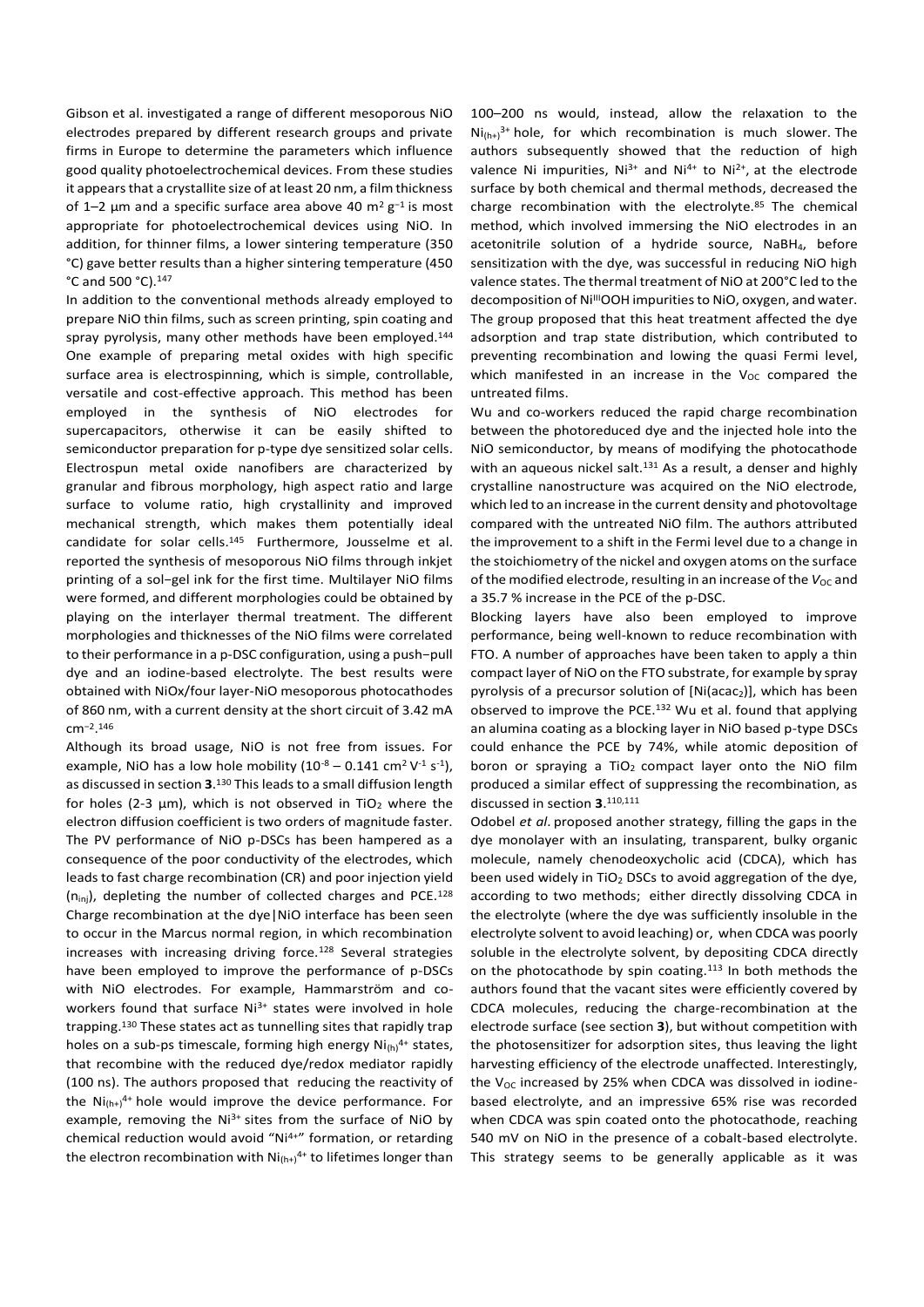Gibson et al. investigated a range of different mesoporous NiO electrodes prepared by different research groups and private firms in Europe to determine the parameters which influence good quality photoelectrochemical devices. From these studies it appears that a crystallite size of at least 20 nm, a film thickness of 1–2 µm and a specific surface area above 40 $m^2 g^{-1}$ is most appropriate for photoelectrochemical devices using NiO. In addition, for thinner films, a lower sintering temperature (350 °C) gave better results than a higher sintering temperature (450 °C and 500 °C).[147]

In addition to the conventional methods already employed to prepare NiO thin films, such as screen printing, spin coating and spray pyrolysis, many other methods have been employed.[144] One example of preparing metal oxides with high specific surface area is electrospinning, which is simple, controllable, versatile and cost-effective approach. This method has been employed in the synthesis of NiO electrodes for supercapacitors, otherwise it can be easily shifted to semiconductor preparation for p-type dye sensitized solar cells. Electrospun metal oxide nanofibers are characterized by granular and fibrous morphology, high aspect ratio and large surface to volume ratio, high crystallinity and improved mechanical strength, which makes them potentially ideal candidate for solar cells.[145] Furthermore, Jousselme et al. reported the synthesis of mesoporous NiO films through inkjet printing of a sol–gel ink for the first time. Multilayer NiO films were formed, and different morphologies could be obtained by playing on the interlayer thermal treatment. The different morphologies and thicknesses of the NiO films were correlated to their performance in a p-DSC configuration, using a push−pull dye and an iodine-based electrolyte. The best results were obtained with NiOx/four layer-NiO mesoporous photocathodes of 860 nm, with a current density at the short circuit of 3.42 mA $cm^{-2}$.[146]

Although its broad usage, NiO is not free from issues. For example, NiO has a low hole mobility ($10^{-8}$ – 0.141 $cm^2 V^{-1} s^{-1}$), as discussed in section **3**.[130] This leads to a small diffusion length for holes (2-3 µm), which is not observed in $TiO_2$ where the electron diffusion coefficient is two orders of magnitude faster. The PV performance of NiO p-DSCs has been hampered as a consequence of the poor conductivity of the electrodes, which leads to fast charge recombination (CR) and poor injection yield ($\eta_{inj}$), depleting the number of collected charges and PCE.[128] Charge recombination at the dye|NiO interface has been seen to occur in the Marcus normal region, in which recombination increases with increasing driving force.[128] Several strategies have been employed to improve the performance of p-DSCs with NiO electrodes. For example, Hammarström and co-workers found that surface $Ni^{3+}$ states were involved in hole trapping.[130] These states act as tunnelling sites that rapidly trap holes on a sub-ps timescale, forming high energy $Ni_{(h)}^{4+}$ states, that recombine with the reduced dye/redox mediator rapidly (100 ns). The authors proposed that reducing the reactivity of the $Ni_{(h+)}^{4+}$ hole would improve the device performance. For example, removing the $Ni^{3+}$ sites from the surface of NiO by chemical reduction would avoid "$Ni^{4+}$" formation, or retarding the electron recombination with $Ni_{(h+)}^{4+}$ to lifetimes longer than 100–200 ns would, instead, allow the relaxation to the $Ni_{(h+)}^{3+}$ hole, for which recombination is much slower. The authors subsequently showed that the reduction of high valence Ni impurities, $Ni^{3+}$ and $Ni^{4+}$ to $Ni^{2+}$, at the electrode surface by both chemical and thermal methods, decreased the charge recombination with the electrolyte.[85] The chemical method, which involved immersing the NiO electrodes in an acetonitrile solution of a hydride source, $NaBH_4$, before sensitization with the dye, was successful in reducing NiO high valence states. The thermal treatment of NiO at 200°C led to the decomposition of $Ni^{III}OOH$ impurities to NiO, oxygen, and water. The group proposed that this heat treatment affected the dye adsorption and trap state distribution, which contributed to preventing recombination and lowing the quasi Fermi level, which manifested in an increase in the $V_{OC}$ compared the untreated films.

Wu and co-workers reduced the rapid charge recombination between the photoreduced dye and the injected hole into the NiO semiconductor, by means of modifying the photocathode with an aqueous nickel salt.[131] As a result, a denser and highly crystalline nanostructure was acquired on the NiO electrode, which led to an increase in the current density and photovoltage compared with the untreated NiO film. The authors attributed the improvement to a shift in the Fermi level due to a change in the stoichiometry of the nickel and oxygen atoms on the surface of the modified electrode, resulting in an increase of the $V_{OC}$ and a 35.7 % increase in the PCE of the p-DSC.

Blocking layers have also been employed to improve performance, being well-known to reduce recombination with FTO. A number of approaches have been taken to apply a thin compact layer of NiO on the FTO substrate, for example by spray pyrolysis of a precursor solution of [Ni(acac$_2$)], which has been observed to improve the PCE.[132] Wu et al. found that applying an alumina coating as a blocking layer in NiO based p-type DSCs could enhance the PCE by 74%, while atomic deposition of boron or spraying a $TiO_2$ compact layer onto the NiO film produced a similar effect of suppressing the recombination, as discussed in section **3**.[110,111]

Odobel *et al*. proposed another strategy, filling the gaps in the dye monolayer with an insulating, transparent, bulky organic molecule, namely chenodeoxycholic acid (CDCA), which has been used widely in $TiO_2$ DSCs to avoid aggregation of the dye, according to two methods; either directly dissolving CDCA in the electrolyte (where the dye was sufficiently insoluble in the electrolyte solvent to avoid leaching) or, when CDCA was poorly soluble in the electrolyte solvent, by depositing CDCA directly on the photocathode by spin coating.[113] In both methods the authors found that the vacant sites were efficiently covered by CDCA molecules, reducing the charge-recombination at the electrode surface (see section **3**), but without competition with the photosensitizer for adsorption sites, thus leaving the light harvesting efficiency of the electrode unaffected. Interestingly, the $V_{OC}$ increased by 25% when CDCA was dissolved in iodine-based electrolyte, and an impressive 65% rise was recorded when CDCA was spin coated onto the photocathode, reaching 540 mV on NiO in the presence of a cobalt-based electrolyte. This strategy seems to be generally applicable as it was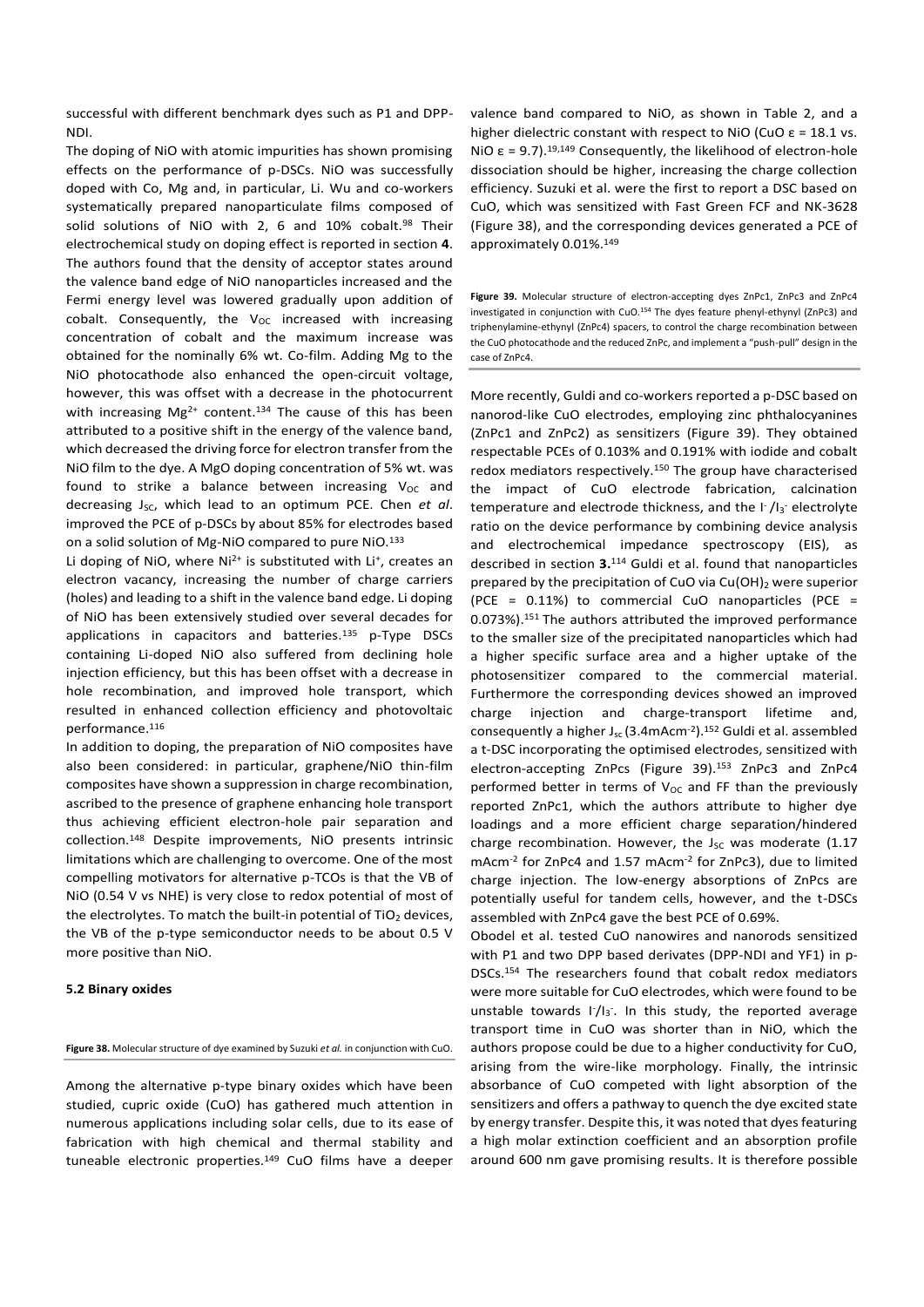successful with different benchmark dyes such as P1 and DPP-NDI.

The doping of NiO with atomic impurities has shown promising effects on the performance of p-DSCs. NiO was successfully doped with Co, Mg and, in particular, Li. Wu and co-workers systematically prepared nanoparticulate films composed of solid solutions of NiO with 2, 6 and 10% cobalt.[98] Their electrochemical study on doping effect is reported in section **4**. The authors found that the density of acceptor states around the valence band edge of NiO nanoparticles increased and the Fermi energy level was lowered gradually upon addition of cobalt. Consequently, the $V_{OC}$ increased with increasing concentration of cobalt and the maximum increase was obtained for the nominally 6% wt. Co-film. Adding Mg to the NiO photocathode also enhanced the open-circuit voltage, however, this was offset with a decrease in the photocurrent with increasing $Mg^{2+}$ content.[134] The cause of this has been attributed to a positive shift in the energy of the valence band, which decreased the driving force for electron transfer from the NiO film to the dye. A MgO doping concentration of 5% wt. was found to strike a balance between increasing $V_{OC}$ and decreasing $J_{SC}$, which lead to an optimum PCE. Chen *et al*. improved the PCE of p-DSCs by about 85% for electrodes based on a solid solution of Mg-NiO compared to pure NiO.[133]

Li doping of NiO, where $Ni^{2+}$ is substituted with $Li^{+}$, creates an electron vacancy, increasing the number of charge carriers (holes) and leading to a shift in the valence band edge. Li doping of NiO has been extensively studied over several decades for applications in capacitors and batteries.[135] p-Type DSCs containing Li-doped NiO also suffered from declining hole injection efficiency, but this has been offset with a decrease in hole recombination, and improved hole transport, which resulted in enhanced collection efficiency and photovoltaic performance.[116]

In addition to doping, the preparation of NiO composites have also been considered: in particular, graphene/NiO thin-film composites have shown a suppression in charge recombination, ascribed to the presence of graphene enhancing hole transport thus achieving efficient electron-hole pair separation and collection.[148] Despite improvements, NiO presents intrinsic limitations which are challenging to overcome. One of the most compelling motivators for alternative p-TCOs is that the VB of NiO (0.54 V vs NHE) is very close to redox potential of most of the electrolytes. To match the built-in potential of $TiO_2$ devices, the VB of the p-type semiconductor needs to be about 0.5 V more positive than NiO.

### 5.2 Binary oxides

**Figure 38.** Molecular structure of dye examined by Suzuki *et al.* in conjunction with CuO.

Among the alternative p-type binary oxides which have been studied, cupric oxide (CuO) has gathered much attention in numerous applications including solar cells, due to its ease of fabrication with high chemical and thermal stability and tuneable electronic properties.[149] CuO films have a deeper valence band compared to NiO, as shown in Table 2, and a higher dielectric constant with respect to NiO (CuO $\varepsilon = 18.1$ vs. NiO $\varepsilon = 9.7$).[19,149] Consequently, the likelihood of electron-hole dissociation should be higher, increasing the charge collection efficiency. Suzuki et al. were the first to report a DSC based on CuO, which was sensitized with Fast Green FCF and NK-3628 (Figure 38), and the corresponding devices generated a PCE of approximately 0.01%.[149]

**Figure 39.** Molecular structure of electron-accepting dyes ZnPc1, ZnPc3 and ZnPc4 investigated in conjunction with CuO.[154] The dyes feature phenyl-ethynyl (ZnPc3) and triphenylamine-ethynyl (ZnPc4) spacers, to control the charge recombination between the CuO photocathode and the reduced ZnPc, and implement a "push-pull" design in the case of ZnPc4.

More recently, Guldi and co-workers reported a p-DSC based on nanorod-like CuO electrodes, employing zinc phthalocyanines (ZnPc1 and ZnPc2) as sensitizers (Figure 39). They obtained respectable PCEs of 0.103% and 0.191% with iodide and cobalt redox mediators respectively.[150] The group have characterised the impact of CuO electrode fabrication, calcination temperature and electrode thickness, and the $I^-/I_3^-$ electrolyte ratio on the device performance by combining device analysis and electrochemical impedance spectroscopy (EIS), as described in section **3**.[114] Guldi et al. found that nanoparticles prepared by the precipitation of CuO via $Cu(OH)_2$ were superior (PCE = 0.11%) to commercial CuO nanoparticles (PCE = 0.073%).[151] The authors attributed the improved performance to the smaller size of the precipitated nanoparticles which had a higher specific surface area and a higher uptake of the photosensitizer compared to the commercial material. Furthermore the corresponding devices showed an improved charge injection and charge-transport lifetime and, consequently a higher $J_{sc}$ (3.4mAcm$^{-2}$).[152] Guldi et al. assembled a t-DSC incorporating the optimised electrodes, sensitized with electron-accepting ZnPcs (Figure 39).[153] ZnPc3 and ZnPc4 performed better in terms of $V_{OC}$ and FF than the previously reported ZnPc1, which the authors attribute to higher dye loadings and a more efficient charge separation/hindered charge recombination. However, the $J_{SC}$ was moderate (1.17 mAcm$^{-2}$ for ZnPc4 and 1.57 mAcm$^{-2}$ for ZnPc3), due to limited charge injection. The low-energy absorptions of ZnPcs are potentially useful for tandem cells, however, and the t-DSCs assembled with ZnPc4 gave the best PCE of 0.69%.

Obodel et al. tested CuO nanowires and nanorods sensitized with P1 and two DPP based derivates (DPP-NDI and YF1) in p-DSCs.[154] The researchers found that cobalt redox mediators were more suitable for CuO electrodes, which were found to be unstable towards $I^-/I_3^-$. In this study, the reported average transport time in CuO was shorter than in NiO, which the authors propose could be due to a higher conductivity for CuO, arising from the wire-like morphology. Finally, the intrinsic absorbance of CuO competed with light absorption of the sensitizers and offers a pathway to quench the dye excited state by energy transfer. Despite this, it was noted that dyes featuring a high molar extinction coefficient and an absorption profile around 600 nm gave promising results. It is therefore possible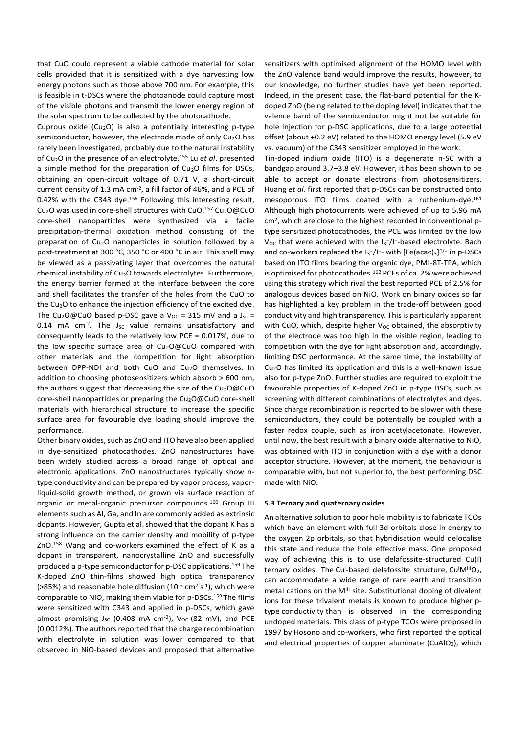that CuO could represent a viable cathode material for solar cells provided that it is sensitized with a dye harvesting low energy photons such as those above 700 nm. For example, this is feasible in t-DSCs where the photoanode could capture most of the visible photons and transmit the lower energy region of the solar spectrum to be collected by the photocathode.

Cuprous oxide ($Cu_2O$) is also a potentially interesting p-type semiconductor, however, the electrode made of only $Cu_2O$ has rarely been investigated, probably due to the natural instability of $Cu_2O$ in the presence of an electrolyte.[155] Lu *et al*. presented a simple method for the preparation of $Cu_2O$ films for DSCs, obtaining an open-circuit voltage of 0.71 V, a short-circuit current density of 1.3 mA cm$^{-2}$, a fill factor of 46%, and a PCE of 0.42% with the C343 dye.[156] Following this interesting result, $Cu_2O$ was used in core-shell structures with CuO.[157] $Cu_2O$@CuO core-shell nanoparticles were synthesized via a facile precipitation-thermal oxidation method consisting of the preparation of $Cu_2O$ nanoparticles in solution followed by a post-treatment at 300 °C, 350 °C or 400 °C in air. This shell may be viewed as a passivating layer that overcomes the natural chemical instability of $Cu_2O$ towards electrolytes. Furthermore, the energy barrier formed at the interface between the core and shell facilitates the transfer of the holes from the CuO to the $Cu_2O$ to enhance the injection efficiency of the excited dye. The $Cu_2O$@CuO based p-DSC gave a $V_{OC}$ = 315 mV and a $J_{sc}$ = 0.14 mA cm$^{-2}$. The $J_{SC}$ value remains unsatisfactory and consequently leads to the relatively low PCE = 0.017%, due to the low specific surface area of $Cu_2O$@CuO compared with other materials and the competition for light absorption between DPP-NDI and both CuO and $Cu_2O$ themselves. In addition to choosing photosensitizers which absorb > 600 nm, the authors suggest that decreasing the size of the $Cu_2O$@CuO core-shell nanoparticles or preparing the $Cu_2O$@CuO core-shell materials with hierarchical structure to increase the specific surface area for favourable dye loading should improve the performance.

Other binary oxides, such as ZnO and ITO have also been applied in dye-sensitized photocathodes. ZnO nanostructures have been widely studied across a broad range of optical and electronic applications. ZnO nanostructures typically show n-type conductivity and can be prepared by vapor process, vapor-liquid-solid growth method, or grown via surface reaction of organic or metal-organic precursor compounds.[160] Group III elements such as Al, Ga, and In are commonly added as extrinsic dopants. However, Gupta et al. showed that the dopant K has a strong influence on the carrier density and mobility of p-type ZnO.[158] Wang and co-workers examined the effect of K as a dopant in transparent, nanocrystalline ZnO and successfully produced a p-type semiconductor for p-DSC applications.[159] The K-doped ZnO thin-films showed high optical transparency (>85%) and reasonable hole diffusion ($10^{-6}$ cm$^2$ s$^{-1}$), which were comparable to NiO, making them viable for p-DSCs.[159] The films were sensitized with C343 and applied in p-DSCs, which gave almost promising $J_{SC}$ (0.408 mA cm$^{-2}$), $V_{OC}$ (82 mV), and PCE (0.0012%). The authors reported that the charge recombination with electrolyte in solution was lower compared to that observed in NiO-based devices and proposed that alternative sensitizers with optimised alignment of the HOMO level with the ZnO valence band would improve the results, however, to our knowledge, no further studies have yet been reported. Indeed, in the present case, the flat-band potential for the K-doped ZnO (being related to the doping level) indicates that the valence band of the semiconductor might not be suitable for hole injection for p-DSC applications, due to a large potential offset (about +0.2 eV) related to the HOMO energy level (5.9 eV vs. vacuum) of the C343 sensitizer employed in the work.

Tin-doped indium oxide (ITO) is a degenerate n-SC with a bandgap around 3.7–3.8 eV. However, it has been shown to be able to accept or donate electrons from photosensitizers. Huang *et al.* first reported that p-DSCs can be constructed onto mesoporous ITO films coated with a ruthenium-dye.[161] Although high photocurrents were achieved of up to 5.96 mA cm$^2$, which are close to the highest recorded in conventional p-type sensitized photocathodes, the PCE was limited by the low $V_{OC}$ that were achieved with the $I_3^-/I^-$-based electrolyte. Bach and co-workers replaced the $I_3^-/I^-$- with $[Fe(acac)_3]^{0/-}$ in p-DSCs based on ITO films bearing the organic dye, PMI-8T-TPA, which is optimised for photocathodes.[162] PCEs of ca. 2% were achieved using this strategy which rival the best reported PCE of 2.5% for analogous devices based on NiO. Work on binary oxides so far has highlighted a key problem in the trade-off between good conductivity and high transparency. This is particularly apparent with CuO, which, despite higher $V_{OC}$ obtained, the absorptivity of the electrode was too high in the visible region, leading to competition with the dye for light absorption and, accordingly, limiting DSC performance. At the same time, the instability of $Cu_2O$ has limited its application and this is a well-known issue also for p-type ZnO. Further studies are required to exploit the favourable properties of K-doped ZnO in p-type DSCs, such as screening with different combinations of electrolytes and dyes. Since charge recombination is reported to be slower with these semiconductors, they could be potentially be coupled with a faster redox couple, such as iron acetylacetonate. However, until now, the best result with a binary oxide alternative to NiO, was obtained with ITO in conjunction with a dye with a donor acceptor structure. However, at the moment, the behaviour is comparable with, but not superior to, the best performing DSC made with NiO.

### 5.3 Ternary and quaternary oxides

An alternative solution to poor hole mobility is to fabricate TCOs which have an element with full 3d orbitals close in energy to the oxygen 2p orbitals, so that hybridisation would delocalise this state and reduce the hole effective mass. One proposed way of achieving this is to use delafossite-structured Cu(I) ternary oxides. The $Cu^I$-based delafossite structure, $Cu^IM^{III}O_2$, can accommodate a wide range of rare earth and transition metal cations on the $M^{III}$ site. Substitutional doping of divalent ions for these trivalent metals is known to produce higher p-type conductivity than is observed in the corresponding undoped materials. This class of p-type TCOs were proposed in 1997 by Hosono and co-workers, who first reported the optical and electrical properties of copper aluminate ($CuAlO_2$), which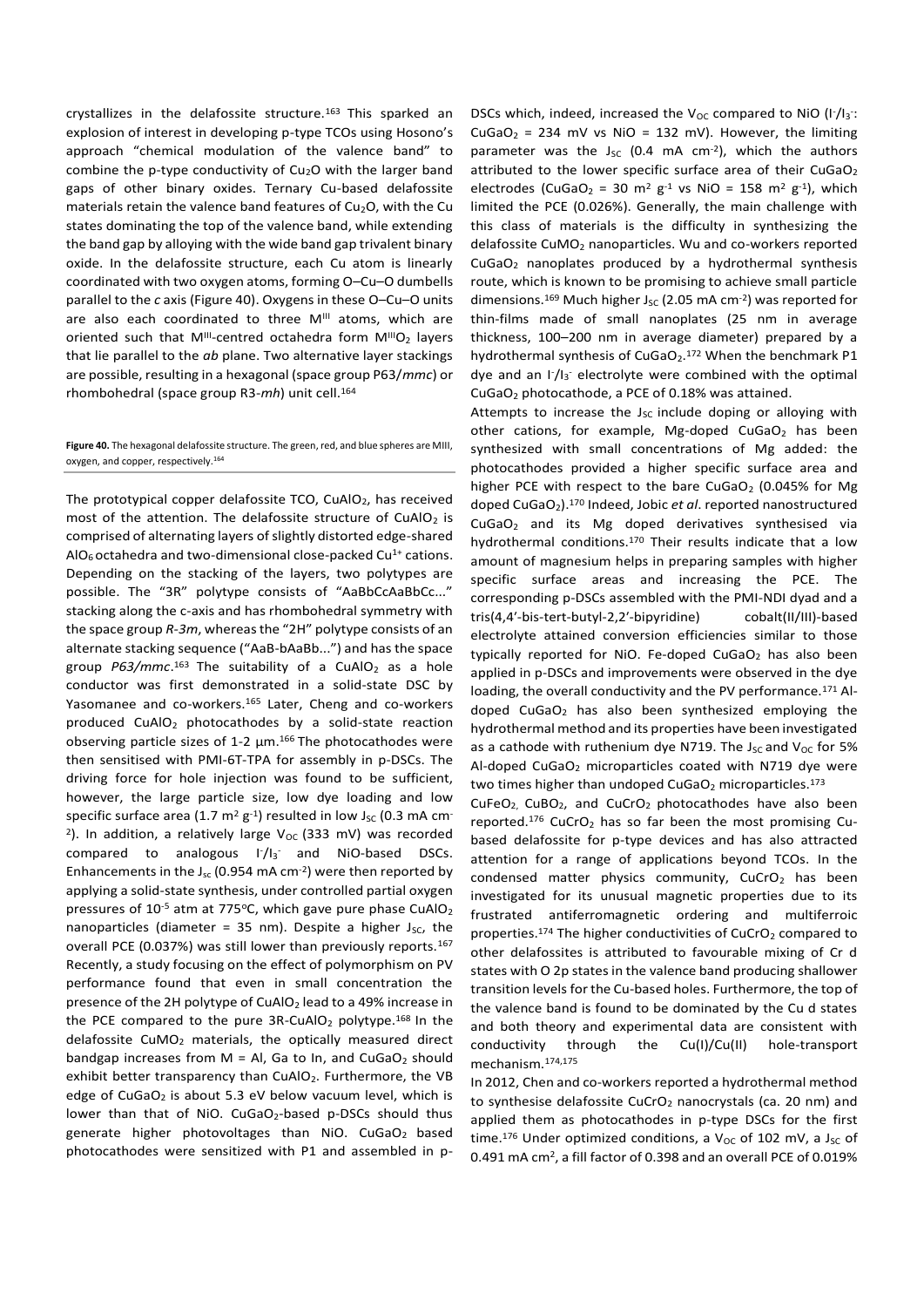crystallizes in the delafossite structure.[163] This sparked an explosion of interest in developing p-type TCOs using Hosono's approach "chemical modulation of the valence band" to combine the p-type conductivity of $Cu_2O$ with the larger band gaps of other binary oxides. Ternary Cu-based delafossite materials retain the valence band features of $Cu_2O$, with the Cu states dominating the top of the valence band, while extending the band gap by alloying with the wide band gap trivalent binary oxide. In the delafossite structure, each Cu atom is linearly coordinated with two oxygen atoms, forming O–Cu–O dumbells parallel to the *c* axis (Figure 40). Oxygens in these O–Cu–O units are also each coordinated to three $M^{III}$ atoms, which are oriented such that $M^{III}$-centred octahedra form $M^{III}O_2$ layers that lie parallel to the *ab* plane. Two alternative layer stackings are possible, resulting in a hexagonal (space group P63/*mmc*) or rhombohedral (space group R3-*mh*) unit cell.[164]

**Figure 40.** The hexagonal delafossite structure. The green, red, and blue spheres are MIII, oxygen, and copper, respectively.[164]

The prototypical copper delafossite TCO, $CuAlO_2$, has received most of the attention. The delafossite structure of $CuAlO_2$ is comprised of alternating layers of slightly distorted edge-shared $AlO_6$ octahedra and two-dimensional close-packed $Cu^{1+}$ cations. Depending on the stacking of the layers, two polytypes are possible. The "3R" polytype consists of "AaBbCcAaBbCc..." stacking along the c-axis and has rhombohedral symmetry with the space group *R-3m*, whereas the "2H" polytype consists of an alternate stacking sequence ("AaB-bAaBb...") and has the space group *P63/mmc*.[163] The suitability of a $CuAlO_2$ as a hole conductor was first demonstrated in a solid-state DSC by Yasomanee and co-workers.[165] Later, Cheng and co-workers produced $CuAlO_2$ photocathodes by a solid-state reaction observing particle sizes of 1-2 μm.[166] The photocathodes were then sensitised with PMI-6T-TPA for assembly in p-DSCs. The driving force for hole injection was found to be sufficient, however, the large particle size, low dye loading and low specific surface area (1.7 $m^2$ $g^{-1}$) resulted in low $J_{SC}$ (0.3 mA $cm^{-2}$). In addition, a relatively large $V_{OC}$ (333 mV) was recorded compared to analogous $I^-/I_3^-$ and NiO-based DSCs. Enhancements in the $J_{sc}$ (0.954 mA $cm^{-2}$) were then reported by applying a solid-state synthesis, under controlled partial oxygen pressures of $10^{-5}$ atm at 775ºC, which gave pure phase $CuAlO_2$ nanoparticles (diameter = 35 nm). Despite a higher $J_{SC}$, the overall PCE (0.037%) was still lower than previous reports.[167] Recently, a study focusing on the effect of polymorphism on PV performance found that even in small concentration the presence of the 2H polytype of $CuAlO_2$ lead to a 49% increase in the PCE compared to the pure 3R-$CuAlO_2$ polytype.[168] In the delafossite $CuMO_2$ materials, the optically measured direct bandgap increases from M = Al, Ga to In, and $CuGaO_2$ should exhibit better transparency than $CuAlO_2$. Furthermore, the VB edge of $CuGaO_2$ is about 5.3 eV below vacuum level, which is lower than that of NiO. $CuGaO_2$-based p-DSCs should thus generate higher photovoltages than NiO. $CuGaO_2$ based photocathodes were sensitized with P1 and assembled in p-DSCs which, indeed, increased the $V_{OC}$ compared to NiO ($I^-/I_3^-$: $CuGaO_2$ = 234 mV vs NiO = 132 mV). However, the limiting parameter was the $J_{SC}$ (0.4 mA $cm^{-2}$), which the authors attributed to the lower specific surface area of their $CuGaO_2$ electrodes ($CuGaO_2$ = 30 $m^2$ $g^{-1}$ vs NiO = 158 $m^2$ $g^{-1}$), which limited the PCE (0.026%). Generally, the main challenge with this class of materials is the difficulty in synthesizing the delafossite $CuMO_2$ nanoparticles. Wu and co-workers reported $CuGaO_2$ nanoplates produced by a hydrothermal synthesis route, which is known to be promising to achieve small particle dimensions.[169] Much higher $J_{SC}$ (2.05 mA $cm^{-2}$) was reported for thin-films made of small nanoplates (25 nm in average thickness, 100–200 nm in average diameter) prepared by a hydrothermal synthesis of $CuGaO_2$.[172] When the benchmark P1 dye and an $I^-/I_3^-$ electrolyte were combined with the optimal $CuGaO_2$ photocathode, a PCE of 0.18% was attained.

Attempts to increase the $J_{SC}$ include doping or alloying with other cations, for example, Mg-doped $CuGaO_2$ has been synthesized with small concentrations of Mg added: the photocathodes provided a higher specific surface area and higher PCE with respect to the bare $CuGaO_2$ (0.045% for Mg doped $CuGaO_2$).[170] Indeed, Jobic *et al*. reported nanostructured $CuGaO_2$ and its Mg doped derivatives synthesised via hydrothermal conditions.[170] Their results indicate that a low amount of magnesium helps in preparing samples with higher specific surface areas and increasing the PCE. The corresponding p-DSCs assembled with the PMI-NDI dyad and a tris(4,4′-bis-tert-butyl-2,2′-bipyridine) cobalt(II/III)-based electrolyte attained conversion efficiencies similar to those typically reported for NiO. Fe-doped $CuGaO_2$ has also been applied in p-DSCs and improvements were observed in the dye loading, the overall conductivity and the PV performance.[171] Al-doped $CuGaO_2$ has also been synthesized employing the hydrothermal method and its properties have been investigated as a cathode with ruthenium dye N719. The $J_{SC}$ and $V_{OC}$ for 5% Al-doped $CuGaO_2$ microparticles coated with N719 dye were two times higher than undoped $CuGaO_2$ microparticles.[173]

$CuFeO_2$, $CuBO_2$, and $CuCrO_2$ photocathodes have also been reported.[176] $CuCrO_2$ has so far been the most promising Cu-based delafossite for p-type devices and has also attracted attention for a range of applications beyond TCOs. In the condensed matter physics community, $CuCrO_2$ has been investigated for its unusual magnetic properties due to its frustrated antiferromagnetic ordering and multiferroic properties.[174] The higher conductivities of $CuCrO_2$ compared to other delafossites is attributed to favourable mixing of Cr d states with O 2p states in the valence band producing shallower transition levels for the Cu-based holes. Furthermore, the top of the valence band is found to be dominated by the Cu d states and both theory and experimental data are consistent with conductivity through the Cu(I)/Cu(II) hole-transport mechanism.[174,175]

In 2012, Chen and co-workers reported a hydrothermal method to synthesise delafossite $CuCrO_2$ nanocrystals (ca. 20 nm) and applied them as photocathodes in p-type DSCs for the first time.[176] Under optimized conditions, a $V_{OC}$ of 102 mV, a $J_{SC}$ of 0.491 mA $cm^2$, a fill factor of 0.398 and an overall PCE of 0.019%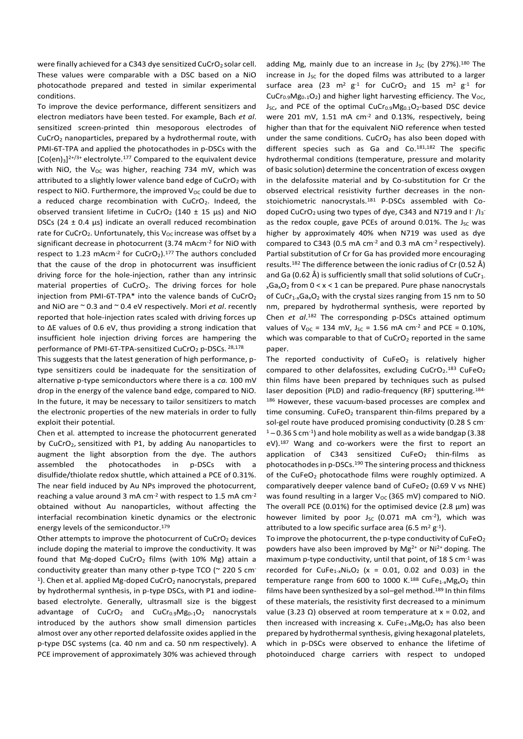were finally achieved for a C343 dye sensitized $CuCrO_2$ solar cell. These values were comparable with a DSC based on a NiO photocathode prepared and tested in similar experimental conditions.

To improve the device performance, different sensitizers and electron mediators have been tested. For example, Bach *et al*. sensitized screen-printed thin mesoporous electrodes of $CuCrO_2$ nanoparticles, prepared by a hydrothermal route, with PMI-6T-TPA and applied the photocathodes in p-DSCs with the $[Co(en)_3]^{2+/3+}$ electrolyte.[177] Compared to the equivalent device with NiO, the $V_{OC}$ was higher, reaching 734 mV, which was attributed to a slightly lower valence band edge of $CuCrO_2$ with respect to NiO. Furthermore, the improved $V_{OC}$ could be due to a reduced charge recombination with $CuCrO_2$. Indeed, the observed transient lifetime in $CuCrO_2$ (140 ± 15 µs) and NiO DSCs (24 ± 0.4 µs) indicate an overall reduced recombination rate for $CuCrO_2$. Unfortunately, this $V_{OC}$ increase was offset by a significant decrease in photocurrent (3.74 mAcm$^{-2}$ for NiO with respect to 1.23 mAcm$^{-2}$ for $CuCrO_2$).[177] The authors concluded that the cause of the drop in photocurrent was insufficient driving force for the hole-injection, rather than any intrinsic material properties of $CuCrO_2$. The driving forces for hole injection from PMI-6T-TPA* into the valence bands of $CuCrO_2$ and NiO are ~ 0.3 and ~ 0.4 eV respectively. Mori *et al*. recently reported that hole-injection rates scaled with driving forces up to ΔE values of 0.6 eV, thus providing a strong indication that insufficient hole injection driving forces are hampering the performance of PMI-6T-TPA-sensitized $CuCrO_2$ p-DSCs.[28,178]

This suggests that the latest generation of high performance, p-type sensitizers could be inadequate for the sensitization of alternative p-type semiconductors where there is a *ca.* 100 mV drop in the energy of the valence band edge, compared to NiO. In the future, it may be necessary to tailor sensitizers to match the electronic properties of the new materials in order to fully exploit their potential.

Chen et al*.* attempted to increase the photocurrent generated by $CuCrO_2$, sensitized with P1, by adding Au nanoparticles to augment the light absorption from the dye. The authors assembled the photocathodes in p-DSCs with a disulfide/thiolate redox shuttle, which attained a PCE of 0.31%. The near field induced by Au NPs improved the photocurrent, reaching a value around 3 mA cm$^{-2}$ with respect to 1.5 mA cm$^{-2}$ obtained without Au nanoparticles, without affecting the interfacial recombination kinetic dynamics or the electronic energy levels of the semiconductor.[179]

Other attempts to improve the photocurrent of $CuCrO_2$ devices include doping the material to improve the conductivity. It was found that Mg-doped $CuCrO_2$ films (with 10% Mg) attain a conductivity greater than many other p-type TCO (~ 220 S cm$^{-1}$). Chen et al. applied Mg-doped $CuCrO_2$ nanocrystals, prepared by hydrothermal synthesis, in p-type DSCs, with P1 and iodine-based electrolyte. Generally, ultrasmall size is the biggest advantage of $CuCrO_2$ and $CuCr_{0.9}Mg_{0.1}O_2$ nanocrystals introduced by the authors show small dimension particles almost over any other reported delafossite oxides applied in the p-type DSC systems (ca. 40 nm and ca. 50 nm respectively). A PCE improvement of approximately 30% was achieved through adding Mg, mainly due to an increase in $J_{SC}$ (by 27%).[180] The increase in $J_{SC}$ for the doped films was attributed to a larger surface area (23 m$^2$ g$^{-1}$ for $CuCrO_2$ and 15 m$^2$ g$^{-1}$ for $CuCr_{0.9}Mg_{0.1}O_2$) and higher light harvesting efficiency. The $V_{OC}$, $J_{SC}$, and PCE of the optimal $CuCr_{0.9}Mg_{0.1}O_2$-based DSC device were 201 mV, 1.51 mA cm$^{-2}$ and 0.13%, respectively, being higher than that for the equivalent NiO reference when tested under the same conditions. $CuCrO_2$ has also been doped with different species such as Ga and Co.[181,182] The specific hydrothermal conditions (temperature, pressure and molarity of basic solution) determine the concentration of excess oxygen in the delafossite material and by Co-substitution for Cr the observed electrical resistivity further decreases in the non-stoichiometric nanocrystals.[181] P-DSCs assembled with Co-doped $CuCrO_2$ using two types of dye, C343 and N719 and $I^-/I_3^-$ as the redox couple, gave PCEs of around 0.01%. The $J_{SC}$ was higher by approximately 40% when N719 was used as dye compared to C343 (0.5 mA cm$^{-2}$ and 0.3 mA cm$^{-2}$ respectively). Partial substitution of Cr for Ga has provided more encouraging results.[182] The difference between the ionic radius of Cr (0.52 Å) and Ga (0.62 Å) is sufficiently small that solid solutions of $CuCr_{1-x}Ga_xO_2$ from $0 < x < 1$ can be prepared. Pure phase nanocrystals of $CuCr_{1-x}Ga_xO_2$ with the crystal sizes ranging from 15 nm to 50 nm, prepared by hydrothermal synthesis, were reported by Chen *et al*.[182] The corresponding p-DSCs attained optimum values of $V_{OC}$ = 134 mV, $J_{SC}$ = 1.56 mA cm$^{-2}$ and PCE = 0.10%, which was comparable to that of $CuCrO_2$ reported in the same paper.

The reported conductivity of $CuFeO_2$ is relatively higher compared to other delafossites, excluding $CuCrO_2$.[183] $CuFeO_2$ thin films have been prepared by techniques such as pulsed laser deposition (PLD) and radio-frequency (RF) sputtering.[184-186] However, these vacuum-based processes are complex and time consuming. $CuFeO_2$ transparent thin-films prepared by a sol-gel route have produced promising conductivity (0.28 S cm$^{-1}$ – 0.36 S cm$^{-1}$) and hole mobility as well as a wide bandgap (3.38 eV).[187] Wang and co-workers were the first to report an application of C343 sensitized $CuFeO_2$ thin-films as photocathodes in p-DSCs.[190] The sintering process and thickness of the $CuFeO_2$ photocathode films were roughly optimized. A comparatively deeper valence band of $CuFeO_2$ (0.69 V vs NHE) was found resulting in a larger $V_{OC}$ (365 mV) compared to NiO. The overall PCE (0.01%) for the optimised device (2.8 µm) was however limited by poor $J_{SC}$ (0.071 mA cm$^{-2}$), which was attributed to a low specific surface area (6.5 m$^2$ g$^{-1}$).

To improve the photocurrent, the p-type conductivity of $CuFeO_2$ powders have also been improved by $Mg^{2+}$ or $Ni^{2+}$ doping. The maximum p-type conductivity, until that point, of 18 S cm$^{-1}$ was recorded for $CuFe_{1-x}Ni_xO_2$ (x = 0.01, 0.02 and 0.03) in the temperature range from 600 to 1000 K.[188] $CuFe_{1-x}Mg_xO_2$ thin films have been synthesized by a sol–gel method.[189] In thin films of these materials, the resistivity first decreased to a minimum value (3.23 Ω) observed at room temperature at x = 0.02, and then increased with increasing x. $CuFe_{1-x}Mg_xO_2$ has also been prepared by hydrothermal synthesis, giving hexagonal platelets, which in p-DSCs were observed to enhance the lifetime of photoinduced charge carriers with respect to undoped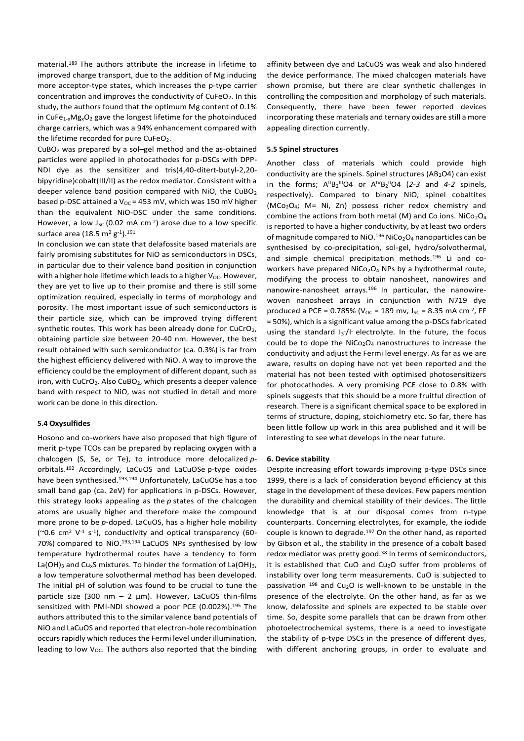material.[189] The authors attribute the increase in lifetime to improved charge transport, due to the addition of Mg inducing more acceptor-type states, which increases the p-type carrier concentration and improves the conductivity of $CuFeO_2$. In this study, the authors found that the optimum Mg content of 0.1% in $CuFe_{1-x}Mg_xO_2$ gave the longest lifetime for the photoinduced charge carriers, which was a 94% enhancement compared with the lifetime recorded for pure $CuFeO_2$.

$CuBO_2$ was prepared by a sol–gel method and the as-obtained particles were applied in photocathodes for p-DSCs with DPP-NDI dye as the sensitizer and tris(4,40-ditert-butyl-2,20-bipyridine)cobalt(III/II) as the redox mediator. Consistent with a deeper valence band position compared with NiO, the $CuBO_2$ based p-DSC attained a $V_{OC}$ = 453 mV, which was 150 mV higher than the equivalent NiO-DSC under the same conditions. However, a low $J_{SC}$ (0.02 mA $cm^{-2}$) arose due to a low specific surface area (18.5 $m^2$ $g^{-1}$).[191]

In conclusion we can state that delafossite based materials are fairly promising substitutes for NiO as semiconductors in DSCs, in particular due to their valence band position in conjunction with a higher hole lifetime which leads to a higher $V_{OC}$. However, they are yet to live up to their promise and there is still some optimization required, especially in terms of morphology and porosity. The most important issue of such semiconductors is their particle size, which can be improved trying different synthetic routes. This work has been already done for $CuCrO_2$, obtaining particle size between 20-40 nm. However, the best result obtained with such semiconductor (ca. 0.3%) is far from the highest efficiency delivered with NiO. A way to improve the efficiency could be the employment of different dopant, such as iron, with $CuCrO_2$. Also $CuBO_2$, which presents a deeper valence band with respect to NiO, was not studied in detail and more work can be done in this direction.

### 5.4 Oxysulfides

Hosono and co-workers have also proposed that high figure of merit p-type TCOs can be prepared by replacing oxygen with a chalcogen (S, Se, or Te), to introduce more delocalized *p*-orbitals.[192] Accordingly, LaCuOS and LaCuOSe p-type oxides have been synthesised.[193,194] Unfortunately, LaCuOSe has a too small band gap (ca. 2eV) for applications in p-DSCs. However, this strategy looks appealing as the *p* states of the chalcogen atoms are usually higher and therefore make the compound more prone to be *p*-doped. LaCuOS, has a higher hole mobility (~0.6 $cm^2$ $V^{-1}$ $s^{-1}$), conductivity and optical transparency (60-70%) compared to NiO.[193,194] LaCuOS NPs synthesised by low temperature hydrothermal routes have a tendency to form $La(OH)_3$ and $Cu_xS$ mixtures. To hinder the formation of $La(OH)_3$, a low temperature solvothermal method has been developed. The initial pH of solution was found to be crucial to tune the particle size (300 nm – 2 µm). However, LaCuOS thin-films sensitized with PMI-NDI showed a poor PCE (0.002%).[195] The authors attributed this to the similar valence band potentials of NiO and LaCuOS and reported that electron-hole recombination occurs rapidly which reduces the Fermi level under illumination, leading to low $V_{OC}$. The authors also reported that the binding affinity between dye and LaCuOS was weak and also hindered the device performance. The mixed chalcogen materials have shown promise, but there are clear synthetic challenges in controlling the composition and morphology of such materials. Consequently, there have been fewer reported devices incorporating these materials and ternary oxides are still a more appealing direction currently.

### 5.5 Spinel structures

Another class of materials which could provide high conductivity are the spinels. Spinel structures ($AB_2O4$) can exist in the forms; $A^{II}B_2^{III}O4$ or $A^{IV}B_2^{II}O4$ (*2-3* and *4-2* spinels, respectively). Compared to binary NiO, spinel cobaltites ($MCo_2O_4$; M= Ni, Zn) possess richer redox chemistry and combine the actions from both metal (M) and Co ions. $NiCo_2O_4$ is reported to have a higher conductivity, by at least two orders of magnitude compared to NiO.[196] $NiCo_2O_4$ nanoparticles can be synthesised by co-precipitation, sol-gel, hydro/solvothermal, and simple chemical precipitation methods.[196] Li and co-workers have prepared $NiCo_2O_4$ NPs by a hydrothermal route, modifying the process to obtain nanosheet, nanowires and nanowire-nanosheet arrays.[196] In particular, the nanowire-woven nanosheet arrays in conjunction with N719 dye produced a PCE = 0.785% ($V_{OC}$ = 189 mv, $J_{SC}$ = 8.35 mA $cm^{-2}$, FF = 50%), which is a significant value among the p-DSCs fabricated using the standard $I_3^-/I^-$ electrolyte. In the future, the focus could be to dope the $NiCo_2O_4$ nanostructures to increase the conductivity and adjust the Fermi level energy. As far as we are aware, results on doping have not yet been reported and the material has not been tested with optimised photosensitizers for photocathodes. A very promising PCE close to 0.8% with spinels suggests that this should be a more fruitful direction of research. There is a significant chemical space to be explored in terms of structure, doping, stoichiometry etc. So far, there has been little follow up work in this area published and it will be interesting to see what develops in the near future.

## 6. Device stability

Despite increasing effort towards improving p-type DSCs since 1999, there is a lack of consideration beyond efficiency at this stage in the development of these devices. Few papers mention the durability and chemical stability of their devices. The little knowledge that is at our disposal comes from n-type counterparts. Concerning electrolytes, for example, the iodide couple is known to degrade.[197] On the other hand, as reported by Gibson et al., the stability in the presence of a cobalt based redox mediator was pretty good.[38] In terms of semiconductors, it is established that CuO and $Cu_2O$ suffer from problems of instability over long term measurements. CuO is subjected to passivation [198] and $Cu_2O$ is well-known to be unstable in the presence of the electrolyte. On the other hand, as far as we know, delafossite and spinels are expected to be stable over time. So, despite some parallels that can be drawn from other photoelectrochemical systems, there is a need to investigate the stability of p-type DSCs in the presence of different dyes, with different anchoring groups, in order to evaluate and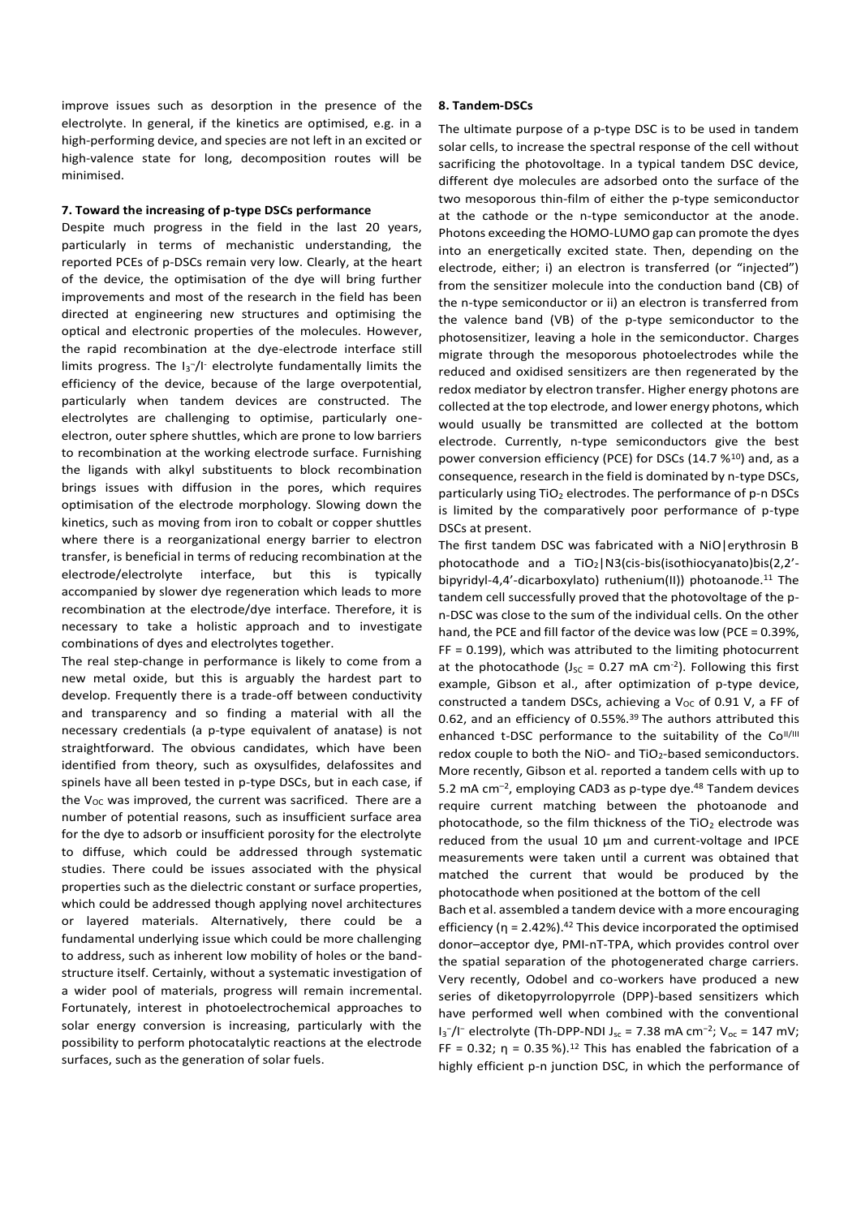improve issues such as desorption in the presence of the electrolyte. In general, if the kinetics are optimised, e.g. in a high-performing device, and species are not left in an excited or high-valence state for long, decomposition routes will be minimised.

## 7. Toward the increasing of p-type DSCs performance

Despite much progress in the field in the last 20 years, particularly in terms of mechanistic understanding, the reported PCEs of p-DSCs remain very low. Clearly, at the heart of the device, the optimisation of the dye will bring further improvements and most of the research in the field has been directed at engineering new structures and optimising the optical and electronic properties of the molecules. However, the rapid recombination at the dye-electrode interface still limits progress. The $I_3^-/I^-$ electrolyte fundamentally limits the efficiency of the device, because of the large overpotential, particularly when tandem devices are constructed. The electrolytes are challenging to optimise, particularly one-electron, outer sphere shuttles, which are prone to low barriers to recombination at the working electrode surface. Furnishing the ligands with alkyl substituents to block recombination brings issues with diffusion in the pores, which requires optimisation of the electrode morphology. Slowing down the kinetics, such as moving from iron to cobalt or copper shuttles where there is a reorganizational energy barrier to electron transfer, is beneficial in terms of reducing recombination at the electrode/electrolyte interface, but this is typically accompanied by slower dye regeneration which leads to more recombination at the electrode/dye interface. Therefore, it is necessary to take a holistic approach and to investigate combinations of dyes and electrolytes together.

The real step-change in performance is likely to come from a new metal oxide, but this is arguably the hardest part to develop. Frequently there is a trade-off between conductivity and transparency and so finding a material with all the necessary credentials (a p-type equivalent of anatase) is not straightforward. The obvious candidates, which have been identified from theory, such as oxysulfides, delafossites and spinels have all been tested in p-type DSCs, but in each case, if the $V_{OC}$ was improved, the current was sacrificed. There are a number of potential reasons, such as insufficient surface area for the dye to adsorb or insufficient porosity for the electrolyte to diffuse, which could be addressed through systematic studies. There could be issues associated with the physical properties such as the dielectric constant or surface properties, which could be addressed though applying novel architectures or layered materials. Alternatively, there could be a fundamental underlying issue which could be more challenging to address, such as inherent low mobility of holes or the band-structure itself. Certainly, without a systematic investigation of a wider pool of materials, progress will remain incremental. Fortunately, interest in photoelectrochemical approaches to solar energy conversion is increasing, particularly with the possibility to perform photocatalytic reactions at the electrode surfaces, such as the generation of solar fuels.

## 8. Tandem-DSCs

The ultimate purpose of a p-type DSC is to be used in tandem solar cells, to increase the spectral response of the cell without sacrificing the photovoltage. In a typical tandem DSC device, different dye molecules are adsorbed onto the surface of the two mesoporous thin-film of either the p-type semiconductor at the cathode or the n-type semiconductor at the anode. Photons exceeding the HOMO-LUMO gap can promote the dyes into an energetically excited state. Then, depending on the electrode, either; i) an electron is transferred (or "injected") from the sensitizer molecule into the conduction band (CB) of the n-type semiconductor or ii) an electron is transferred from the valence band (VB) of the p-type semiconductor to the photosensitizer, leaving a hole in the semiconductor. Charges migrate through the mesoporous photoelectrodes while the reduced and oxidised sensitizers are then regenerated by the redox mediator by electron transfer. Higher energy photons are collected at the top electrode, and lower energy photons, which would usually be transmitted are collected at the bottom electrode. Currently, n-type semiconductors give the best power conversion efficiency (PCE) for DSCs (14.7 %[10]) and, as a consequence, research in the field is dominated by n-type DSCs, particularly using $TiO_2$ electrodes. The performance of p-n DSCs is limited by the comparatively poor performance of p-type DSCs at present.

The first tandem DSC was fabricated with a NiO|erythrosin B photocathode and a $TiO_2$|N3(cis-bis(isothiocyanato)bis(2,2'-bipyridyl-4,4'-dicarboxylato) ruthenium(II)) photoanode.[11] The tandem cell successfully proved that the photovoltage of the p-n-DSC was close to the sum of the individual cells. On the other hand, the PCE and fill factor of the device was low (PCE = 0.39%, FF = 0.199), which was attributed to the limiting photocurrent at the photocathode ($J_{SC}$ = 0.27 mA cm$^{-2}$). Following this first example, Gibson et al., after optimization of p-type device, constructed a tandem DSCs, achieving a $V_{OC}$ of 0.91 V, a FF of 0.62, and an efficiency of 0.55%.[39] The authors attributed this enhanced t-DSC performance to the suitability of the $Co^{II/III}$ redox couple to both the NiO- and $TiO_2$-based semiconductors. More recently, Gibson et al. reported a tandem cells with up to 5.2 mA cm$^{-2}$, employing CAD3 as p-type dye.[48] Tandem devices require current matching between the photoanode and photocathode, so the film thickness of the $TiO_2$ electrode was reduced from the usual 10 µm and current-voltage and IPCE measurements were taken until a current was obtained that matched the current that would be produced by the photocathode when positioned at the bottom of the cell

Bach et al. assembled a tandem device with a more encouraging efficiency ($\eta$ = 2.42%).[42] This device incorporated the optimised donor–acceptor dye, PMI-nT-TPA, which provides control over the spatial separation of the photogenerated charge carriers. Very recently, Odobel and co-workers have produced a new series of diketopyrrolopyrrole (DPP)-based sensitizers which have performed well when combined with the conventional $I_3^-/I^-$ electrolyte (Th-DPP-NDI $J_{sc}$ = 7.38 mA cm$^{-2}$; $V_{oc}$ = 147 mV; FF = 0.32; $\eta$ = 0.35 %).[12] This has enabled the fabrication of a highly efficient p-n junction DSC, in which the performance of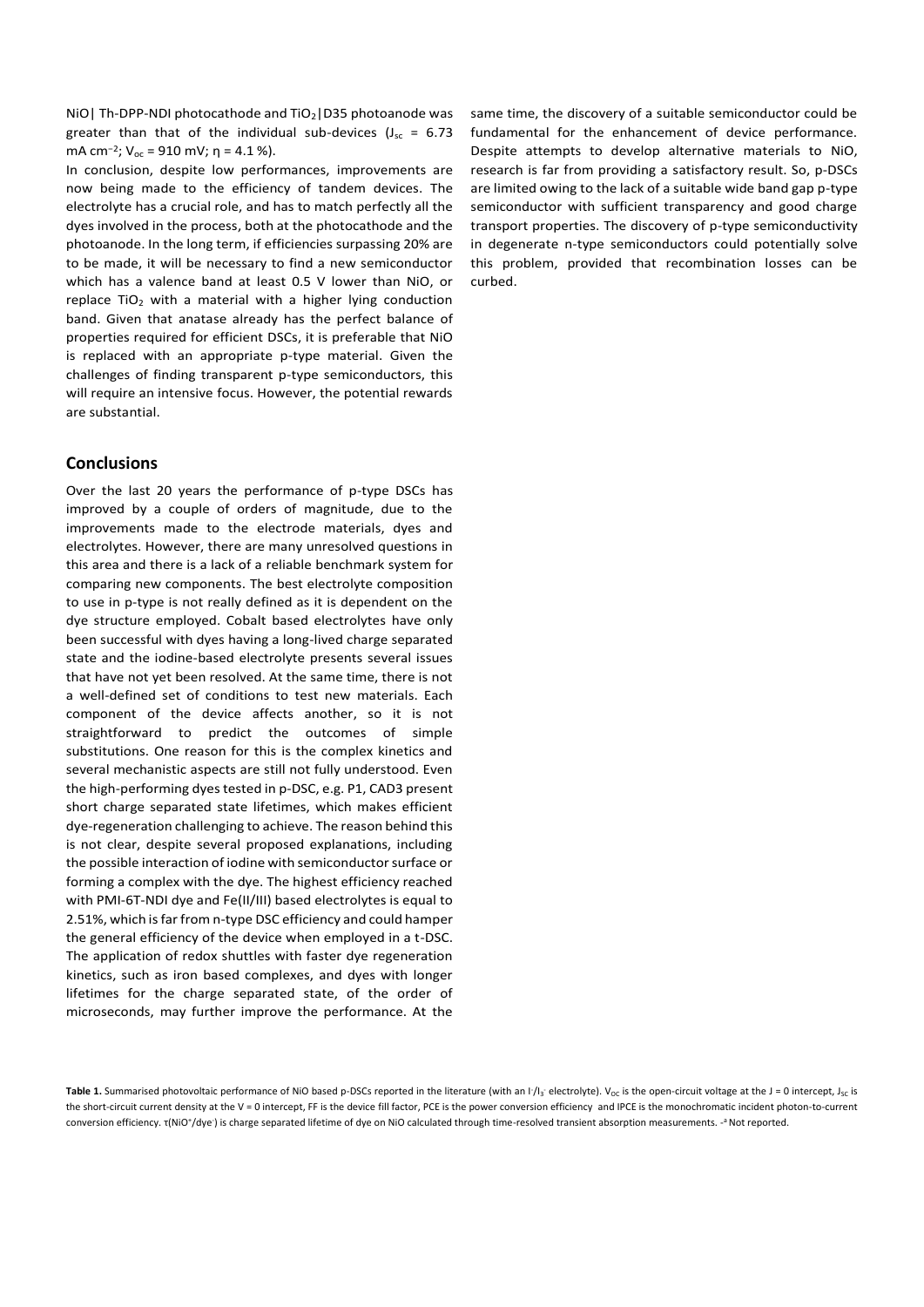NiO| Th-DPP-NDI photocathode and $TiO_2$|D35 photoanode was greater than that of the individual sub-devices ($J_{sc}$ = 6.73 mA cm$^{-2}$; $V_{oc}$ = 910 mV; η = 4.1 %).

In conclusion, despite low performances, improvements are now being made to the efficiency of tandem devices. The electrolyte has a crucial role, and has to match perfectly all the dyes involved in the process, both at the photocathode and the photoanode. In the long term, if efficiencies surpassing 20% are to be made, it will be necessary to find a new semiconductor which has a valence band at least 0.5 V lower than NiO, or replace $TiO_2$ with a material with a higher lying conduction band. Given that anatase already has the perfect balance of properties required for efficient DSCs, it is preferable that NiO is replaced with an appropriate p-type material. Given the challenges of finding transparent p-type semiconductors, this will require an intensive focus. However, the potential rewards are substantial.

## Conclusions

Over the last 20 years the performance of p-type DSCs has improved by a couple of orders of magnitude, due to the improvements made to the electrode materials, dyes and electrolytes. However, there are many unresolved questions in this area and there is a lack of a reliable benchmark system for comparing new components. The best electrolyte composition to use in p-type is not really defined as it is dependent on the dye structure employed. Cobalt based electrolytes have only been successful with dyes having a long-lived charge separated state and the iodine-based electrolyte presents several issues that have not yet been resolved. At the same time, there is not a well-defined set of conditions to test new materials. Each component of the device affects another, so it is not straightforward to predict the outcomes of simple substitutions. One reason for this is the complex kinetics and several mechanistic aspects are still not fully understood. Even the high-performing dyes tested in p-DSC, e.g. P1, CAD3 present short charge separated state lifetimes, which makes efficient dye-regeneration challenging to achieve. The reason behind this is not clear, despite several proposed explanations, including the possible interaction of iodine with semiconductor surface or forming a complex with the dye. The highest efficiency reached with PMI-6T-NDI dye and Fe(II/III) based electrolytes is equal to 2.51%, which is far from n-type DSC efficiency and could hamper the general efficiency of the device when employed in a t-DSC. The application of redox shuttles with faster dye regeneration kinetics, such as iron based complexes, and dyes with longer lifetimes for the charge separated state, of the order of microseconds, may further improve the performance. At the same time, the discovery of a suitable semiconductor could be fundamental for the enhancement of device performance. Despite attempts to develop alternative materials to NiO, research is far from providing a satisfactory result. So, p-DSCs are limited owing to the lack of a suitable wide band gap p-type semiconductor with sufficient transparency and good charge transport properties. The discovery of p-type semiconductivity in degenerate n-type semiconductors could potentially solve this problem, provided that recombination losses can be curbed.

**Table 1.** Summarised photovoltaic performance of NiO based p-DSCs reported in the literature (with an $I^-/I_3^-$ electrolyte). $V_{OC}$ is the open-circuit voltage at the J = 0 intercept, $J_{SC}$ is the short-circuit current density at the V = 0 intercept, FF is the device fill factor, PCE is the power conversion efficiency and IPCE is the monochromatic incident photon-to-current conversion efficiency. τ($NiO^+$/dye$^-$) is charge separated lifetime of dye on NiO calculated through time-resolved transient absorption measurements. -[a] Not reported.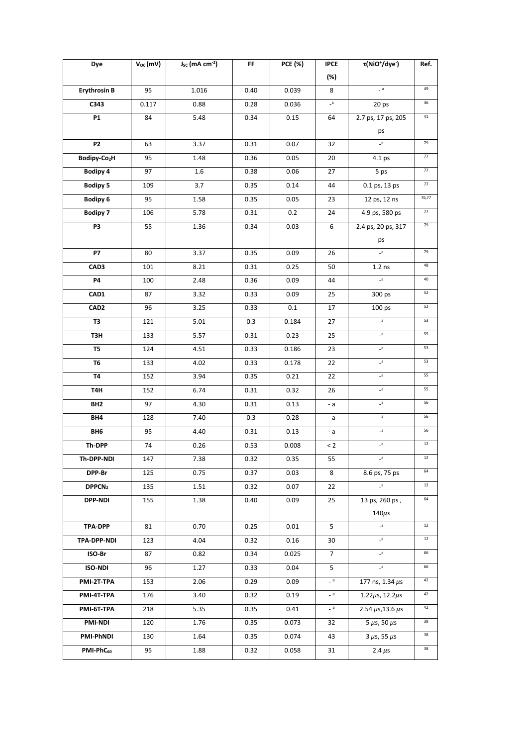| Dye | $V_{OC}$ (mV) | $J_{SC}$ (mA cm$^{-2}$) | FF | PCE (%) | IPCE (%) | τ(NiO$^+$/dye$^-$) | Ref. |
|---|---|---|---|---|---|---|---|
| **Erythrosin B** | 95 | 1.016 | 0.40 | 0.039 | 8 | - [a] | [49] |
| **C343** | 0.117 | 0.88 | 0.28 | 0.036 | - [a] | 20 ps | [36] |
| **P1** | 84 | 5.48 | 0.34 | 0.15 | 64 | 2.7 ps, 17 ps, 205 ps | [41] |
| **P2** | 63 | 3.37 | 0.31 | 0.07 | 32 | - [a] | [79] |
| **Bodipy-Co$_2$H** | 95 | 1.48 | 0.36 | 0.05 | 20 | 4.1 ps | [77] |
| **Bodipy 4** | 97 | 1.6 | 0.38 | 0.06 | 27 | 5 ps | [77] |
| **Bodipy 5** | 109 | 3.7 | 0.35 | 0.14 | 44 | 0.1 ps, 13 ps | [77] |
| **Bodipy 6** | 95 | 1.58 | 0.35 | 0.05 | 23 | 12 ps, 12 ns | [76,77] |
| **Bodipy 7** | 106 | 5.78 | 0.31 | 0.2 | 24 | 4.9 ps, 580 ps | [77] |
| **P3** | 55 | 1.36 | 0.34 | 0.03 | 6 | 2.4 ps, 20 ps, 317 ps | [79] |
| **P7** | 80 | 3.37 | 0.35 | 0.09 | 26 | - [a] | [79] |
| **CAD3** | 101 | 8.21 | 0.31 | 0.25 | 50 | 1.2 ns | [48] |
| **P4** | 100 | 2.48 | 0.36 | 0.09 | 44 | - [a] | [40] |
| **CAD1** | 87 | 3.32 | 0.33 | 0.09 | 25 | 300 ps | [52] |
| **CAD2** | 96 | 3.25 | 0.33 | 0.1 | 17 | 100 ps | [52] |
| **T3** | 121 | 5.01 | 0.3 | 0.184 | 27 | - [a] | [53] |
| **T3H** | 133 | 5.57 | 0.31 | 0.23 | 25 | - [a] | [55] |
| **T5** | 124 | 4.51 | 0.33 | 0.186 | 23 | - [a] | [53] |
| **T6** | 133 | 4.02 | 0.33 | 0.178 | 22 | - [a] | [53] |
| **T4** | 152 | 3.94 | 0.35 | 0.21 | 22 | - [a] | [55] |
| **T4H** | 152 | 6.74 | 0.31 | 0.32 | 26 | - [a] | [55] |
| **BH2** | 97 | 4.30 | 0.31 | 0.13 | - a | - [a] | [56] |
| **BH4** | 128 | 7.40 | 0.3 | 0.28 | - a | - [a] | [56] |
| **BH6** | 95 | 4.40 | 0.31 | 0.13 | - a | - [a] | [56] |
| **Th-DPP** | 74 | 0.26 | 0.53 | 0.008 | < 2 | - [a] | [12] |
| **Th-DPP-NDI** | 147 | 7.38 | 0.32 | 0.35 | 55 | - [a] | [12] |
| **DPP-Br** | 125 | 0.75 | 0.37 | 0.03 | 8 | 8.6 ps, 75 ps | [64] |
| **DPPCN$_2$** | 135 | 1.51 | 0.32 | 0.07 | 22 | - [a] | [12] |
| **DPP-NDI** | 155 | 1.38 | 0.40 | 0.09 | 25 | 13 ps, 260 ps, 140$\mu$s | [64] |
| **TPA-DPP** | 81 | 0.70 | 0.25 | 0.01 | 5 | - [a] | [12] |
| **TPA-DPP-NDI** | 123 | 4.04 | 0.32 | 0.16 | 30 | - [a] | [12] |
| **ISO-Br** | 87 | 0.82 | 0.34 | 0.025 | 7 | - [a] | [66] |
| **ISO-NDI** | 96 | 1.27 | 0.33 | 0.04 | 5 | - [a] | [66] |
| **PMI-2T-TPA** | 153 | 2.06 | 0.29 | 0.09 | - [a] | 177 ns, 1.34 $\mu$s | [42] |
| **PMI-4T-TPA** | 176 | 3.40 | 0.32 | 0.19 | - [a] | 1.22$\mu$s, 12.2$\mu$s | [42] |
| **PMI-6T-TPA** | 218 | 5.35 | 0.35 | 0.41 | - [a] | 2.54 $\mu$s, 13.6 $\mu$s | [42] |
| **PMI-NDI** | 120 | 1.76 | 0.35 | 0.073 | 32 | 5 $\mu$s, 50 $\mu$s | [38] |
| **PMI-PhNDI** | 130 | 1.64 | 0.35 | 0.074 | 43 | 3 $\mu$s, 55 $\mu$s | [38] |
| **PMI-PhC$_{60}$** | 95 | 1.88 | 0.32 | 0.058 | 31 | 2.4 $\mu$s | [38] |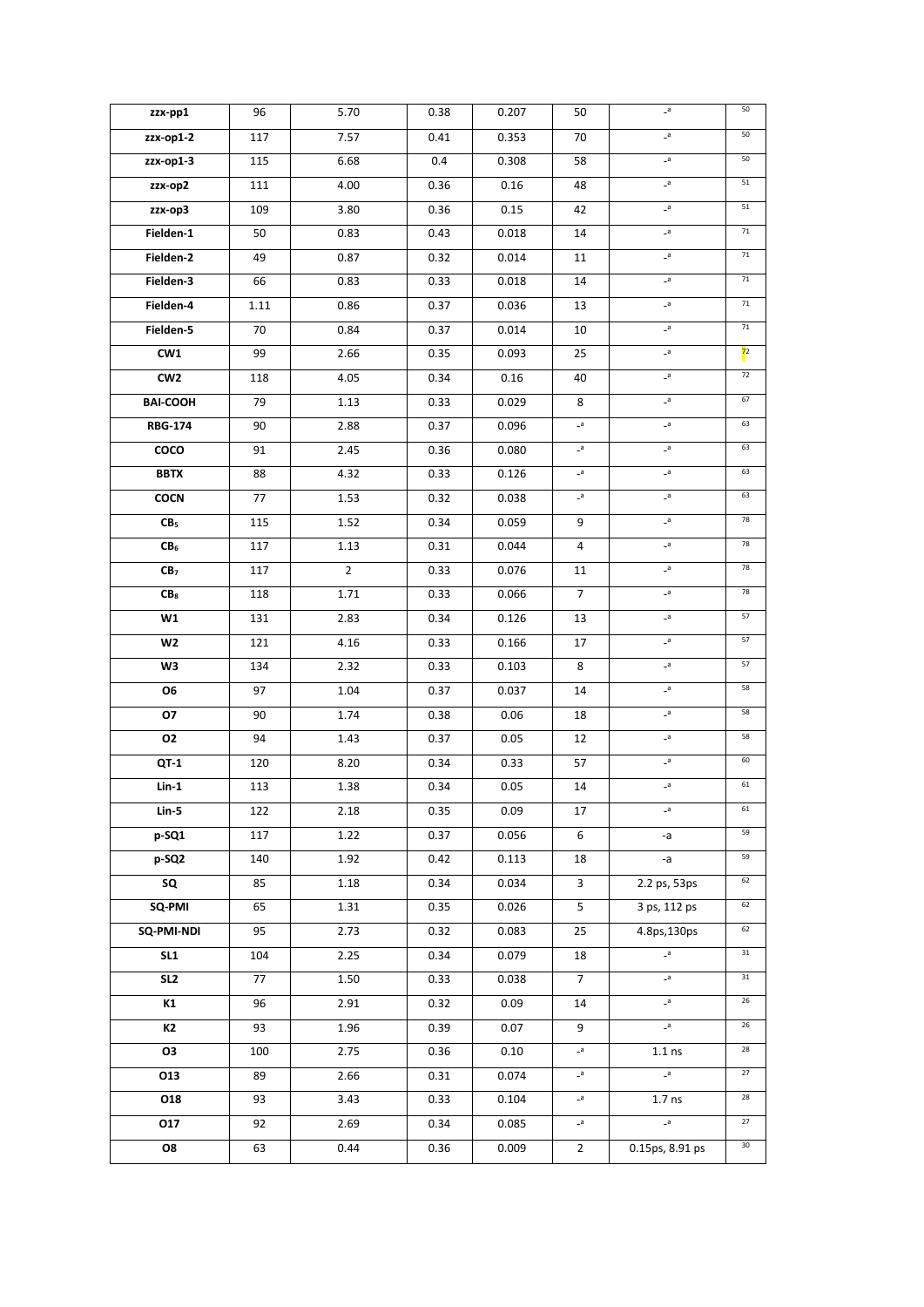| zzx-pp1 | 96 | 5.70 | 0.38 | 0.207 | 50 | -[a] | 50 |
|---|---|---|---|---|---|---|---|
| zzx-op1-2 | 117 | 7.57 | 0.41 | 0.353 | 70 | -[a] | 50 |
| zzx-op1-3 | 115 | 6.68 | 0.4 | 0.308 | 58 | -[a] | 50 |
| zzx-op2 | 111 | 4.00 | 0.36 | 0.16 | 48 | -[a] | 51 |
| zzx-op3 | 109 | 3.80 | 0.36 | 0.15 | 42 | -[a] | 51 |
| Fielden-1 | 50 | 0.83 | 0.43 | 0.018 | 14 | -[a] | 71 |
| Fielden-2 | 49 | 0.87 | 0.32 | 0.014 | 11 | -[a] | 71 |
| Fielden-3 | 66 | 0.83 | 0.33 | 0.018 | 14 | -[a] | 71 |
| Fielden-4 | 1.11 | 0.86 | 0.37 | 0.036 | 13 | -[a] | 71 |
| Fielden-5 | 70 | 0.84 | 0.37 | 0.014 | 10 | -[a] | 71 |
| CW1 | 99 | 2.66 | 0.35 | 0.093 | 25 | -[a] | 72 |
| CW2 | 118 | 4.05 | 0.34 | 0.16 | 40 | -[a] | 72 |
| BAI-COOH | 79 | 1.13 | 0.33 | 0.029 | 8 | -[a] | 67 |
| RBG-174 | 90 | 2.88 | 0.37 | 0.096 | -[a] | -[a] | 63 |
| COCO | 91 | 2.45 | 0.36 | 0.080 | -[a] | -[a] | 63 |
| BBTX | 88 | 4.32 | 0.33 | 0.126 | -[a] | -[a] | 63 |
| COCN | 77 | 1.53 | 0.32 | 0.038 | -[a] | -[a] | 63 |
| $CB_5$ | 115 | 1.52 | 0.34 | 0.059 | 9 | -[a] | 78 |
| $CB_6$ | 117 | 1.13 | 0.31 | 0.044 | 4 | -[a] | 78 |
| $CB_7$ | 117 | 2 | 0.33 | 0.076 | 11 | -[a] | 78 |
| $CB_8$ | 118 | 1.71 | 0.33 | 0.066 | 7 | -[a] | 78 |
| W1 | 131 | 2.83 | 0.34 | 0.126 | 13 | -[a] | 57 |
| W2 | 121 | 4.16 | 0.33 | 0.166 | 17 | -[a] | 57 |
| W3 | 134 | 2.32 | 0.33 | 0.103 | 8 | -[a] | 57 |
| O6 | 97 | 1.04 | 0.37 | 0.037 | 14 | -[a] | 58 |
| O7 | 90 | 1.74 | 0.38 | 0.06 | 18 | -[a] | 58 |
| O2 | 94 | 1.43 | 0.37 | 0.05 | 12 | -[a] | 58 |
| QT-1 | 120 | 8.20 | 0.34 | 0.33 | 57 | -[a] | 60 |
| Lin-1 | 113 | 1.38 | 0.34 | 0.05 | 14 | -[a] | 61 |
| Lin-5 | 122 | 2.18 | 0.35 | 0.09 | 17 | -[a] | 61 |
| p-SQ1 | 117 | 1.22 | 0.37 | 0.056 | 6 | -a | 59 |
| p-SQ2 | 140 | 1.92 | 0.42 | 0.113 | 18 | -a | 59 |
| SQ | 85 | 1.18 | 0.34 | 0.034 | 3 | 2.2 ps, 53ps | 62 |
| SQ-PMI | 65 | 1.31 | 0.35 | 0.026 | 5 | 3 ps, 112 ps | 62 |
| SQ-PMI-NDI | 95 | 2.73 | 0.32 | 0.083 | 25 | 4.8ps,130ps | 62 |
| SL1 | 104 | 2.25 | 0.34 | 0.079 | 18 | -[a] | 31 |
| SL2 | 77 | 1.50 | 0.33 | 0.038 | 7 | -[a] | 31 |
| K1 | 96 | 2.91 | 0.32 | 0.09 | 14 | -[a] | 26 |
| K2 | 93 | 1.96 | 0.39 | 0.07 | 9 | -[a] | 26 |
| O3 | 100 | 2.75 | 0.36 | 0.10 | -[a] | 1.1 ns | 28 |
| O13 | 89 | 2.66 | 0.31 | 0.074 | -[a] | -[a] | 27 |
| O18 | 93 | 3.43 | 0.33 | 0.104 | -[a] | 1.7 ns | 28 |
| O17 | 92 | 2.69 | 0.34 | 0.085 | -[a] | -[a] | 27 |
| O8 | 63 | 0.44 | 0.36 | 0.009 | 2 | 0.15ps, 8.91 ps | 30 |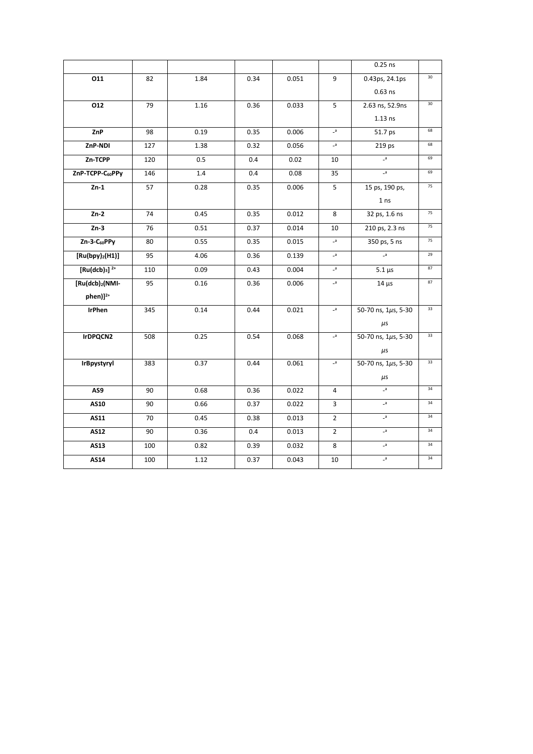| | | | | | | | |
|---|---|---|---|---|---|---|---|
| | | | | | | 0.25 ns | |
| **O11** | 82 | 1.84 | 0.34 | 0.051 | 9 | 0.43ps, 24.1ps 0.63 ns | 30 |
| **O12** | 79 | 1.16 | 0.36 | 0.033 | 5 | 2.63 ns, 52.9ns 1.13 ns | 30 |
| **ZnP** | 98 | 0.19 | 0.35 | 0.006 | -[a] | 51.7 ps | 68 |
| **ZnP-NDI** | 127 | 1.38 | 0.32 | 0.056 | -[a] | 219 ps | 68 |
| **Zn-TCPP** | 120 | 0.5 | 0.4 | 0.02 | 10 | -[a] | 69 |
| **ZnP-TCPP-$C_{60}$PPy** | 146 | 1.4 | 0.4 | 0.08 | 35 | -[a] | 69 |
| **Zn-1** | 57 | 0.28 | 0.35 | 0.006 | 5 | 15 ps, 190 ps, 1 ns | 75 |
| **Zn-2** | 74 | 0.45 | 0.35 | 0.012 | 8 | 32 ps, 1.6 ns | 75 |
| **Zn-3** | 76 | 0.51 | 0.37 | 0.014 | 10 | 210 ps, 2.3 ns | 75 |
| **Zn-3-$C_{60}$PPy** | 80 | 0.55 | 0.35 | 0.015 | -[a] | 350 ps, 5 ns | 75 |
| **$[Ru(bpy)_2(H1)]$** | 95 | 4.06 | 0.36 | 0.139 | -[a] | -[a] | 29 |
| **$[Ru(dcb)_3]^{2+}$** | 110 | 0.09 | 0.43 | 0.004 | -[a] | 5.1 µs | 87 |
| **$[Ru(dcb)_2$(NMI-phen)$]^{2+}$** | 95 | 0.16 | 0.36 | 0.006 | -[a] | 14 µs | 87 |
| **IrPhen** | 345 | 0.14 | 0.44 | 0.021 | -[a] | 50-70 ns, 1$\mu$s, 5-30 $\mu$s | 33 |
| **IrDPQCN2** | 508 | 0.25 | 0.54 | 0.068 | -[a] | 50-70 ns, 1$\mu$s, 5-30 $\mu$s | 33 |
| **IrBpystyryl** | 383 | 0.37 | 0.44 | 0.061 | -[a] | 50-70 ns, 1$\mu$s, 5-30 $\mu$s | 33 |
| **AS9** | 90 | 0.68 | 0.36 | 0.022 | 4 | -[a] | 34 |
| **AS10** | 90 | 0.66 | 0.37 | 0.022 | 3 | -[a] | 34 |
| **AS11** | 70 | 0.45 | 0.38 | 0.013 | 2 | -[a] | 34 |
| **AS12** | 90 | 0.36 | 0.4 | 0.013 | 2 | -[a] | 34 |
| **AS13** | 100 | 0.82 | 0.39 | 0.032 | 8 | -[a] | 34 |
| **AS14** | 100 | 1.12 | 0.37 | 0.043 | 10 | -[a] | 34 |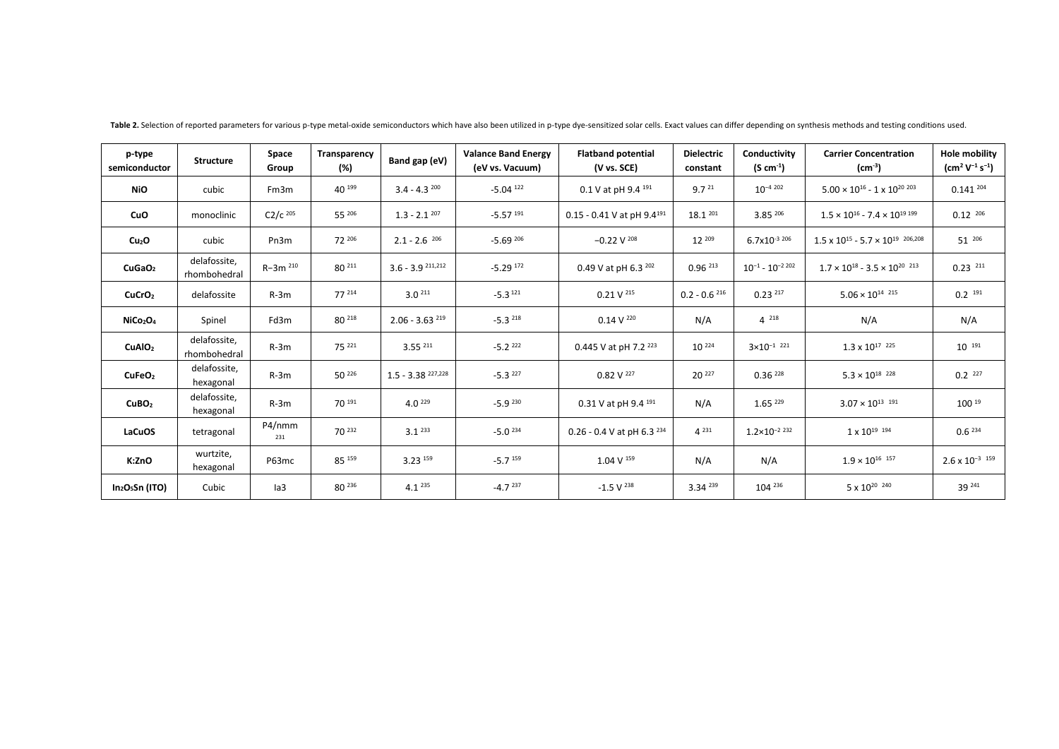**Table 2.** Selection of reported parameters for various p-type metal-oxide semiconductors which have also been utilized in p-type dye-sensitized solar cells. Exact values can differ depending on synthesis methods and testing conditions used.

| p-type semiconductor | Structure | Space Group | Transparency (%) | Band gap (eV) | Valance Band Energy (eV vs. Vacuum) | Flatband potential (V vs. SCE) | Dielectric constant | Conductivity (S cm$^{-1}$) | Carrier Concentration (cm$^{-3}$) | Hole mobility (cm$^2$ V$^{-1}$ s$^{-1}$) |
|---|---|---|---|---|---|---|---|---|---|---|
| **NiO** | cubic | Fm3m | 40 [199] | 3.4 - 4.3 [200] | -5.04 [122] | 0.1 V at pH 9.4 [191] | 9.7 [21] | $10^{-4}$ [202] | $5.00 \times 10^{16}$ - $1 \times 10^{20}$ [203] | 0.141 [204] |
| **CuO** | monoclinic | C2/c [205] | 55 [206] | 1.3 - 2.1 [207] | -5.57 [191] | 0.15 - 0.41 V at pH 9.4[191] | 18.1 [201] | 3.85 [206] | $1.5 \times 10^{16}$ - $7.4 \times 10^{19}$ [199] | 0.12 [206] |
| **$Cu_2O$** | cubic | Pn3m | 72 [206] | 2.1 - 2.6 [206] | -5.69 [206] | −0.22 V [208] | 12 [209] | $6.7\times10^{-3}$ [206] | $1.5 \times 10^{15}$ - $5.7 \times 10^{19}$ [206,208] | 51 [206] |
| **$CuGaO_2$** | delafossite, rhombohedral | R−3m [210] | 80 [211] | 3.6 - 3.9 [211,212] | -5.29 [172] | 0.49 V at pH 6.3 [202] | 0.96 [213] | $10^{-1}$ - $10^{-2}$ [202] | $1.7 \times 10^{18}$ - $3.5 \times 10^{20}$ [213] | 0.23 [211] |
| **$CuCrO_2$** | delafossite | R-3m | 77 [214] | 3.0 [211] | -5.3 [121] | 0.21 V [215] | 0.2 - 0.6 [216] | 0.23 [217] | $5.06 \times 10^{14}$ [215] | 0.2 [191] |
| **$NiCo_2O_4$** | Spinel | Fd3m | 80 [218] | 2.06 - 3.63 [219] | -5.3 [218] | 0.14 V [220] | N/A | 4 [218] | N/A | N/A |
| **$CuAlO_2$** | delafossite, rhombohedral | R-3m | 75 [221] | 3.55 [211] | -5.2 [222] | 0.445 V at pH 7.2 [223] | 10 [224] | $3\times10^{-1}$ [221] | $1.3 \times 10^{17}$ [225] | 10 [191] |
| **$CuFeO_2$** | delafossite, hexagonal | R-3m | 50 [226] | 1.5 - 3.38 [227,228] | -5.3 [227] | 0.82 V [227] | 20 [227] | 0.36 [228] | $5.3 \times 10^{18}$ [228] | 0.2 [227] |
| **$CuBO_2$** | delafossite, hexagonal | R-3m | 70 [191] | 4.0 [229] | -5.9 [230] | 0.31 V at pH 9.4 [191] | N/A | 1.65 [229] | $3.07 \times 10^{13}$ [191] | 100 [19] |
| **LaCuOS** | tetragonal | P4/nmm [231] | 70 [232] | 3.1 [233] | -5.0 [234] | 0.26 - 0.4 V at pH 6.3 [234] | 4 [231] | $1.2\times10^{-2}$ [232] | $1 \times 10^{19}$ [194] | 0.6 [234] |
| **K:ZnO** | wurtzite, hexagonal | P63mc | 85 [159] | 3.23 [159] | -5.7 [159] | 1.04 V [159] | N/A | N/A | $1.9 \times 10^{16}$ [157] | $2.6 \times 10^{-3}$ [159] |
| **$In_2O_5Sn$ (ITO)** | Cubic | Ia3 | 80 [236] | 4.1 [235] | -4.7 [237] | -1.5 V [238] | 3.34 [239] | 104 [236] | $5 \times 10^{20}$ [240] | 39 [241] |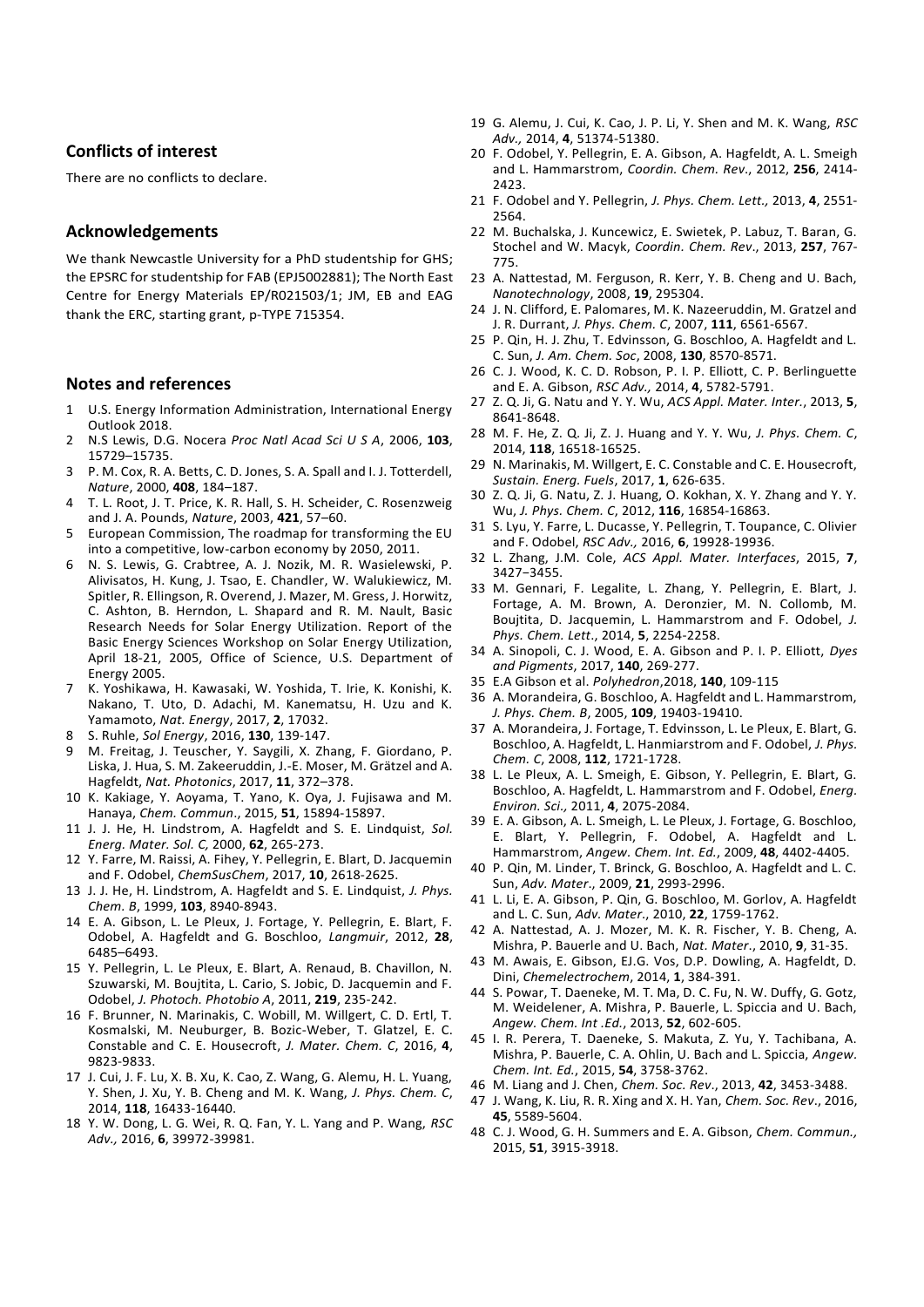## Conflicts of interest

There are no conflicts to declare.

## Acknowledgements

We thank Newcastle University for a PhD studentship for GHS; the EPSRC for studentship for FAB (EPJ5002881); The North East Centre for Energy Materials EP/R021503/1; JM, EB and EAG thank the ERC, starting grant, p-TYPE 715354.

## Notes and references

1. U.S. Energy Information Administration, International Energy Outlook 2018.
2. N.S Lewis, D.G. Nocera *Proc Natl Acad Sci U S A*, 2006, **103**, 15729–15735.
3. P. M. Cox, R. A. Betts, C. D. Jones, S. A. Spall and I. J. Totterdell, *Nature*, 2000, **408**, 184–187.
4. T. L. Root, J. T. Price, K. R. Hall, S. H. Scheider, C. Rosenzweig and J. A. Pounds, *Nature*, 2003, **421**, 57–60.
5. European Commission, The roadmap for transforming the EU into a competitive, low-carbon economy by 2050, 2011.
6. N. S. Lewis, G. Crabtree, A. J. Nozik, M. R. Wasielewski, P. Alivisatos, H. Kung, J. Tsao, E. Chandler, W. Walukiewicz, M. Spitler, R. Ellingson, R. Overend, J. Mazer, M. Gress, J. Horwitz, C. Ashton, B. Herndon, L. Shapard and R. M. Nault, Basic Research Needs for Solar Energy Utilization. Report of the Basic Energy Sciences Workshop on Solar Energy Utilization, April 18-21, 2005, Office of Science, U.S. Department of Energy 2005.
7. K. Yoshikawa, H. Kawasaki, W. Yoshida, T. Irie, K. Konishi, K. Nakano, T. Uto, D. Adachi, M. Kanematsu, H. Uzu and K. Yamamoto, *Nat. Energy*, 2017, **2**, 17032.
8. S. Ruhle, *Sol Energy*, 2016, **130**, 139-147.
9. M. Freitag, J. Teuscher, Y. Saygili, X. Zhang, F. Giordano, P. Liska, J. Hua, S. M. Zakeeruddin, J.-E. Moser, M. Grätzel and A. Hagfeldt, *Nat. Photonics*, 2017, **11**, 372–378.
10. K. Kakiage, Y. Aoyama, T. Yano, K. Oya, J. Fujisawa and M. Hanaya, *Chem. Commun*., 2015, **51**, 15894-15897.
11. J. J. He, H. Lindstrom, A. Hagfeldt and S. E. Lindquist, *Sol. Energ. Mater. Sol. C,* 2000, **62**, 265-273.
12. Y. Farre, M. Raissi, A. Fihey, Y. Pellegrin, E. Blart, D. Jacquemin and F. Odobel, *ChemSusChem*, 2017, **10**, 2618-2625.
13. J. J. He, H. Lindstrom, A. Hagfeldt and S. E. Lindquist, *J. Phys. Chem. B*, 1999, **103**, 8940-8943.
14. E. A. Gibson, L. Le Pleux, J. Fortage, Y. Pellegrin, E. Blart, F. Odobel, A. Hagfeldt and G. Boschloo, *Langmuir*, 2012, **28**, 6485–6493.
15. Y. Pellegrin, L. Le Pleux, E. Blart, A. Renaud, B. Chavillon, N. Szuwarski, M. Boujtita, L. Cario, S. Jobic, D. Jacquemin and F. Odobel, *J. Photoch. Photobio A*, 2011, **219**, 235-242.
16. F. Brunner, N. Marinakis, C. Wobill, M. Willgert, C. D. Ertl, T. Kosmalski, M. Neuburger, B. Bozic-Weber, T. Glatzel, E. C. Constable and C. E. Housecroft, *J. Mater. Chem. C*, 2016, **4**, 9823-9833.
17. J. Cui, J. F. Lu, X. B. Xu, K. Cao, Z. Wang, G. Alemu, H. L. Yuang, Y. Shen, J. Xu, Y. B. Cheng and M. K. Wang, *J. Phys. Chem. C*, 2014, **118**, 16433-16440.
18. Y. W. Dong, L. G. Wei, R. Q. Fan, Y. L. Yang and P. Wang, *RSC Adv.,* 2016, **6**, 39972-39981.
19. G. Alemu, J. Cui, K. Cao, J. P. Li, Y. Shen and M. K. Wang, *RSC Adv.,* 2014, **4**, 51374-51380.
20. F. Odobel, Y. Pellegrin, E. A. Gibson, A. Hagfeldt, A. L. Smeigh and L. Hammarstrom, *Coordin. Chem. Rev*., 2012, **256**, 2414-2423.
21. F. Odobel and Y. Pellegrin, *J. Phys. Chem. Lett.,* 2013, **4**, 2551-2564.
22. M. Buchalska, J. Kuncewicz, E. Swietek, P. Labuz, T. Baran, G. Stochel and W. Macyk, *Coordin. Chem. Rev*., 2013, **257**, 767-775.
23. A. Nattestad, M. Ferguson, R. Kerr, Y. B. Cheng and U. Bach, *Nanotechnology*, 2008, **19**, 295304.
24. J. N. Clifford, E. Palomares, M. K. Nazeeruddin, M. Gratzel and J. R. Durrant, *J. Phys. Chem. C*, 2007, **111**, 6561-6567.
25. P. Qin, H. J. Zhu, T. Edvinsson, G. Boschloo, A. Hagfeldt and L. C. Sun, *J. Am. Chem. Soc*, 2008, **130**, 8570-8571.
26. C. J. Wood, K. C. D. Robson, P. I. P. Elliott, C. P. Berlinguette and E. A. Gibson, *RSC Adv.,* 2014, **4**, 5782-5791.
27. Z. Q. Ji, G. Natu and Y. Y. Wu, *ACS Appl. Mater. Inter.*, 2013, **5**, 8641-8648.
28. M. F. He, Z. Q. Ji, Z. J. Huang and Y. Y. Wu, *J. Phys. Chem. C*, 2014, **118**, 16518-16525.
29. N. Marinakis, M. Willgert, E. C. Constable and C. E. Housecroft, *Sustain. Energ. Fuels*, 2017, **1**, 626-635.
30. Z. Q. Ji, G. Natu, Z. J. Huang, O. Kokhan, X. Y. Zhang and Y. Y. Wu, *J. Phys. Chem. C*, 2012, **116**, 16854-16863.
31. S. Lyu, Y. Farre, L. Ducasse, Y. Pellegrin, T. Toupance, C. Olivier and F. Odobel, *RSC Adv.,* 2016, **6**, 19928-19936.
32. L. Zhang, J.M. Cole, *ACS Appl. Mater. Interfaces*, 2015, **7**, 3427–3455.
33. M. Gennari, F. Legalite, L. Zhang, Y. Pellegrin, E. Blart, J. Fortage, A. M. Brown, A. Deronzier, M. N. Collomb, M. Boujtita, D. Jacquemin, L. Hammarstrom and F. Odobel, *J. Phys. Chem. Lett*., 2014, **5**, 2254-2258.
34. A. Sinopoli, C. J. Wood, E. A. Gibson and P. I. P. Elliott, *Dyes and Pigments*, 2017, **140**, 269-277.
35. E.A Gibson et al. *Polyhedron*,2018, **140**, 109-115
36. A. Morandeira, G. Boschloo, A. Hagfeldt and L. Hammarstrom, *J. Phys. Chem. B*, 2005, **109**, 19403-19410.
37. A. Morandeira, J. Fortage, T. Edvinsson, L. Le Pleux, E. Blart, G. Boschloo, A. Hagfeldt, L. Hanmiarstrom and F. Odobel, *J. Phys. Chem. C*, 2008, **112**, 1721-1728.
38. L. Le Pleux, A. L. Smeigh, E. Gibson, Y. Pellegrin, E. Blart, G. Boschloo, A. Hagfeldt, L. Hammarstrom and F. Odobel, *Energ. Environ. Sci.,* 2011, **4**, 2075-2084.
39. E. A. Gibson, A. L. Smeigh, L. Le Pleux, J. Fortage, G. Boschloo, E. Blart, Y. Pellegrin, F. Odobel, A. Hagfeldt and L. Hammarstrom, *Angew. Chem. Int. Ed.*, 2009, **48**, 4402-4405.
40. P. Qin, M. Linder, T. Brinck, G. Boschloo, A. Hagfeldt and L. C. Sun, *Adv. Mater*., 2009, **21**, 2993-2996.
41. L. Li, E. A. Gibson, P. Qin, G. Boschloo, M. Gorlov, A. Hagfeldt and L. C. Sun, *Adv. Mater.*, 2010, **22**, 1759-1762.
42. A. Nattestad, A. J. Mozer, M. K. R. Fischer, Y. B. Cheng, A. Mishra, P. Bauerle and U. Bach, *Nat. Mater*., 2010, **9**, 31-35.
43. M. Awais, E. Gibson, EJ.G. Vos, D.P. Dowling, A. Hagfeldt, D. Dini, *Chemelectrochem*, 2014, **1**, 384-391.
44. S. Powar, T. Daeneke, M. T. Ma, D. C. Fu, N. W. Duffy, G. Gotz, M. Weidelener, A. Mishra, P. Bauerle, L. Spiccia and U. Bach, *Angew. Chem. Int .Ed.*, 2013, **52**, 602-605.
45. I. R. Perera, T. Daeneke, S. Makuta, Z. Yu, Y. Tachibana, A. Mishra, P. Bauerle, C. A. Ohlin, U. Bach and L. Spiccia, *Angew. Chem. Int. Ed.*, 2015, **54**, 3758-3762.
46. M. Liang and J. Chen, *Chem. Soc. Rev*., 2013, **42**, 3453-3488.
47. J. Wang, K. Liu, R. R. Xing and X. H. Yan, *Chem. Soc. Rev*., 2016, **45**, 5589-5604.
48. C. J. Wood, G. H. Summers and E. A. Gibson, *Chem. Commun.,* 2015, **51**, 3915-3918.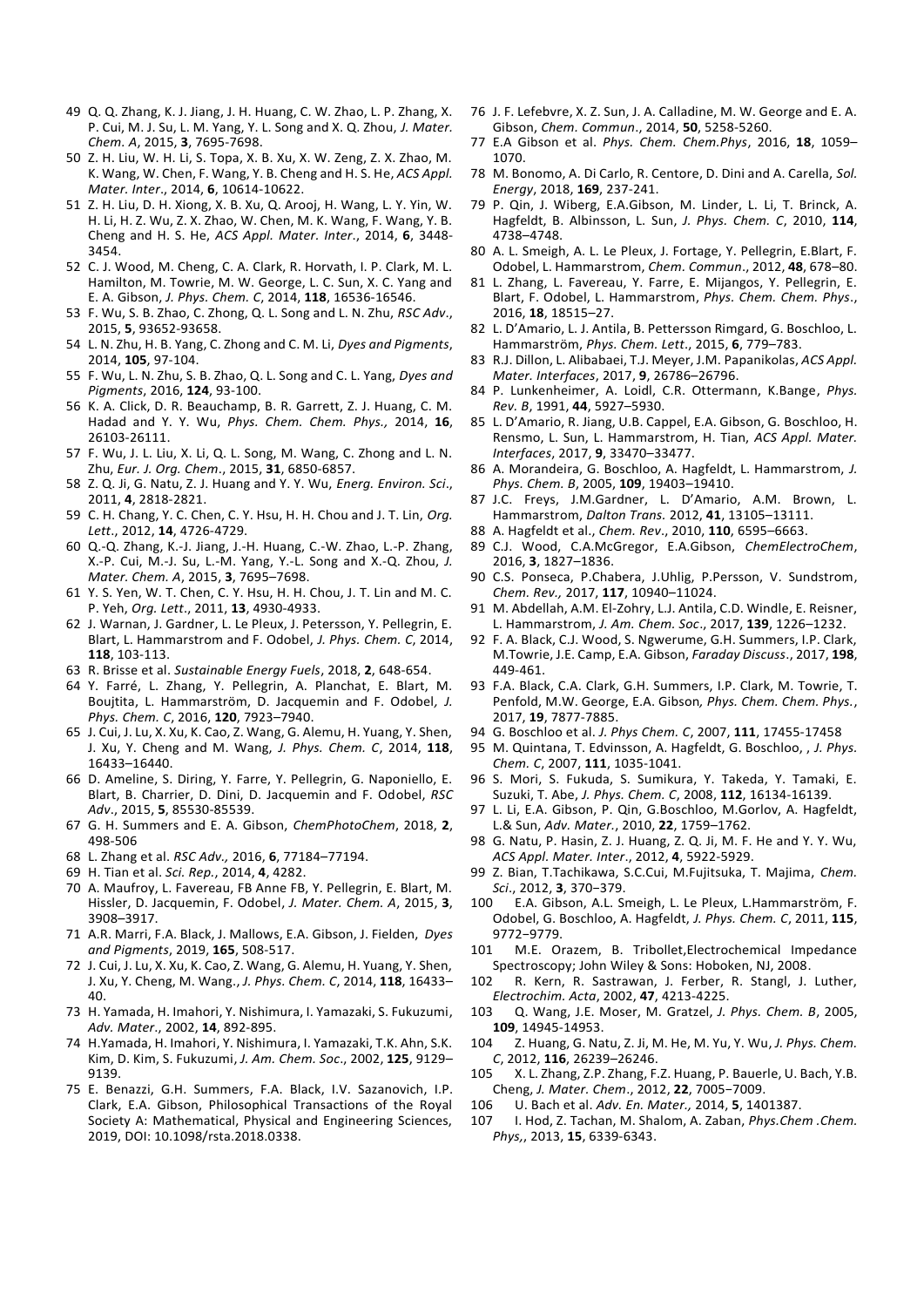49 Q. Q. Zhang, K. J. Jiang, J. H. Huang, C. W. Zhao, L. P. Zhang, X. P. Cui, M. J. Su, L. M. Yang, Y. L. Song and X. Q. Zhou, *J. Mater. Chem. A*, 2015, **3**, 7695-7698.

50 Z. H. Liu, W. H. Li, S. Topa, X. B. Xu, X. W. Zeng, Z. X. Zhao, M. K. Wang, W. Chen, F. Wang, Y. B. Cheng and H. S. He, *ACS Appl. Mater. Inter*., 2014, **6**, 10614-10622.

51 Z. H. Liu, D. H. Xiong, X. B. Xu, Q. Arooj, H. Wang, L. Y. Yin, W. H. Li, H. Z. Wu, Z. X. Zhao, W. Chen, M. K. Wang, F. Wang, Y. B. Cheng and H. S. He, *ACS Appl. Mater. Inter*., 2014, **6**, 3448-3454.

52 C. J. Wood, M. Cheng, C. A. Clark, R. Horvath, I. P. Clark, M. L. Hamilton, M. Towrie, M. W. George, L. C. Sun, X. C. Yang and E. A. Gibson, *J. Phys. Chem. C*, 2014, **118**, 16536-16546.

53 F. Wu, S. B. Zhao, C. Zhong, Q. L. Song and L. N. Zhu, *RSC Adv*., 2015, **5**, 93652-93658.

54 L. N. Zhu, H. B. Yang, C. Zhong and C. M. Li, *Dyes and Pigments*, 2014, **105**, 97-104.

55 F. Wu, L. N. Zhu, S. B. Zhao, Q. L. Song and C. L. Yang, *Dyes and Pigments*, 2016, **124**, 93-100.

56 K. A. Click, D. R. Beauchamp, B. R. Garrett, Z. J. Huang, C. M. Hadad and Y. Y. Wu, *Phys. Chem. Chem. Phys.,* 2014, **16**, 26103-26111.

57 F. Wu, J. L. Liu, X. Li, Q. L. Song, M. Wang, C. Zhong and L. N. Zhu, *Eur. J. Org. Chem*., 2015, **31**, 6850-6857.

58 Z. Q. Ji, G. Natu, Z. J. Huang and Y. Y. Wu, *Energ. Environ. Sci*., 2011, **4**, 2818-2821.

59 C. H. Chang, Y. C. Chen, C. Y. Hsu, H. H. Chou and J. T. Lin, *Org. Lett*., 2012, **14**, 4726-4729.

60 Q.-Q. Zhang, K.-J. Jiang, J.-H. Huang, C.-W. Zhao, L.-P. Zhang, X.-P. Cui, M.-J. Su, L.-M. Yang, Y.-L. Song and X.-Q. Zhou, *J. Mater. Chem. A*, 2015, **3**, 7695–7698.

61 Y. S. Yen, W. T. Chen, C. Y. Hsu, H. H. Chou, J. T. Lin and M. C. P. Yeh, *Org. Lett*., 2011, **13**, 4930-4933.

62 J. Warnan, J. Gardner, L. Le Pleux, J. Petersson, Y. Pellegrin, E. Blart, L. Hammarstrom and F. Odobel, *J. Phys. Chem. C*, 2014, **118**, 103-113.

63 R. Brisse et al. *Sustainable Energy Fuels*, 2018, **2**, 648-654.

64 Y. Farré, L. Zhang, Y. Pellegrin, A. Planchat, E. Blart, M. Boujtita, L. Hammarström, D. Jacquemin and F. Odobel*, J. Phys. Chem. C*, 2016, **120**, 7923–7940.

65 J. Cui, J. Lu, X. Xu, K. Cao, Z. Wang, G. Alemu, H. Yuang, Y. Shen, J. Xu, Y. Cheng and M. Wang, *J. Phys. Chem. C*, 2014, **118**, 16433–16440.

66 D. Ameline, S. Diring, Y. Farre, Y. Pellegrin, G. Naponiello, E. Blart, B. Charrier, D. Dini, D. Jacquemin and F. Odobel, *RSC Adv*., 2015, **5**, 85530-85539.

67 G. H. Summers and E. A. Gibson, *ChemPhotoChem*, 2018, **2**, 498-506

68 L. Zhang et al. *RSC Adv.,* 2016, **6**, 77184–77194.

69 H. Tian et al. *Sci. Rep.*, 2014, **4**, 4282.

70 A. Maufroy, L. Favereau, FB Anne FB, Y. Pellegrin, E. Blart, M. Hissler, D. Jacquemin, F. Odobel, *J. Mater. Chem. A*, 2015, **3**, 3908–3917.

71 A.R. Marri, F.A. Black, J. Mallows, E.A. Gibson, J. Fielden, *Dyes and Pigments*, 2019, **165**, 508-517.

72 J. Cui, J. Lu, X. Xu, K. Cao, Z. Wang, G. Alemu, H. Yuang, Y. Shen, J. Xu, Y. Cheng, M. Wang., *J. Phys. Chem. C*, 2014, **118**, 16433–40.

73 H. Yamada, H. Imahori, Y. Nishimura, I. Yamazaki, S. Fukuzumi, *Adv. Mater*., 2002, **14**, 892-895.

74 H.Yamada, H. Imahori, Y. Nishimura, I. Yamazaki, T.K. Ahn, S.K. Kim, D. Kim, S. Fukuzumi, *J. Am. Chem. Soc*., 2002, **125**, 9129–9139.

75 E. Benazzi, G.H. Summers, F.A. Black, I.V. Sazanovich, I.P. Clark, E.A. Gibson, Philosophical Transactions of the Royal Society A: Mathematical, Physical and Engineering Sciences, 2019, DOI: 10.1098/rsta.2018.0338.

76 J. F. Lefebvre, X. Z. Sun, J. A. Calladine, M. W. George and E. A. Gibson, *Chem. Commun*., 2014, **50**, 5258-5260.

77 E.A Gibson et al. *Phys. Chem. Chem.Phys*, 2016, **18**, 1059–1070.

78 M. Bonomo, A. Di Carlo, R. Centore, D. Dini and A. Carella, *Sol. Energy*, 2018, **169**, 237-241.

79 P. Qin, J. Wiberg, E.A.Gibson, M. Linder, L. Li, T. Brinck, A. Hagfeldt, B. Albinsson, L. Sun, *J. Phys. Chem. C*, 2010, **114**, 4738–4748.

80 A. L. Smeigh, A. L. Le Pleux, J. Fortage, Y. Pellegrin, E.Blart, F. Odobel, L. Hammarstrom, *Chem. Commun*., 2012, **48**, 678–80.

81 L. Zhang, L. Favereau, Y. Farre, E. Mijangos, Y. Pellegrin, E. Blart, F. Odobel, L. Hammarstrom, *Phys. Chem. Chem. Phys*., 2016, **18**, 18515–27.

82 L. D'Amario, L. J. Antila, B. Pettersson Rimgard, G. Boschloo, L. Hammarström, *Phys. Chem. Lett*., 2015, **6**, 779–783.

83 R.J. Dillon, L. Alibabaei, T.J. Meyer, J.M. Papanikolas, *ACS Appl. Mater. Interfaces*, 2017, **9**, 26786–26796.

84 P. Lunkenheimer, A. Loidl, C.R. Ottermann, K.Bange, *Phys. Rev. B*, 1991, **44**, 5927–5930.

85 L. D'Amario, R. Jiang, U.B. Cappel, E.A. Gibson, G. Boschloo, H. Rensmo, L. Sun, L. Hammarstrom, H. Tian, *ACS Appl. Mater. Interfaces*, 2017, **9**, 33470–33477.

86 A. Morandeira, G. Boschloo, A. Hagfeldt, L. Hammarstrom, *J. Phys. Chem. B*, 2005, **109**, 19403–19410.

87 J.C. Freys, J.M.Gardner, L. D'Amario, A.M. Brown, L. Hammarstrom, *Dalton Trans.* 2012, **41**, 13105–13111.

88 A. Hagfeldt et al., *Chem. Rev*., 2010, **110**, 6595–6663.

89 C.J. Wood, C.A.McGregor, E.A.Gibson, *ChemElectroChem*, 2016, **3**, 1827–1836.

90 C.S. Ponseca, P.Chabera, J.Uhlig, P.Persson, V. Sundstrom, *Chem. Rev.,* 2017, **117**, 10940–11024.

91 M. Abdellah, A.M. El-Zohry, L.J. Antila, C.D. Windle, E. Reisner, L. Hammarstrom, *J. Am. Chem. Soc*., 2017, **139**, 1226–1232.

92 F. A. Black, C.J. Wood, S. Ngwerume, G.H. Summers, I.P. Clark, M.Towrie, J.E. Camp, E.A. Gibson, *Faraday Discuss*., 2017, **198**, 449-461.

93 F.A. Black, C.A. Clark, G.H. Summers, I.P. Clark, M. Towrie, T. Penfold, M.W. George, E.A. Gibson*, Phys. Chem. Chem. Phys.*, 2017, **19**, 7877-7885.

94 G. Boschloo et al. *J. Phys Chem. C*, 2007, **111**, 17455-17458

95 M. Quintana, T. Edvinsson, A. Hagfeldt, G. Boschloo, , *J. Phys. Chem. C*, 2007, **111**, 1035-1041.

96 S. Mori, S. Fukuda, S. Sumikura, Y. Takeda, Y. Tamaki, E. Suzuki, T. Abe, *J. Phys. Chem. C*, 2008, **112**, 16134-16139.

97 L. Li, E.A. Gibson, P. Qin, G.Boschloo, M.Gorlov, A. Hagfeldt, L.& Sun, *Adv. Mater.*, 2010, **22**, 1759–1762.

98 G. Natu, P. Hasin, Z. J. Huang, Z. Q. Ji, M. F. He and Y. Y. Wu, *ACS Appl. Mater. Inter*., 2012, **4**, 5922-5929.

99 Z. Bian, T.Tachikawa, S.C.Cui, M.Fujitsuka, T. Majima, *Chem. Sci*., 2012, **3**, 370–379.

100 E.A. Gibson, A.L. Smeigh, L. Le Pleux, L.Hammarström, F. Odobel, G. Boschloo, A. Hagfeldt, *J. Phys. Chem. C*, 2011, **115**, 9772–9779.

101 M.E. Orazem, B. Tribollet,Electrochemical Impedance Spectroscopy; John Wiley & Sons: Hoboken, NJ, 2008.

102 R. Kern, R. Sastrawan, J. Ferber, R. Stangl, J. Luther, *Electrochim. Acta*, 2002, **47**, 4213-4225.

103 Q. Wang, J.E. Moser, M. Gratzel, *J. Phys. Chem. B*, 2005, **109**, 14945-14953.

104 Z. Huang, G. Natu, Z. Ji, M. He, M. Yu, Y. Wu, *J. Phys. Chem. C*, 2012, **116**, 26239–26246.

105 X. L. Zhang, Z.P. Zhang, F.Z. Huang, P. Bauerle, U. Bach, Y.B. Cheng, *J. Mater. Chem*., 2012, **22**, 7005−7009.

106 U. Bach et al. *Adv. En. Mater.,* 2014, **5**, 1401387.

107 I. Hod, Z. Tachan, M. Shalom, A. Zaban, *Phys.Chem .Chem. Phys,*, 2013, **15**, 6339-6343.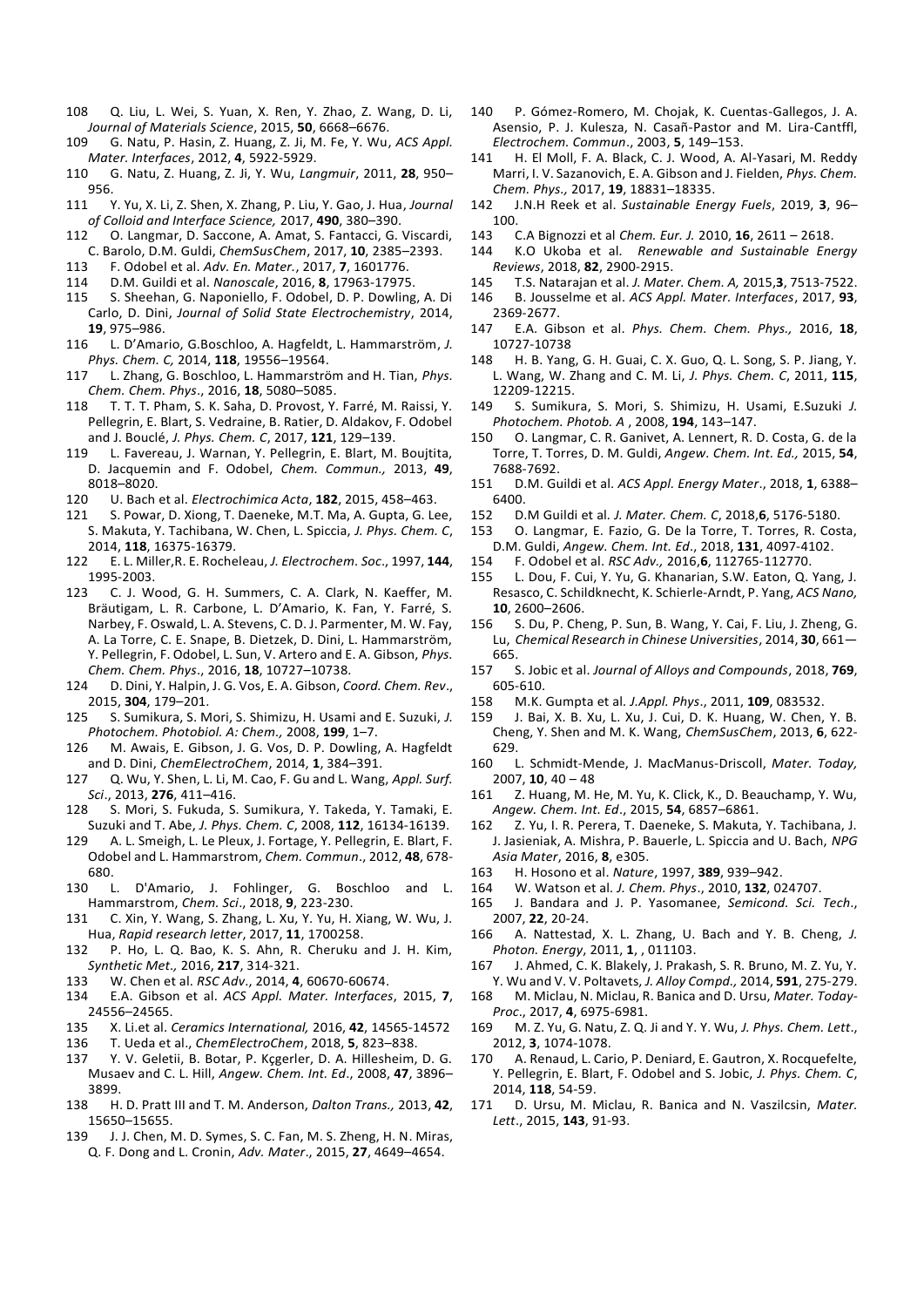108 Q. Liu, L. Wei, S. Yuan, X. Ren, Y. Zhao, Z. Wang, D. Li, *Journal of Materials Science*, 2015, **50**, 6668–6676.
109 G. Natu, P. Hasin, Z. Huang, Z. Ji, M. Fe, Y. Wu, *ACS Appl. Mater. Interfaces*, 2012, **4**, 5922-5929.
110 G. Natu, Z. Huang, Z. Ji, Y. Wu, *Langmuir*, 2011, **28**, 950–956.
111 Y. Yu, X. Li, Z. Shen, X. Zhang, P. Liu, Y. Gao, J. Hua, *Journal of Colloid and Interface Science,* 2017, **490**, 380–390.
112 O. Langmar, D. Saccone, A. Amat, S. Fantacci, G. Viscardi, C. Barolo, D.M. Guldi, *ChemSusChem*, 2017, **10**, 2385–2393.
113 F. Odobel et al. *Adv. En. Mater.*, 2017, **7**, 1601776.
114 D.M. Guildi et al. *Nanoscale*, 2016, **8**, 17963-17975.
115 S. Sheehan, G. Naponiello, F. Odobel, D. P. Dowling, A. Di Carlo, D. Dini, *Journal of Solid State Electrochemistry*, 2014, **19**, 975–986.
116 L. D'Amario, G.Boschloo, A. Hagfeldt, L. Hammarström, *J. Phys. Chem. C,* 2014, **118**, 19556–19564.
117 L. Zhang, G. Boschloo, L. Hammarström and H. Tian, *Phys. Chem. Chem. Phys*., 2016, **18**, 5080–5085.
118 T. T. T. Pham, S. K. Saha, D. Provost, Y. Farré, M. Raissi, Y. Pellegrin, E. Blart, S. Vedraine, B. Ratier, D. Aldakov, F. Odobel and J. Bouclé, *J. Phys. Chem. C*, 2017, **121**, 129–139.
119 L. Favereau, J. Warnan, Y. Pellegrin, E. Blart, M. Boujtita, D. Jacquemin and F. Odobel, *Chem. Commun.,* 2013, **49**, 8018–8020.
120 U. Bach et al. *Electrochimica Acta*, **182**, 2015, 458–463.
121 S. Powar, D. Xiong, T. Daeneke, M.T. Ma, A. Gupta, G. Lee, S. Makuta, Y. Tachibana, W. Chen, L. Spiccia, *J. Phys. Chem. C*, 2014, **118**, 16375-16379.
122 E. L. Miller,R. E. Rocheleau, *J. Electrochem. Soc*., 1997, **144**, 1995-2003.
123 C. J. Wood, G. H. Summers, C. A. Clark, N. Kaeffer, M. Bräutigam, L. R. Carbone, L. D'Amario, K. Fan, Y. Farré, S. Narbey, F. Oswald, L. A. Stevens, C. D. J. Parmenter, M. W. Fay, A. La Torre, C. E. Snape, B. Dietzek, D. Dini, L. Hammarström, Y. Pellegrin, F. Odobel, L. Sun, V. Artero and E. A. Gibson, *Phys. Chem. Chem. Phys*., 2016, **18**, 10727–10738.
124 D. Dini, Y. Halpin, J. G. Vos, E. A. Gibson, *Coord. Chem. Rev*., 2015, **304**, 179–201.
125 S. Sumikura, S. Mori, S. Shimizu, H. Usami and E. Suzuki, *J. Photochem. Photobiol. A: Chem.,* 2008, **199**, 1–7.
126 M. Awais, E. Gibson, J. G. Vos, D. P. Dowling, A. Hagfeldt and D. Dini, *ChemElectroChem*, 2014, **1**, 384–391.
127 Q. Wu, Y. Shen, L. Li, M. Cao, F. Gu and L. Wang, *Appl. Surf. Sci*., 2013, **276**, 411–416.
128 S. Mori, S. Fukuda, S. Sumikura, Y. Takeda, Y. Tamaki, E. Suzuki and T. Abe, *J. Phys. Chem. C*, 2008, **112**, 16134-16139.
129 A. L. Smeigh, L. Le Pleux, J. Fortage, Y. Pellegrin, E. Blart, F. Odobel and L. Hammarstrom, *Chem. Commun*., 2012, **48**, 678-680.
130 L. D'Amario, J. Fohlinger, G. Boschloo and L. Hammarstrom, *Chem. Sci*., 2018, **9**, 223-230.
131 C. Xin, Y. Wang, S. Zhang, L. Xu, Y. Yu, H. Xiang, W. Wu, J. Hua, *Rapid research letter*, 2017, **11**, 1700258.
132 P. Ho, L. Q. Bao, K. S. Ahn, R. Cheruku and J. H. Kim, *Synthetic Met.,* 2016, **217**, 314-321.
133 W. Chen et al. *RSC Adv*., 2014, **4**, 60670-60674.
134 E.A. Gibson et al. *ACS Appl. Mater. Interfaces*, 2015, **7**, 24556–24565.
135 X. Li.et al. *Ceramics International,* 2016, **42**, 14565-14572
136 T. Ueda et al., *ChemElectroChem*, 2018, **5**, 823–838.
137 Y. V. Geletii, B. Botar, P. Kçgerler, D. A. Hillesheim, D. G. Musaev and C. L. Hill, *Angew. Chem. Int. Ed*., 2008, **47**, 3896–3899.
138 H. D. Pratt III and T. M. Anderson, *Dalton Trans.,* 2013, **42**, 15650–15655.
139 J. J. Chen, M. D. Symes, S. C. Fan, M. S. Zheng, H. N. Miras, Q. F. Dong and L. Cronin, *Adv. Mater*., 2015, **27**, 4649–4654.
140 P. Gómez-Romero, M. Chojak, K. Cuentas-Gallegos, J. A. Asensio, P. J. Kulesza, N. Casañ-Pastor and M. Lira-Cantffl, *Electrochem. Commun*., 2003, **5**, 149–153.
141 H. El Moll, F. A. Black, C. J. Wood, A. Al-Yasari, M. Reddy Marri, I. V. Sazanovich, E. A. Gibson and J. Fielden, *Phys. Chem. Chem. Phys.,* 2017, **19**, 18831–18335.
142 J.N.H Reek et al. *Sustainable Energy Fuels*, 2019, **3**, 96–100.
143 C.A Bignozzi et al *Chem. Eur. J.* 2010, **16**, 2611 – 2618.
144 K.O Ukoba et al. *Renewable and Sustainable Energy Reviews*, 2018, **82**, 2900-2915.
145 T.S. Natarajan et al. *J. Mater. Chem. A,* 2015,**3**, 7513-7522.
146 B. Jousselme et al. *ACS Appl. Mater. Interfaces*, 2017, **93**, 2369-2677.
147 E.A. Gibson et al. *Phys. Chem. Chem. Phys.,* 2016, **18**, 10727-10738
148 H. B. Yang, G. H. Guai, C. X. Guo, Q. L. Song, S. P. Jiang, Y. L. Wang, W. Zhang and C. M. Li, *J. Phys. Chem. C*, 2011, **115**, 12209-12215.
149 S. Sumikura, S. Mori, S. Shimizu, H. Usami, E.Suzuki *J. Photochem. Photob. A* , 2008, **194**, 143–147.
150 O. Langmar, C. R. Ganivet, A. Lennert, R. D. Costa, G. de la Torre, T. Torres, D. M. Guldi, *Angew. Chem. Int. Ed.,* 2015, **54**, 7688-7692.
151 D.M. Guildi et al. *ACS Appl. Energy Mater*., 2018, **1**, 6388–6400.
152 D.M Guildi et al. *J. Mater. Chem. C*, 2018,**6**, 5176-5180.
153 O. Langmar, E. Fazio, G. De la Torre, T. Torres, R. Costa, D.M. Guldi, *Angew. Chem. Int. Ed*., 2018, **131**, 4097-4102.
154 F. Odobel et al. *RSC Adv.,* 2016,**6**, 112765-112770.
155 L. Dou, F. Cui, Y. Yu, G. Khanarian, S.W. Eaton, Q. Yang, J. Resasco, C. Schildknecht, K. Schierle-Arndt, P. Yang, *ACS Nano,* **10**, 2600–2606.
156 S. Du, P. Cheng, P. Sun, B. Wang, Y. Cai, F. Liu, J. Zheng, G. Lu, *Chemical Research in Chinese Universities*, 2014, **30**, 661—665.
157 S. Jobic et al. *Journal of Alloys and Compounds*, 2018, **769**, 605-610.
158 M.K. Gumpta et al. *J.Appl. Phys*., 2011, **109**, 083532.
159 J. Bai, X. B. Xu, L. Xu, J. Cui, D. K. Huang, W. Chen, Y. B. Cheng, Y. Shen and M. K. Wang, *ChemSusChem*, 2013, **6**, 622-629.
160 L. Schmidt-Mende, J. MacManus-Driscoll, *Mater. Today,* 2007, **10**, 40 – 48
161 Z. Huang, M. He, M. Yu, K. Click, K., D. Beauchamp, Y. Wu, *Angew. Chem. Int. Ed*., 2015, **54**, 6857–6861.
162 Z. Yu, I. R. Perera, T. Daeneke, S. Makuta, Y. Tachibana, J. J. Jasieniak, A. Mishra, P. Bauerle, L. Spiccia and U. Bach, *NPG Asia Mater*, 2016, **8**, e305.
163 H. Hosono et al. *Nature*, 1997, **389**, 939–942.
164 W. Watson et al. *J. Chem. Phys*., 2010, **132**, 024707.
165 J. Bandara and J. P. Yasomanee, *Semicond. Sci. Tech*., 2007, **22**, 20-24.
166 A. Nattestad, X. L. Zhang, U. Bach and Y. B. Cheng, *J. Photon. Energy*, 2011, **1**, , 011103.
167 J. Ahmed, C. K. Blakely, J. Prakash, S. R. Bruno, M. Z. Yu, Y. Y. Wu and V. V. Poltavets, *J. Alloy Compd.,* 2014, **591**, 275-279.
168 M. Miclau, N. Miclau, R. Banica and D. Ursu, *Mater. Today-Proc*., 2017, **4**, 6975-6981.
169 M. Z. Yu, G. Natu, Z. Q. Ji and Y. Y. Wu, *J. Phys. Chem. Lett*., 2012, **3**, 1074-1078.
170 A. Renaud, L. Cario, P. Deniard, E. Gautron, X. Rocquefelte, Y. Pellegrin, E. Blart, F. Odobel and S. Jobic, *J. Phys. Chem. C*, 2014, **118**, 54-59.
171 D. Ursu, M. Miclau, R. Banica and N. Vaszilcsin, *Mater. Lett*., 2015, **143**, 91-93.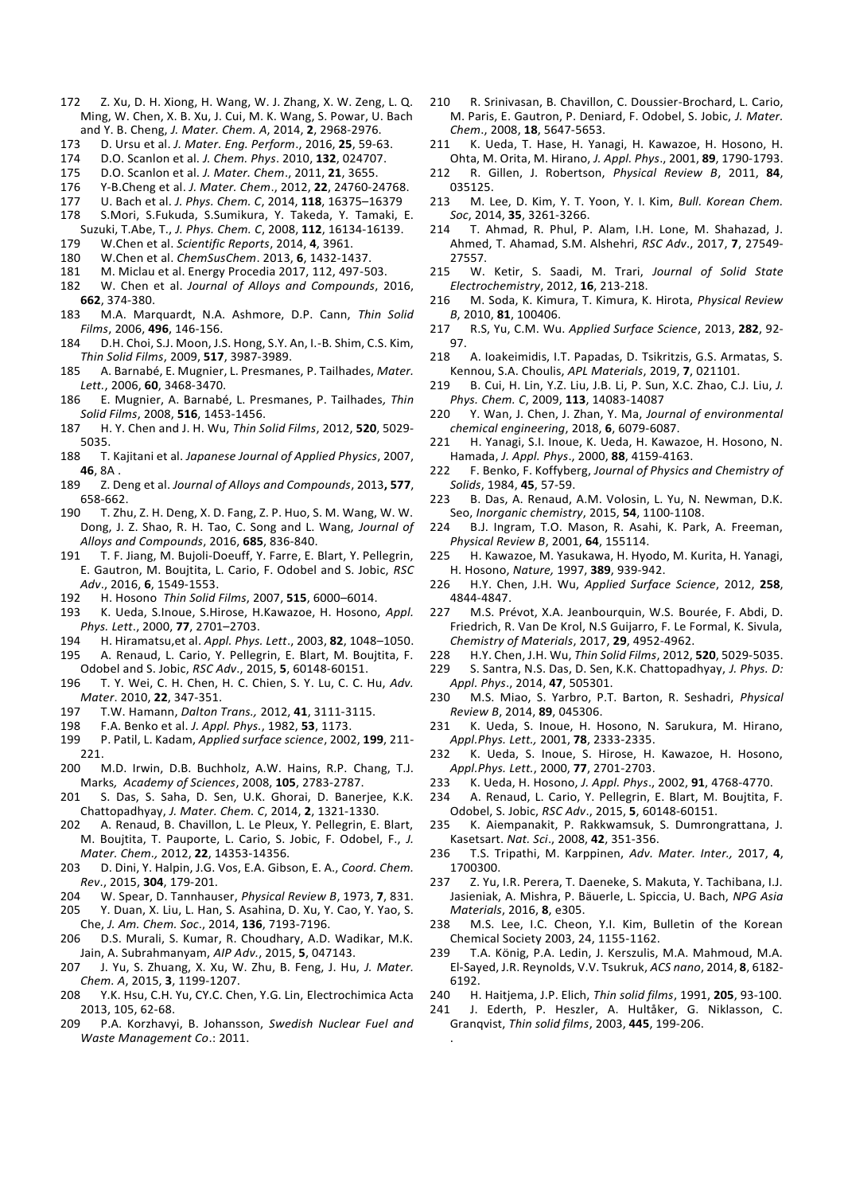172 Z. Xu, D. H. Xiong, H. Wang, W. J. Zhang, X. W. Zeng, L. Q. Ming, W. Chen, X. B. Xu, J. Cui, M. K. Wang, S. Powar, U. Bach and Y. B. Cheng, *J. Mater. Chem. A*, 2014, **2**, 2968-2976.

173 D. Ursu et al. *J. Mater. Eng. Perform*., 2016, **25**, 59-63.

174 D.O. Scanlon et al. *J. Chem. Phys*. 2010, **132**, 024707.

175 D.O. Scanlon et al. *J. Mater. Chem*., 2011, **21**, 3655.

176 Y-B.Cheng et al. *J. Mater. Chem*., 2012, **22**, 24760-24768.

177 U. Bach et al. *J. Phys. Chem. C*, 2014, **118**, 16375–16379

178 S.Mori, S.Fukuda, S.Sumikura, Y. Takeda, Y. Tamaki, E. Suzuki, T.Abe, T., *J. Phys. Chem. C*, 2008, **112**, 16134-16139.

179 W.Chen et al. *Scientific Reports*, 2014, **4**, 3961.

180 W.Chen et al. *ChemSusChem*. 2013, **6**, 1432-1437.

181 M. Miclau et al. Energy Procedia 2017, 112, 497-503.

182 W. Chen et al. *Journal of Alloys and Compounds*, 2016, **662**, 374-380.

183 M.A. Marquardt, N.A. Ashmore, D.P. Cann, *Thin Solid Films*, 2006, **496**, 146-156.

184 D.H. Choi, S.J. Moon, J.S. Hong, S.Y. An, I.-B. Shim, C.S. Kim, *Thin Solid Films*, 2009, **517**, 3987-3989.

185 A. Barnabé, E. Mugnier, L. Presmanes, P. Tailhades, *Mater. Lett.*, 2006, **60**, 3468-3470.

186 E. Mugnier, A. Barnabé, L. Presmanes, P. Tailhades, *Thin Solid Films*, 2008, **516**, 1453-1456.

187 H. Y. Chen and J. H. Wu, *Thin Solid Films*, 2012, **520**, 5029-5035.

188 T. Kajitani et al. *Japanese Journal of Applied Physics*, 2007, **46**, 8A .

189 Z. Deng et al. *Journal of Alloys and Compounds*, 2013**, 577**, 658-662.

190 T. Zhu, Z. H. Deng, X. D. Fang, Z. P. Huo, S. M. Wang, W. W. Dong, J. Z. Shao, R. H. Tao, C. Song and L. Wang, *Journal of Alloys and Compounds*, 2016, **685**, 836-840.

191 T. F. Jiang, M. Bujoli-Doeuff, Y. Farre, E. Blart, Y. Pellegrin, E. Gautron, M. Boujtita, L. Cario, F. Odobel and S. Jobic, *RSC Adv*., 2016, **6**, 1549-1553.

192 H. Hosono *Thin Solid Films*, 2007, **515**, 6000–6014.

193 K. Ueda, S.Inoue, S.Hirose, H.Kawazoe, H. Hosono, *Appl. Phys. Lett*., 2000, **77**, 2701–2703.

194 H. Hiramatsu,et al. *Appl. Phys. Lett*., 2003, **82**, 1048–1050.

195 A. Renaud, L. Cario, Y. Pellegrin, E. Blart, M. Boujtita, F. Odobel and S. Jobic, *RSC Adv*., 2015, **5**, 60148-60151.

196 T. Y. Wei, C. H. Chen, H. C. Chien, S. Y. Lu, C. C. Hu, *Adv. Mater*. 2010, **22**, 347-351.

197 T.W. Hamann, *Dalton Trans.,* 2012, **41**, 3111-3115.

198 F.A. Benko et al. *J. Appl. Phys.*, 1982, **53**, 1173.

199 P. Patil, L. Kadam, *Applied surface science*, 2002, **199**, 211-221.

200 M.D. Irwin, D.B. Buchholz, A.W. Hains, R.P. Chang, T.J. Marks*, Academy of Sciences*, 2008, **105**, 2783-2787.

201 S. Das, S. Saha, D. Sen, U.K. Ghorai, D. Banerjee, K.K. Chattopadhyay, *J. Mater. Chem. C*, 2014, **2**, 1321-1330.

202 A. Renaud, B. Chavillon, L. Le Pleux, Y. Pellegrin, E. Blart, M. Boujtita, T. Pauporte, L. Cario, S. Jobic, F. Odobel, F., *J. Mater. Chem.,* 2012, **22**, 14353-14356.

203 D. Dini, Y. Halpin, J.G. Vos, E.A. Gibson, E. A., *Coord. Chem. Rev*., 2015, **304**, 179-201.

204 W. Spear, D. Tannhauser, *Physical Review B*, 1973, **7**, 831.

205 Y. Duan, X. Liu, L. Han, S. Asahina, D. Xu, Y. Cao, Y. Yao, S. Che, *J. Am. Chem. Soc*., 2014, **136**, 7193-7196.

206 D.S. Murali, S. Kumar, R. Choudhary, A.D. Wadikar, M.K. Jain, A. Subrahmanyam, *AIP Adv.*, 2015, **5**, 047143.

207 J. Yu, S. Zhuang, X. Xu, W. Zhu, B. Feng, J. Hu, *J. Mater. Chem. A*, 2015, **3**, 1199-1207.

208 Y.K. Hsu, C.H. Yu, CY.C. Chen, Y.G. Lin, Electrochimica Acta 2013, 105, 62-68.

209 P.A. Korzhavyi, B. Johansson, *Swedish Nuclear Fuel and Waste Management Co*.: 2011.

210 R. Srinivasan, B. Chavillon, C. Doussier-Brochard, L. Cario, M. Paris, E. Gautron, P. Deniard, F. Odobel, S. Jobic, *J. Mater. Chem*., 2008, **18**, 5647-5653.

211 K. Ueda, T. Hase, H. Yanagi, H. Kawazoe, H. Hosono, H. Ohta, M. Orita, M. Hirano, *J. Appl. Phys*., 2001, **89**, 1790-1793.

212 R. Gillen, J. Robertson, *Physical Review B*, 2011, **84**, 035125.

213 M. Lee, D. Kim, Y. T. Yoon, Y. I. Kim, *Bull. Korean Chem. Soc*, 2014, **35**, 3261-3266.

214 T. Ahmad, R. Phul, P. Alam, I.H. Lone, M. Shahazad, J. Ahmed, T. Ahamad, S.M. Alshehri, *RSC Adv*., 2017, **7**, 27549-27557.

215 W. Ketir, S. Saadi, M. Trari, *Journal of Solid State Electrochemistry*, 2012, **16**, 213-218.

216 M. Soda, K. Kimura, T. Kimura, K. Hirota, *Physical Review B*, 2010, **81**, 100406.

217 R.S, Yu, C.M. Wu. *Applied Surface Science*, 2013, **282**, 92-97.

218 A. Ioakeimidis, I.T. Papadas, D. Tsikritzis, G.S. Armatas, S. Kennou, S.A. Choulis, *APL Materials*, 2019, **7**, 021101.

219 B. Cui, H. Lin, Y.Z. Liu, J.B. Li, P. Sun, X.C. Zhao, C.J. Liu, *J. Phys. Chem. C*, 2009, **113**, 14083-14087

220 Y. Wan, J. Chen, J. Zhan, Y. Ma, *Journal of environmental chemical engineering*, 2018, **6**, 6079-6087.

221 H. Yanagi, S.I. Inoue, K. Ueda, H. Kawazoe, H. Hosono, N. Hamada, *J. Appl. Phys*., 2000, **88**, 4159-4163.

222 F. Benko, F. Koffyberg, *Journal of Physics and Chemistry of Solids*, 1984, **45**, 57-59.

223 B. Das, A. Renaud, A.M. Volosin, L. Yu, N. Newman, D.K. Seo, *Inorganic chemistry*, 2015, **54**, 1100-1108.

224 B.J. Ingram, T.O. Mason, R. Asahi, K. Park, A. Freeman, *Physical Review B*, 2001, **64**, 155114.

225 H. Kawazoe, M. Yasukawa, H. Hyodo, M. Kurita, H. Yanagi, H. Hosono, *Nature,* 1997, **389**, 939-942.

226 H.Y. Chen, J.H. Wu, *Applied Surface Science*, 2012, **258**, 4844-4847.

227 M.S. Prévot, X.A. Jeanbourquin, W.S. Bourée, F. Abdi, D. Friedrich, R. Van De Krol, N.S Guijarro, F. Le Formal, K. Sivula, *Chemistry of Materials*, 2017, **29**, 4952-4962.

228 H.Y. Chen, J.H. Wu, *Thin Solid Films*, 2012, **520**, 5029-5035.

229 S. Santra, N.S. Das, D. Sen, K.K. Chattopadhyay, *J. Phys. D: Appl. Phys*., 2014, **47**, 505301.

230 M.S. Miao, S. Yarbro, P.T. Barton, R. Seshadri, *Physical Review B*, 2014, **89**, 045306.

231 K. Ueda, S. Inoue, H. Hosono, N. Sarukura, M. Hirano, *Appl.Phys. Lett.,* 2001, **78**, 2333-2335.

232 K. Ueda, S. Inoue, S. Hirose, H. Kawazoe, H. Hosono, *Appl.Phys. Lett.*, 2000, **77**, 2701-2703.

233 K. Ueda, H. Hosono, *J. Appl. Phys*., 2002, **91**, 4768-4770.

234 A. Renaud, L. Cario, Y. Pellegrin, E. Blart, M. Boujtita, F. Odobel, S. Jobic, *RSC Adv*., 2015, **5**, 60148-60151.

235 K. Aiempanakit, P. Rakkwamsuk, S. Dumrongrattana, J. Kasetsart. *Nat. Sci*., 2008, **42**, 351-356.

236 T.S. Tripathi, M. Karppinen, *Adv. Mater. Inter.,* 2017, **4**, 1700300.

237 Z. Yu, I.R. Perera, T. Daeneke, S. Makuta, Y. Tachibana, I.J. Jasieniak, A. Mishra, P. Bäuerle, L. Spiccia, U. Bach, *NPG Asia Materials*, 2016, **8**, e305.

238 M.S. Lee, I.C. Cheon, Y.I. Kim, Bulletin of the Korean Chemical Society 2003, 24, 1155-1162.

239 T.A. König, P.A. Ledin, J. Kerszulis, M.A. Mahmoud, M.A. El-Sayed, J.R. Reynolds, V.V. Tsukruk, *ACS nano*, 2014, **8**, 6182-6192.

240 H. Haitjema, J.P. Elich, *Thin solid films*, 1991, **205**, 93-100.

241 J. Ederth, P. Heszler, A. Hultåker, G. Niklasson, C. Granqvist, *Thin solid films*, 2003, **445**, 199-206.